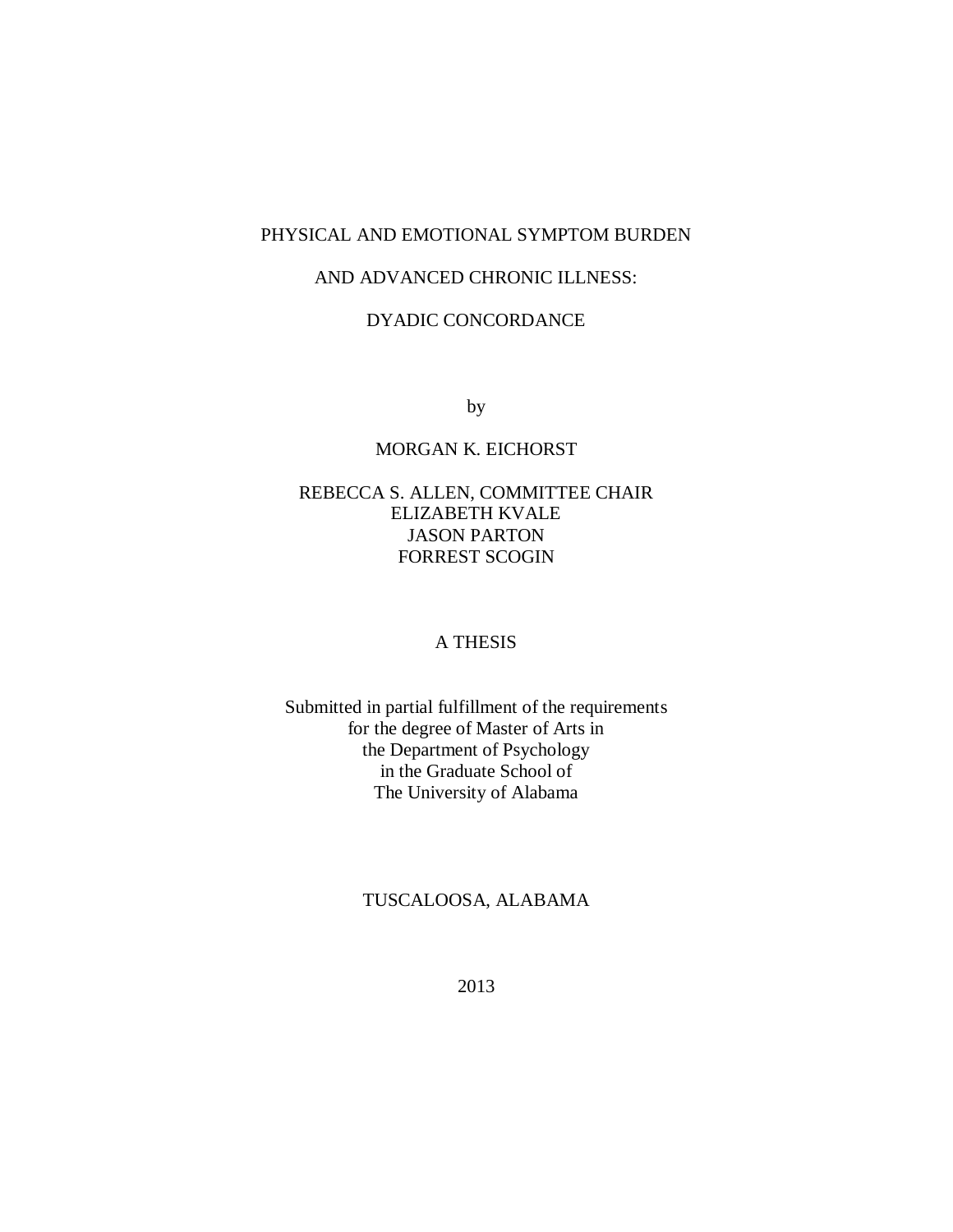# PHYSICAL AND EMOTIONAL SYMPTOM BURDEN

# AND ADVANCED CHRONIC ILLNESS:

# DYADIC CONCORDANCE

by

MORGAN K. EICHORST

REBECCA S. ALLEN, COMMITTEE CHAIR
ELIZABETH KVALE
JASON PARTON
FORREST SCOGIN

A THESIS

Submitted in partial fulfillment of the requirements
for the degree of Master of Arts in
the Department of Psychology
in the Graduate School of
The University of Alabama

TUSCALOOSA, ALABAMA

2013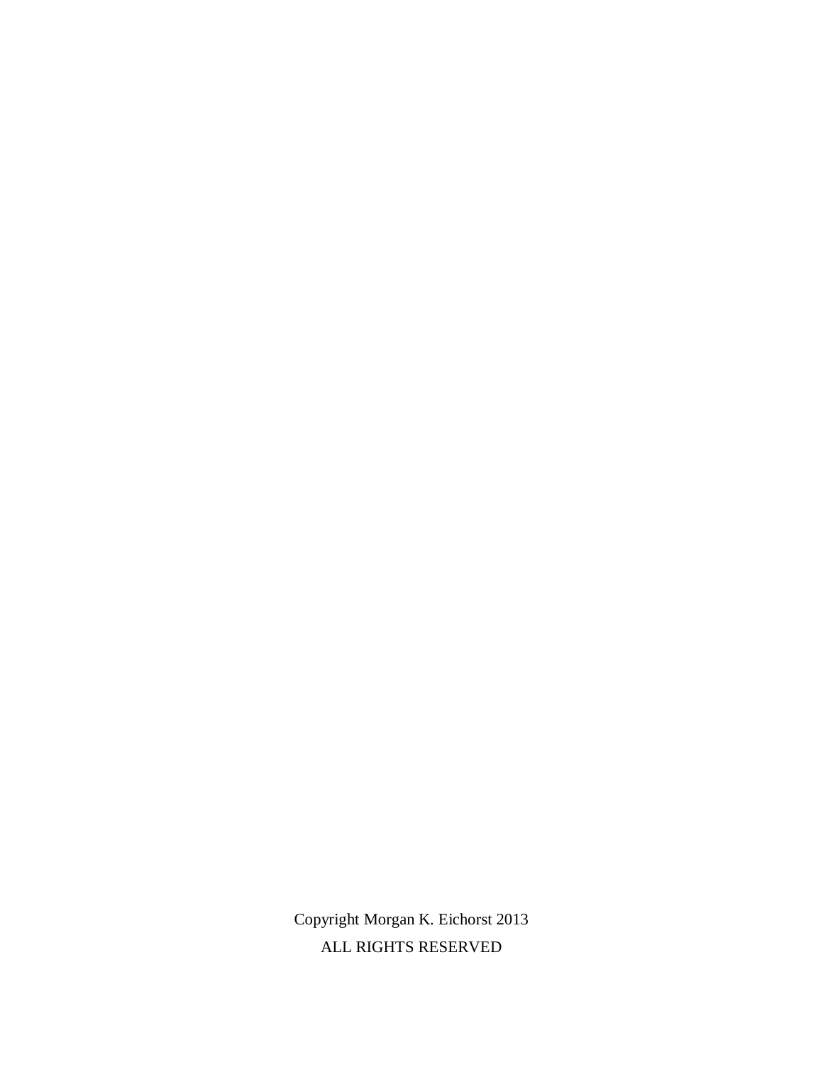Copyright Morgan K. Eichorst 2013

ALL RIGHTS RESERVED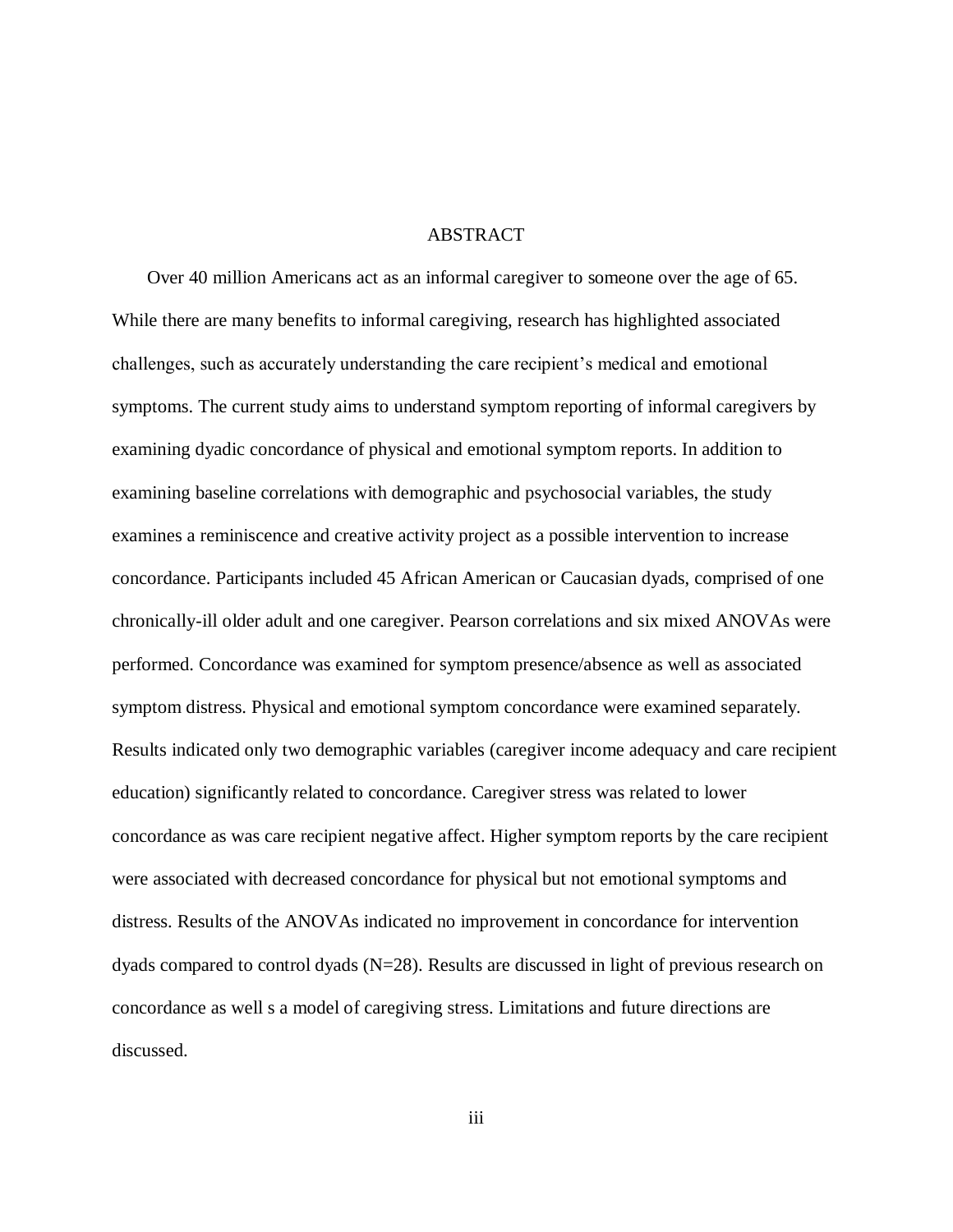# ABSTRACT

Over 40 million Americans act as an informal caregiver to someone over the age of 65. While there are many benefits to informal caregiving, research has highlighted associated challenges, such as accurately understanding the care recipient's medical and emotional symptoms. The current study aims to understand symptom reporting of informal caregivers by examining dyadic concordance of physical and emotional symptom reports. In addition to examining baseline correlations with demographic and psychosocial variables, the study examines a reminiscence and creative activity project as a possible intervention to increase concordance. Participants included 45 African American or Caucasian dyads, comprised of one chronically-ill older adult and one caregiver. Pearson correlations and six mixed ANOVAs were performed. Concordance was examined for symptom presence/absence as well as associated symptom distress. Physical and emotional symptom concordance were examined separately. Results indicated only two demographic variables (caregiver income adequacy and care recipient education) significantly related to concordance. Caregiver stress was related to lower concordance as was care recipient negative affect. Higher symptom reports by the care recipient were associated with decreased concordance for physical but not emotional symptoms and distress. Results of the ANOVAs indicated no improvement in concordance for intervention dyads compared to control dyads (N=28). Results are discussed in light of previous research on concordance as well s a model of caregiving stress. Limitations and future directions are discussed.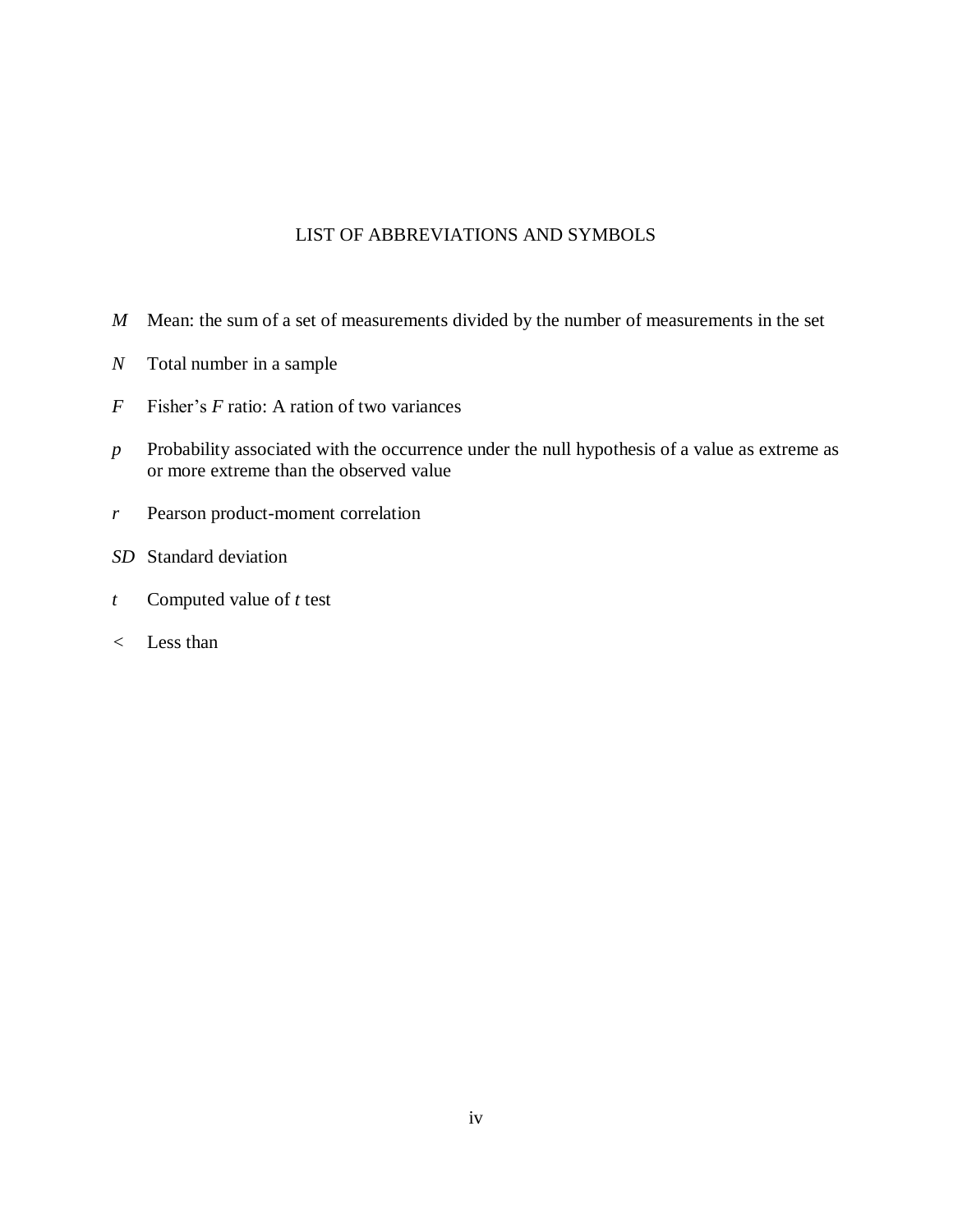# LIST OF ABBREVIATIONS AND SYMBOLS

*M* Mean: the sum of a set of measurements divided by the number of measurements in the set

*N* Total number in a sample

*F* Fisher's *F* ratio: A ration of two variances

*p* Probability associated with the occurrence under the null hypothesis of a value as extreme as or more extreme than the observed value

*r* Pearson product-moment correlation

*SD* Standard deviation

*t* Computed value of *t* test

< Less than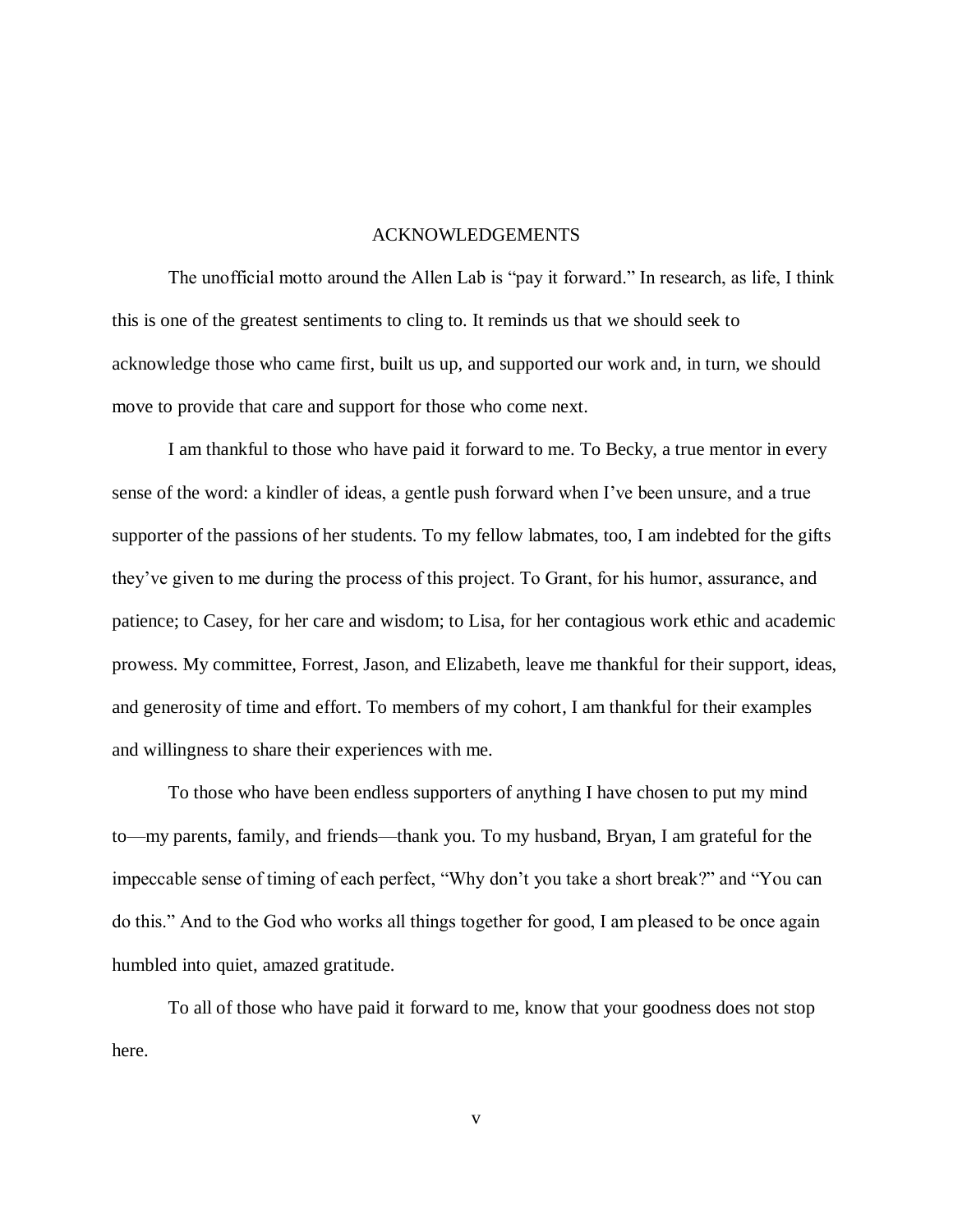# ACKNOWLEDGEMENTS

The unofficial motto around the Allen Lab is "pay it forward." In research, as life, I think this is one of the greatest sentiments to cling to. It reminds us that we should seek to acknowledge those who came first, built us up, and supported our work and, in turn, we should move to provide that care and support for those who come next.

I am thankful to those who have paid it forward to me. To Becky, a true mentor in every sense of the word: a kindler of ideas, a gentle push forward when I've been unsure, and a true supporter of the passions of her students. To my fellow labmates, too, I am indebted for the gifts they've given to me during the process of this project. To Grant, for his humor, assurance, and patience; to Casey, for her care and wisdom; to Lisa, for her contagious work ethic and academic prowess. My committee, Forrest, Jason, and Elizabeth, leave me thankful for their support, ideas, and generosity of time and effort. To members of my cohort, I am thankful for their examples and willingness to share their experiences with me.

To those who have been endless supporters of anything I have chosen to put my mind to—my parents, family, and friends—thank you. To my husband, Bryan, I am grateful for the impeccable sense of timing of each perfect, "Why don't you take a short break?" and "You can do this." And to the God who works all things together for good, I am pleased to be once again humbled into quiet, amazed gratitude.

To all of those who have paid it forward to me, know that your goodness does not stop here.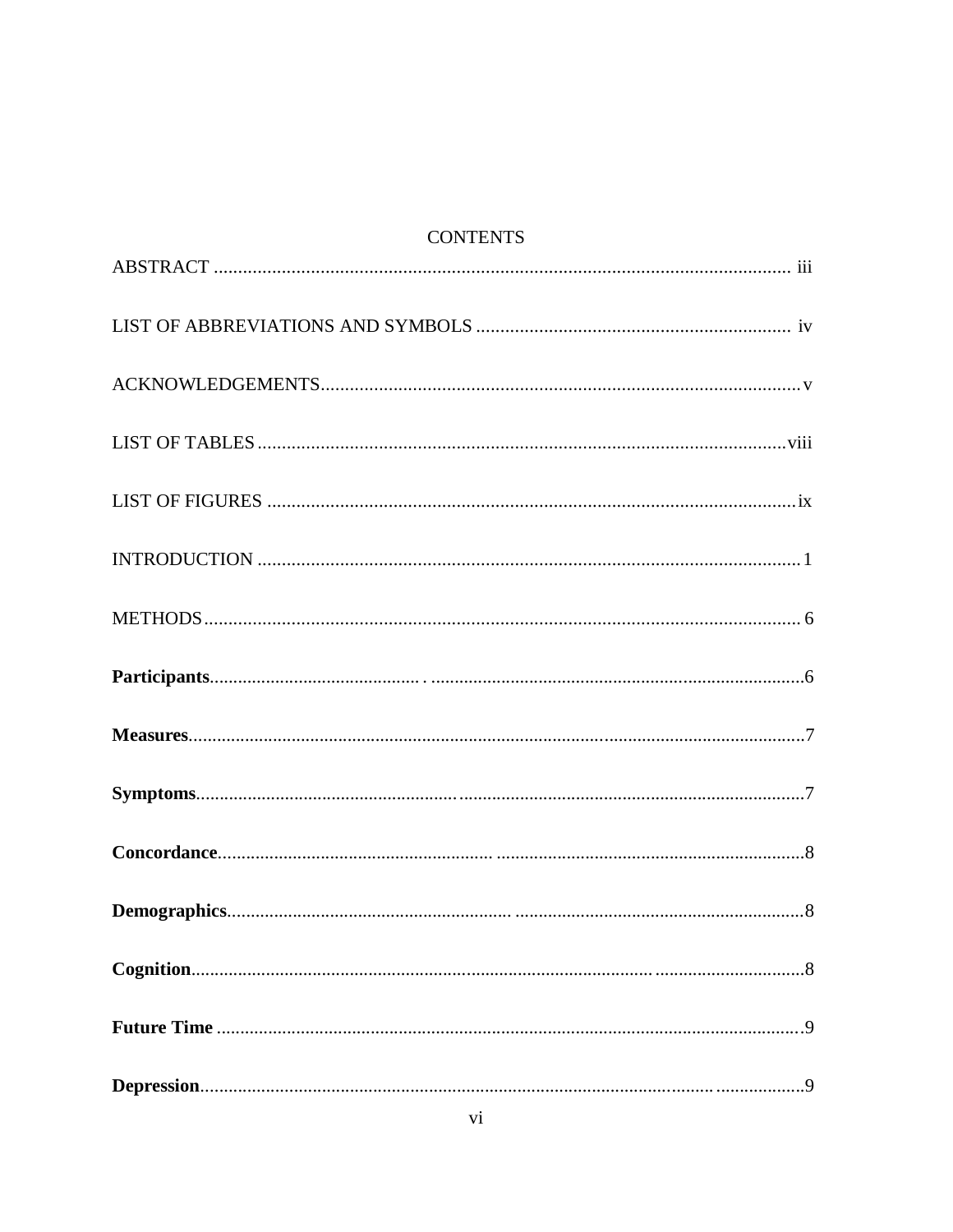# CONTENTS

ABSTRACT ........................................................................................................................ iii

LIST OF ABBREVIATIONS AND SYMBOLS ................................................................. iv

ACKNOWLEDGEMENTS.................................................................................................. v

LIST OF TABLES ............................................................................................................ viii

LIST OF FIGURES ............................................................................................................ ix

INTRODUCTION ................................................................................................................ 1

METHODS ........................................................................................................................... 6

**Participants**............................................................................................................................6

**Measures**.................................................................................................................................7

**Symptoms**..............................................................................................................................7

**Concordance**...........................................................................................................................8

**Demographics**.........................................................................................................................8

**Cognition**................................................................................................................................8

**Future Time** ...........................................................................................................................9

**Depression**..............................................................................................................................9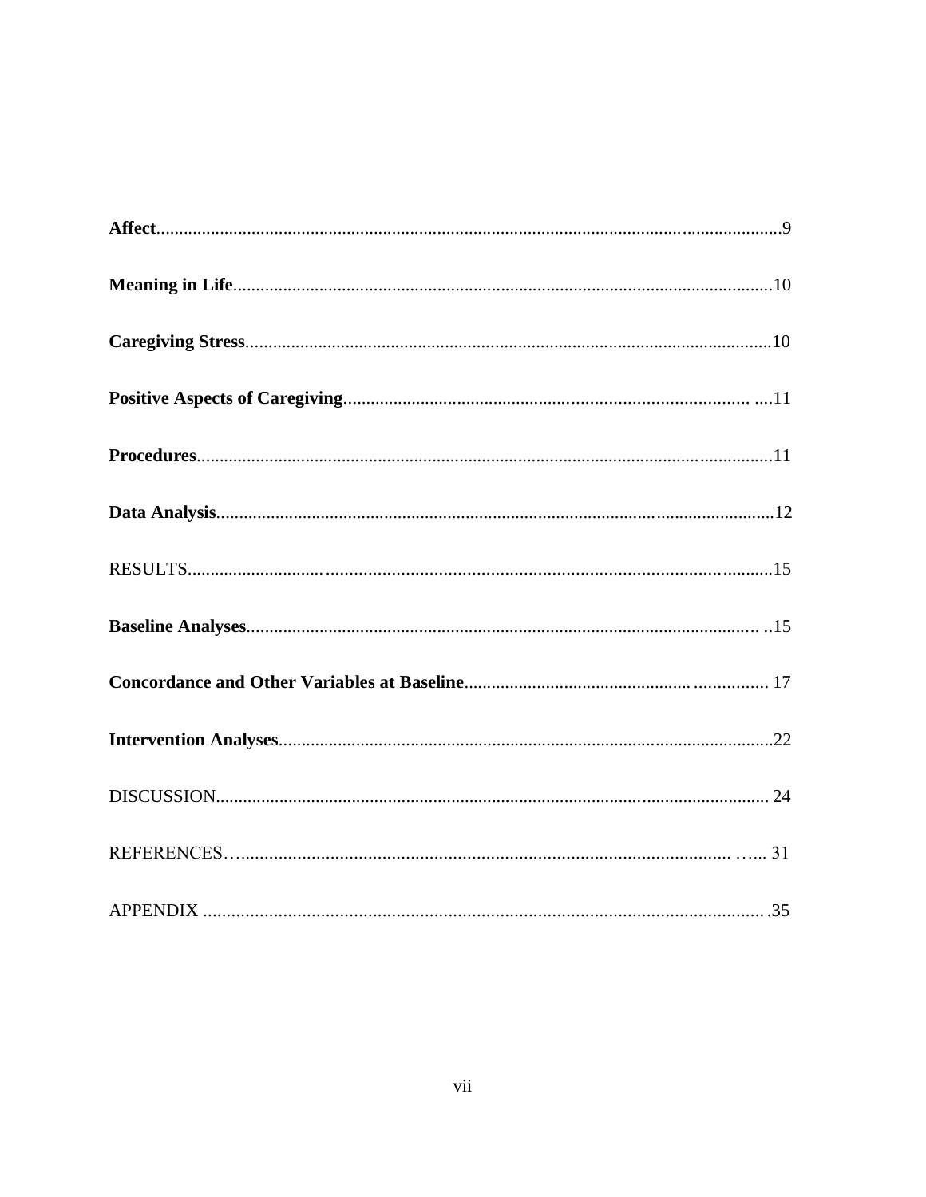**Affect**..........................................................................................................................................9

**Meaning in Life**...........................................................................................................................10

**Caregiving Stress**.........................................................................................................................10

**Positive Aspects of Caregiving**................................................................................................11

**Procedures**...................................................................................................................................11

**Data Analysis**...............................................................................................................................12

RESULTS.............................................................................................................................................15

**Baseline Analyses**.........................................................................................................................15

**Concordance and Other Variables at Baseline**..................................................................17

**Intervention Analyses**...................................................................................................................22

DISCUSSION......................................................................................................................................24

REFERENCES…..........................................................................................................................31

APPENDIX ..........................................................................................................................................35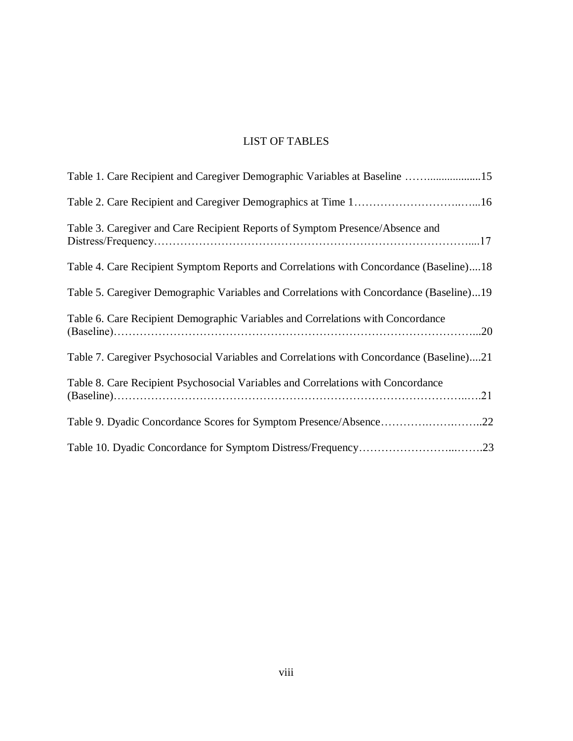# LIST OF TABLES

Table 1. Care Recipient and Caregiver Demographic Variables at Baseline ……..................15

Table 2. Care Recipient and Caregiver Demographics at Time 1…………………………..…...16

Table 3. Caregiver and Care Recipient Reports of Symptom Presence/Absence and Distress/Frequency…………………………………………………………………………....17

Table 4. Care Recipient Symptom Reports and Correlations with Concordance (Baseline)....18

Table 5. Caregiver Demographic Variables and Correlations with Concordance (Baseline)...19

Table 6. Care Recipient Demographic Variables and Correlations with Concordance (Baseline)……………………………………………………………………………………...20

Table 7. Caregiver Psychosocial Variables and Correlations with Concordance (Baseline)....21

Table 8. Care Recipient Psychosocial Variables and Correlations with Concordance (Baseline)…………………………………………………………………………………..….21

Table 9. Dyadic Concordance Scores for Symptom Presence/Absence…………….…….……..22

Table 10. Dyadic Concordance for Symptom Distress/Frequency……………………...…….23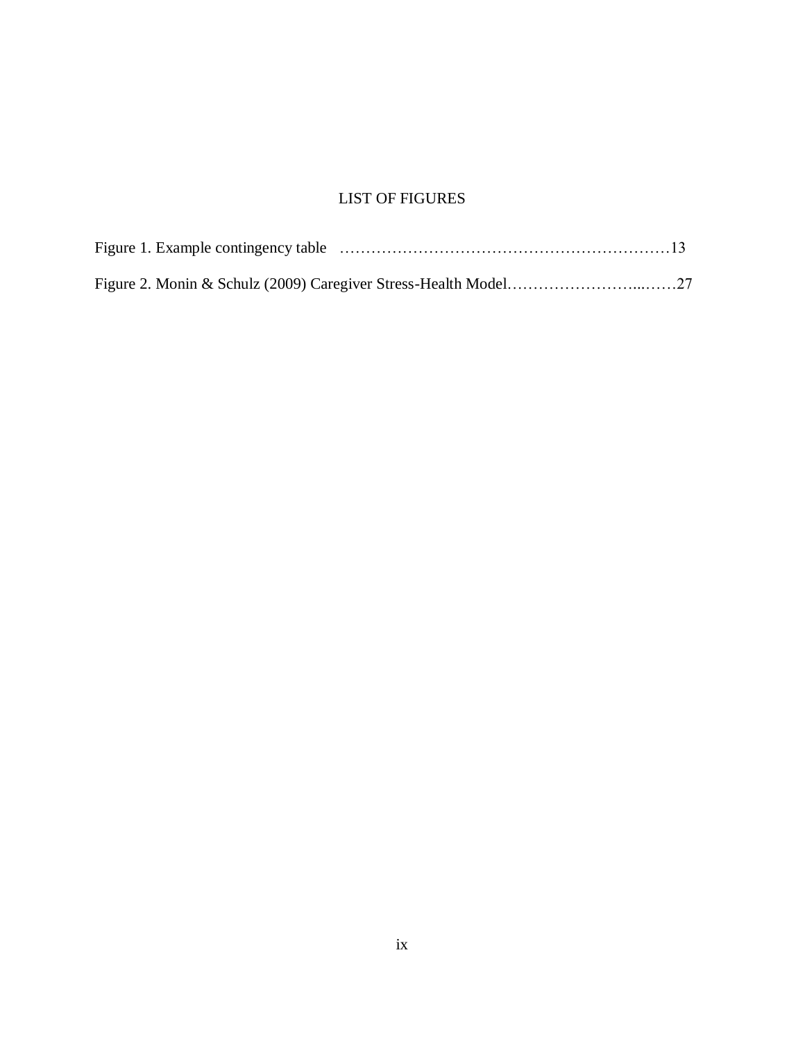# LIST OF FIGURES

Figure 1. Example contingency table ………………………………………………………13

Figure 2. Monin & Schulz (2009) Caregiver Stress-Health Model……………………...……27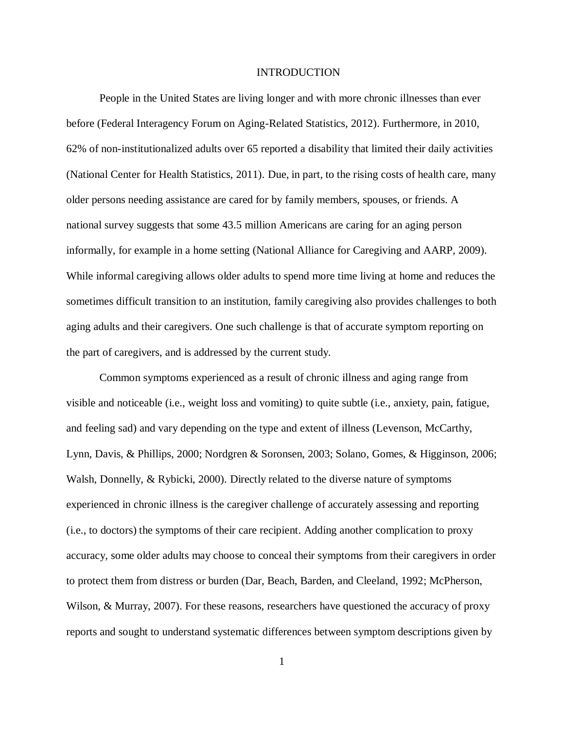# INTRODUCTION

People in the United States are living longer and with more chronic illnesses than ever before (Federal Interagency Forum on Aging-Related Statistics, 2012). Furthermore, in 2010, 62% of non-institutionalized adults over 65 reported a disability that limited their daily activities (National Center for Health Statistics, 2011). Due, in part, to the rising costs of health care, many older persons needing assistance are cared for by family members, spouses, or friends. A national survey suggests that some 43.5 million Americans are caring for an aging person informally, for example in a home setting (National Alliance for Caregiving and AARP, 2009). While informal caregiving allows older adults to spend more time living at home and reduces the sometimes difficult transition to an institution, family caregiving also provides challenges to both aging adults and their caregivers. One such challenge is that of accurate symptom reporting on the part of caregivers, and is addressed by the current study.

Common symptoms experienced as a result of chronic illness and aging range from visible and noticeable (i.e., weight loss and vomiting) to quite subtle (i.e., anxiety, pain, fatigue, and feeling sad) and vary depending on the type and extent of illness (Levenson, McCarthy, Lynn, Davis, & Phillips, 2000; Nordgren & Soronsen, 2003; Solano, Gomes, & Higginson, 2006; Walsh, Donnelly, & Rybicki, 2000). Directly related to the diverse nature of symptoms experienced in chronic illness is the caregiver challenge of accurately assessing and reporting (i.e., to doctors) the symptoms of their care recipient. Adding another complication to proxy accuracy, some older adults may choose to conceal their symptoms from their caregivers in order to protect them from distress or burden (Dar, Beach, Barden, and Cleeland, 1992; McPherson, Wilson, & Murray, 2007). For these reasons, researchers have questioned the accuracy of proxy reports and sought to understand systematic differences between symptom descriptions given by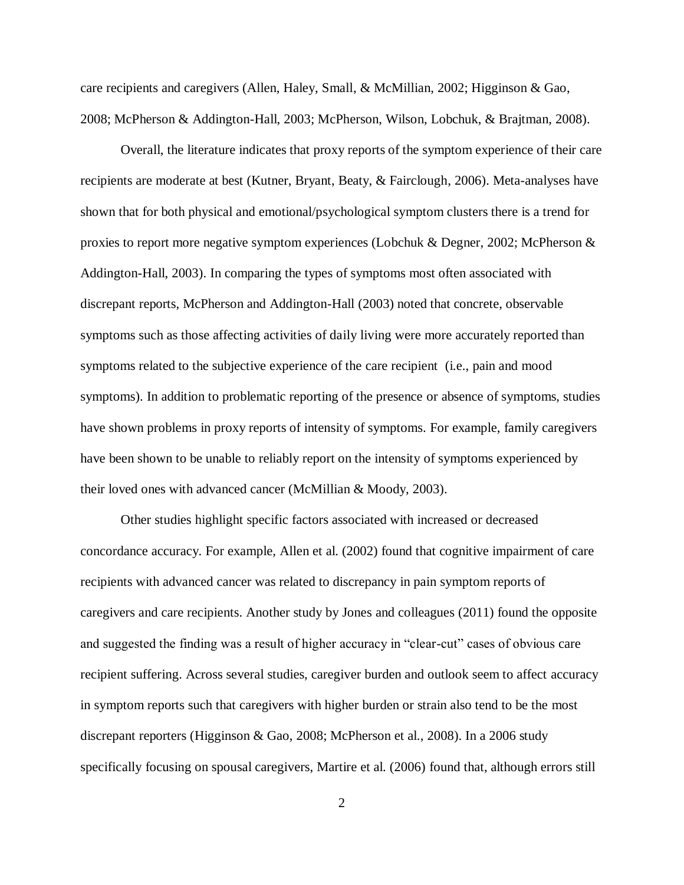care recipients and caregivers (Allen, Haley, Small, & McMillian, 2002; Higginson & Gao, 2008; McPherson & Addington-Hall, 2003; McPherson, Wilson, Lobchuk, & Brajtman, 2008).

Overall, the literature indicates that proxy reports of the symptom experience of their care recipients are moderate at best (Kutner, Bryant, Beaty, & Fairclough, 2006). Meta-analyses have shown that for both physical and emotional/psychological symptom clusters there is a trend for proxies to report more negative symptom experiences (Lobchuk & Degner, 2002; McPherson & Addington-Hall, 2003). In comparing the types of symptoms most often associated with discrepant reports, McPherson and Addington-Hall (2003) noted that concrete, observable symptoms such as those affecting activities of daily living were more accurately reported than symptoms related to the subjective experience of the care recipient (i.e., pain and mood symptoms). In addition to problematic reporting of the presence or absence of symptoms, studies have shown problems in proxy reports of intensity of symptoms. For example, family caregivers have been shown to be unable to reliably report on the intensity of symptoms experienced by their loved ones with advanced cancer (McMillian & Moody, 2003).

Other studies highlight specific factors associated with increased or decreased concordance accuracy. For example, Allen et al. (2002) found that cognitive impairment of care recipients with advanced cancer was related to discrepancy in pain symptom reports of caregivers and care recipients. Another study by Jones and colleagues (2011) found the opposite and suggested the finding was a result of higher accuracy in "clear-cut" cases of obvious care recipient suffering. Across several studies, caregiver burden and outlook seem to affect accuracy in symptom reports such that caregivers with higher burden or strain also tend to be the most discrepant reporters (Higginson & Gao, 2008; McPherson et al., 2008). In a 2006 study specifically focusing on spousal caregivers, Martire et al. (2006) found that, although errors still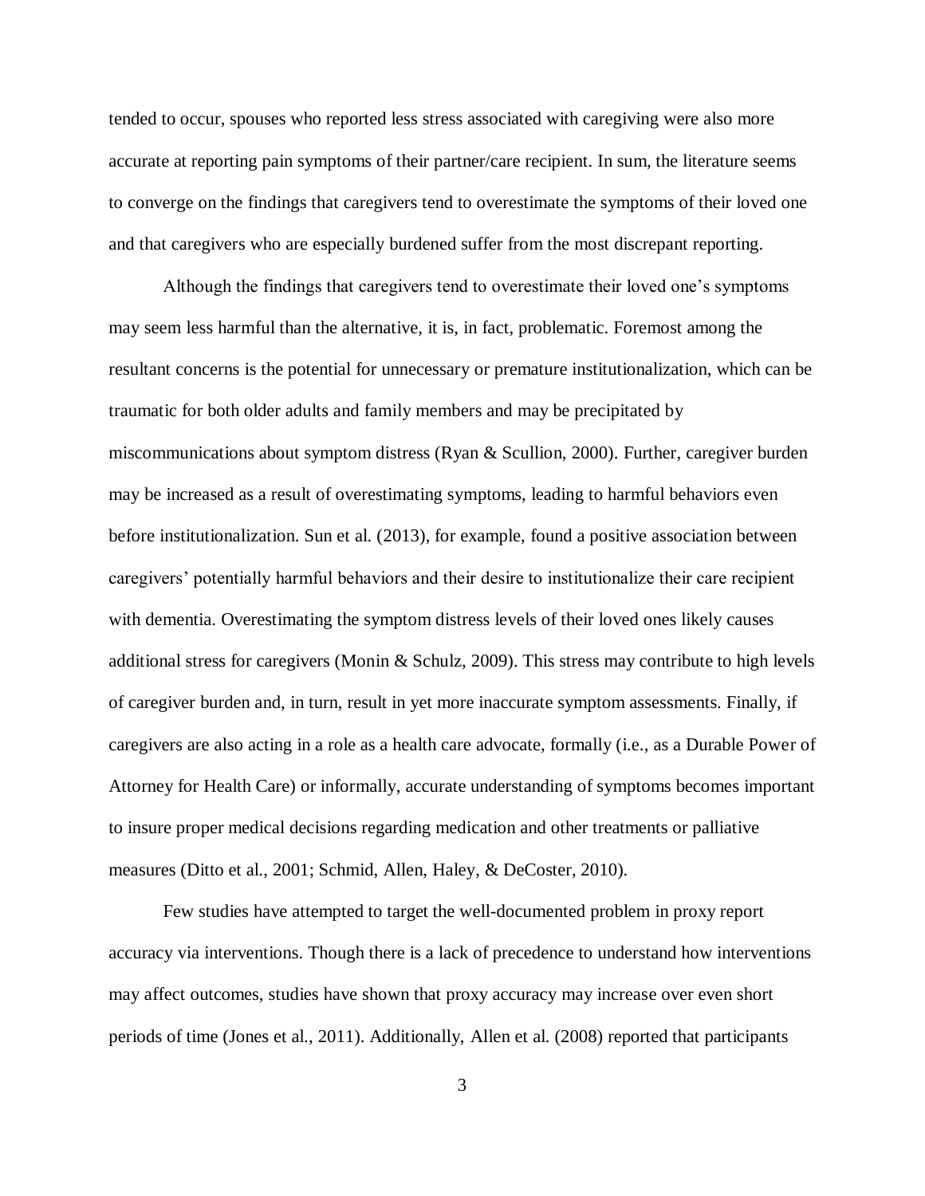tended to occur, spouses who reported less stress associated with caregiving were also more accurate at reporting pain symptoms of their partner/care recipient. In sum, the literature seems to converge on the findings that caregivers tend to overestimate the symptoms of their loved one and that caregivers who are especially burdened suffer from the most discrepant reporting.

Although the findings that caregivers tend to overestimate their loved one's symptoms may seem less harmful than the alternative, it is, in fact, problematic. Foremost among the resultant concerns is the potential for unnecessary or premature institutionalization, which can be traumatic for both older adults and family members and may be precipitated by miscommunications about symptom distress (Ryan & Scullion, 2000). Further, caregiver burden may be increased as a result of overestimating symptoms, leading to harmful behaviors even before institutionalization. Sun et al. (2013), for example, found a positive association between caregivers' potentially harmful behaviors and their desire to institutionalize their care recipient with dementia. Overestimating the symptom distress levels of their loved ones likely causes additional stress for caregivers (Monin & Schulz, 2009). This stress may contribute to high levels of caregiver burden and, in turn, result in yet more inaccurate symptom assessments. Finally, if caregivers are also acting in a role as a health care advocate, formally (i.e., as a Durable Power of Attorney for Health Care) or informally, accurate understanding of symptoms becomes important to insure proper medical decisions regarding medication and other treatments or palliative measures (Ditto et al., 2001; Schmid, Allen, Haley, & DeCoster, 2010).

Few studies have attempted to target the well-documented problem in proxy report accuracy via interventions. Though there is a lack of precedence to understand how interventions may affect outcomes, studies have shown that proxy accuracy may increase over even short periods of time (Jones et al., 2011). Additionally, Allen et al. (2008) reported that participants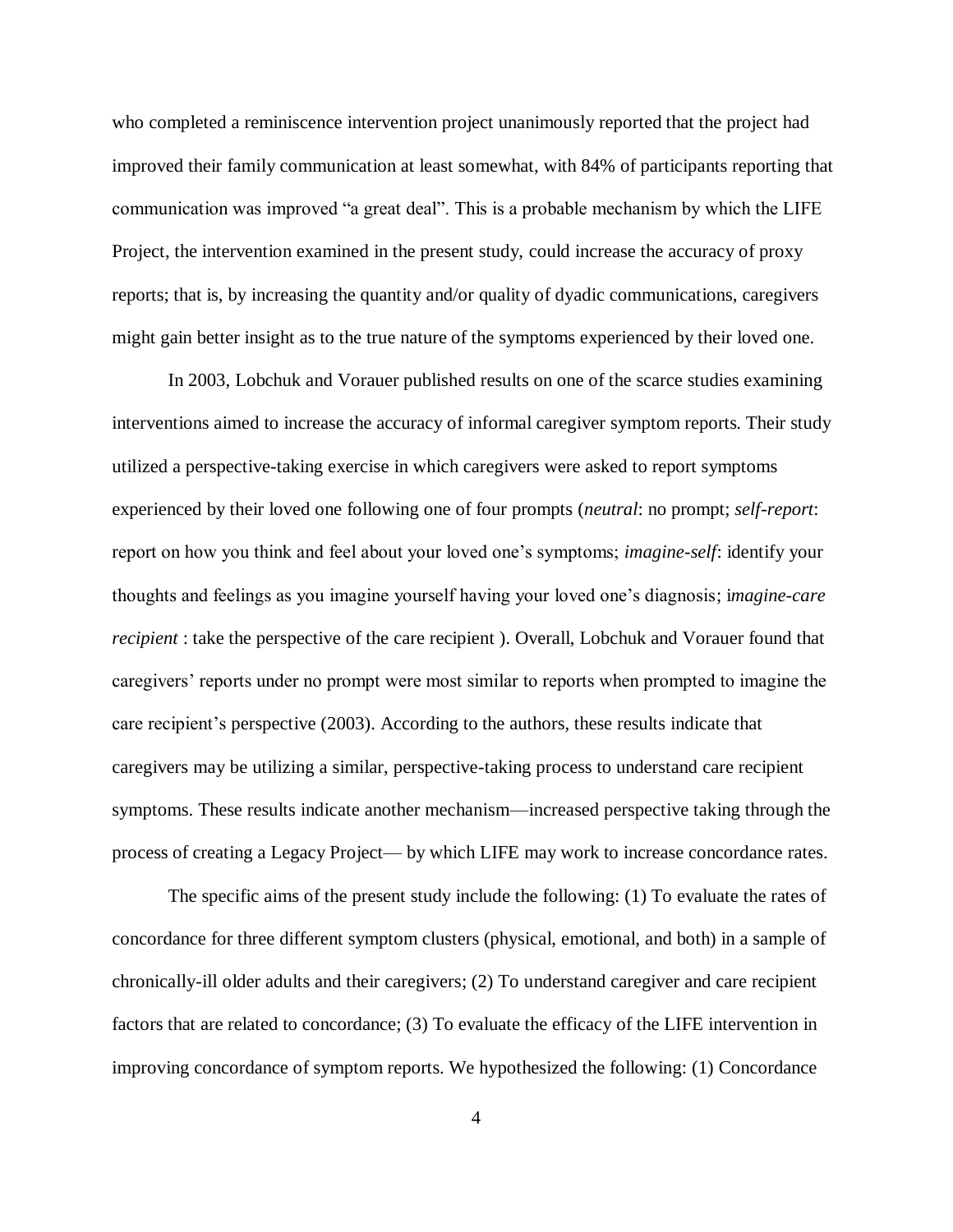who completed a reminiscence intervention project unanimously reported that the project had improved their family communication at least somewhat, with 84% of participants reporting that communication was improved "a great deal". This is a probable mechanism by which the LIFE Project, the intervention examined in the present study, could increase the accuracy of proxy reports; that is, by increasing the quantity and/or quality of dyadic communications, caregivers might gain better insight as to the true nature of the symptoms experienced by their loved one.

In 2003, Lobchuk and Vorauer published results on one of the scarce studies examining interventions aimed to increase the accuracy of informal caregiver symptom reports. Their study utilized a perspective-taking exercise in which caregivers were asked to report symptoms experienced by their loved one following one of four prompts (*neutral*: no prompt; *self-report*: report on how you think and feel about your loved one's symptoms; *imagine-self*: identify your thoughts and feelings as you imagine yourself having your loved one's diagnosis; i*magine-care recipient* : take the perspective of the care recipient ). Overall, Lobchuk and Vorauer found that caregivers' reports under no prompt were most similar to reports when prompted to imagine the care recipient's perspective (2003). According to the authors, these results indicate that caregivers may be utilizing a similar, perspective-taking process to understand care recipient symptoms. These results indicate another mechanism—increased perspective taking through the process of creating a Legacy Project— by which LIFE may work to increase concordance rates.

The specific aims of the present study include the following: (1) To evaluate the rates of concordance for three different symptom clusters (physical, emotional, and both) in a sample of chronically-ill older adults and their caregivers; (2) To understand caregiver and care recipient factors that are related to concordance; (3) To evaluate the efficacy of the LIFE intervention in improving concordance of symptom reports. We hypothesized the following: (1) Concordance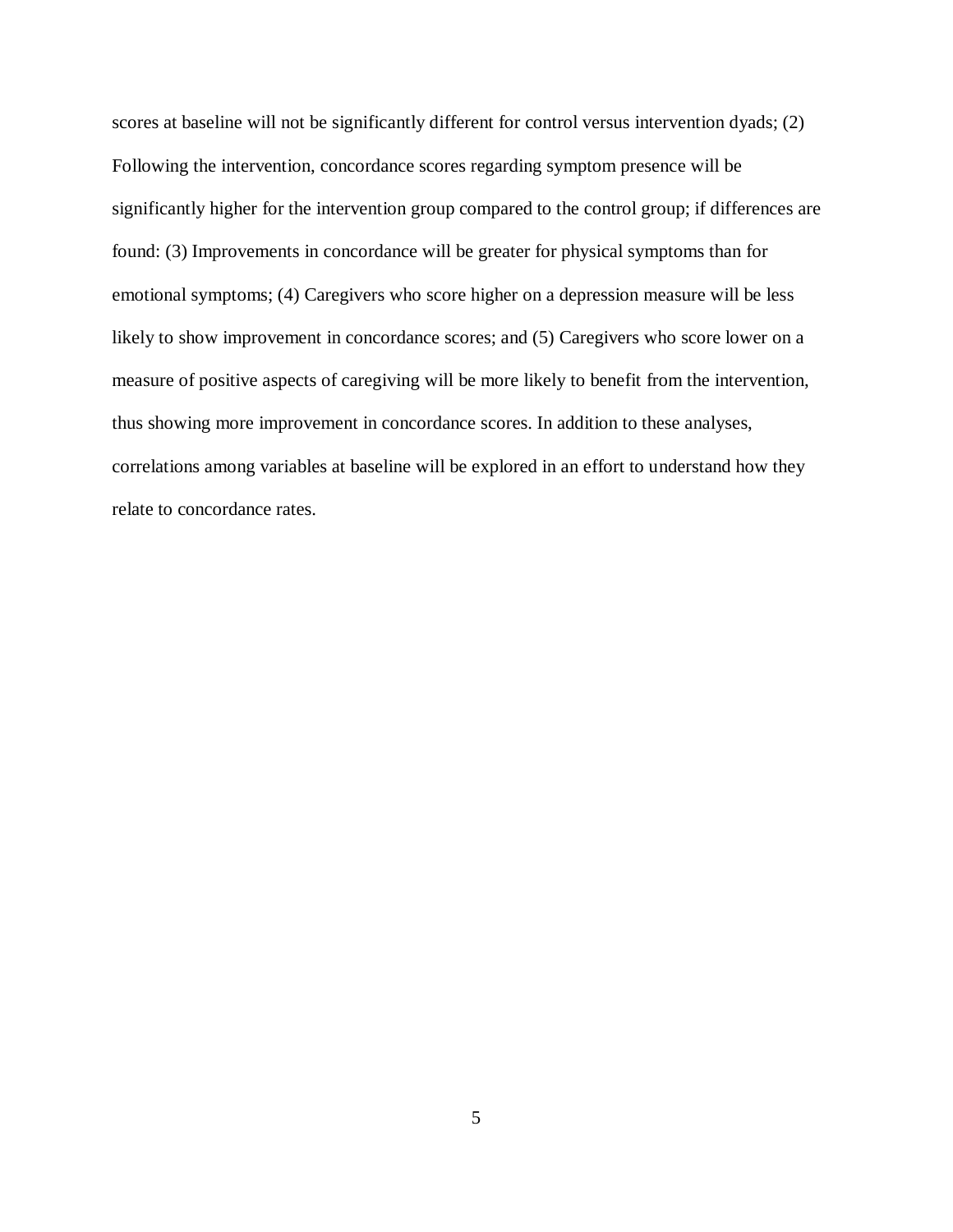scores at baseline will not be significantly different for control versus intervention dyads; (2) Following the intervention, concordance scores regarding symptom presence will be significantly higher for the intervention group compared to the control group; if differences are found: (3) Improvements in concordance will be greater for physical symptoms than for emotional symptoms; (4) Caregivers who score higher on a depression measure will be less likely to show improvement in concordance scores; and (5) Caregivers who score lower on a measure of positive aspects of caregiving will be more likely to benefit from the intervention, thus showing more improvement in concordance scores. In addition to these analyses, correlations among variables at baseline will be explored in an effort to understand how they relate to concordance rates.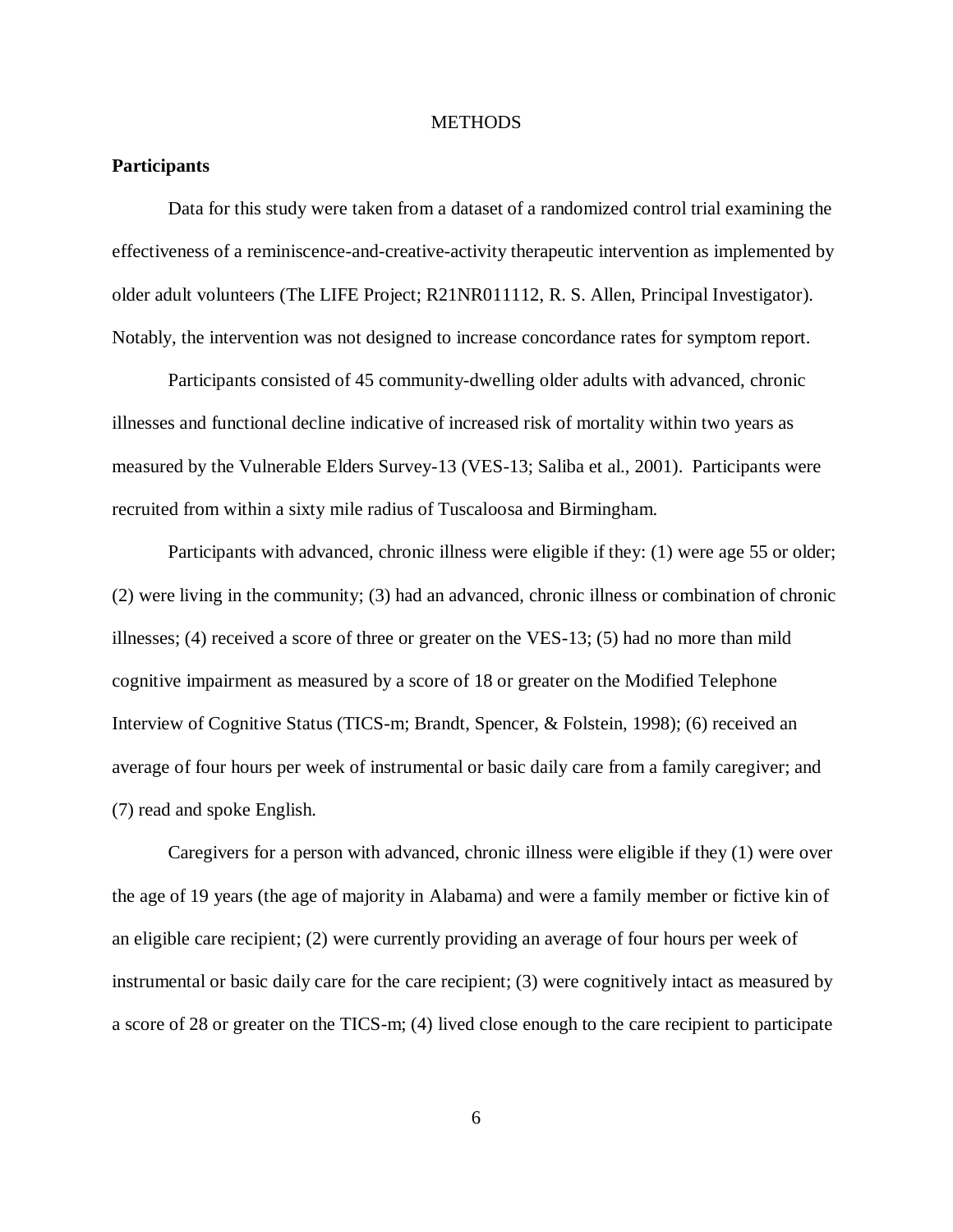# METHODS

## Participants

Data for this study were taken from a dataset of a randomized control trial examining the effectiveness of a reminiscence-and-creative-activity therapeutic intervention as implemented by older adult volunteers (The LIFE Project; R21NR011112, R. S. Allen, Principal Investigator). Notably, the intervention was not designed to increase concordance rates for symptom report.

Participants consisted of 45 community-dwelling older adults with advanced, chronic illnesses and functional decline indicative of increased risk of mortality within two years as measured by the Vulnerable Elders Survey-13 (VES-13; Saliba et al., 2001). Participants were recruited from within a sixty mile radius of Tuscaloosa and Birmingham.

Participants with advanced, chronic illness were eligible if they: (1) were age 55 or older; (2) were living in the community; (3) had an advanced, chronic illness or combination of chronic illnesses; (4) received a score of three or greater on the VES-13; (5) had no more than mild cognitive impairment as measured by a score of 18 or greater on the Modified Telephone Interview of Cognitive Status (TICS-m; Brandt, Spencer, & Folstein, 1998); (6) received an average of four hours per week of instrumental or basic daily care from a family caregiver; and (7) read and spoke English.

Caregivers for a person with advanced, chronic illness were eligible if they (1) were over the age of 19 years (the age of majority in Alabama) and were a family member or fictive kin of an eligible care recipient; (2) were currently providing an average of four hours per week of instrumental or basic daily care for the care recipient; (3) were cognitively intact as measured by a score of 28 or greater on the TICS-m; (4) lived close enough to the care recipient to participate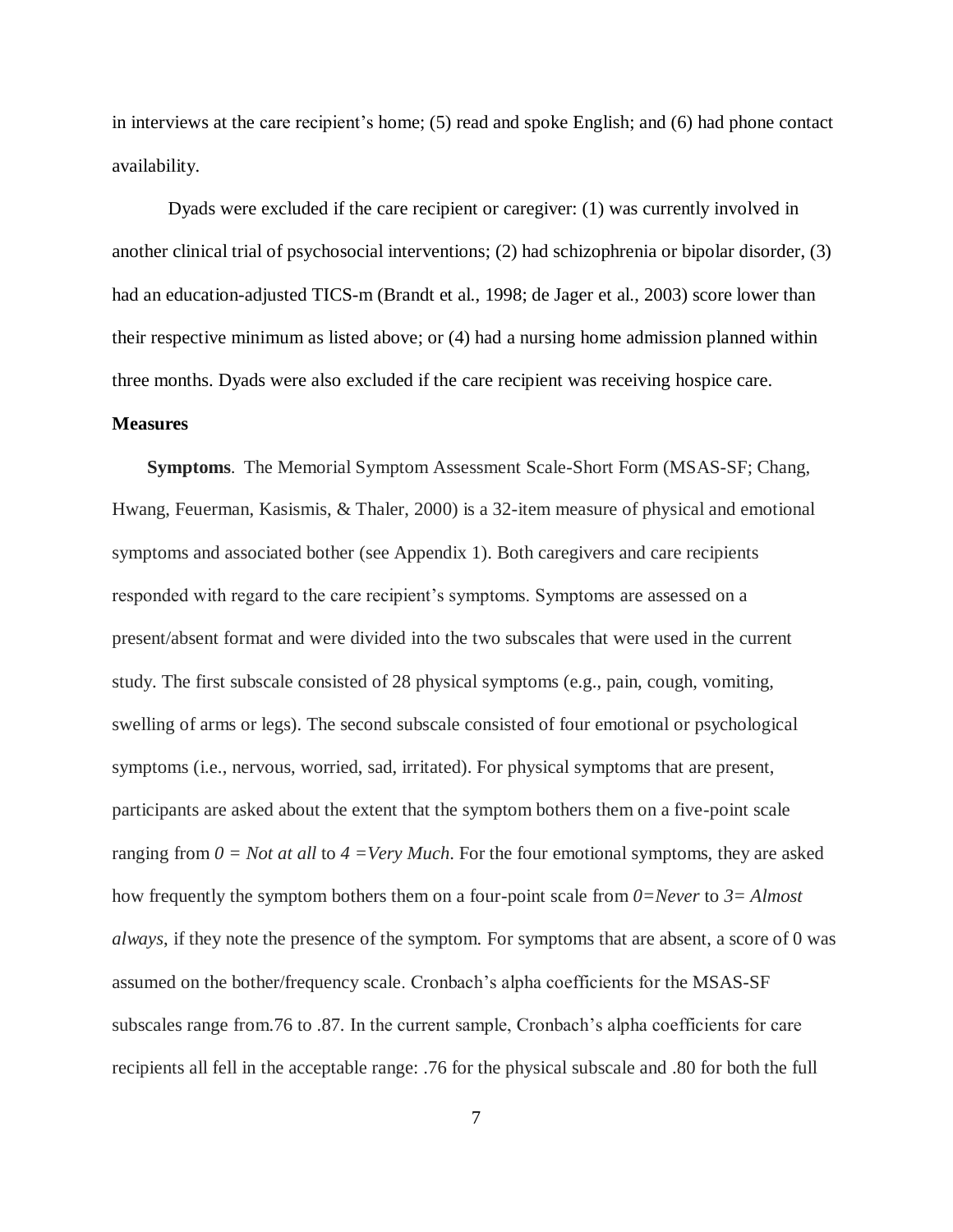in interviews at the care recipient's home; (5) read and spoke English; and (6) had phone contact availability.

Dyads were excluded if the care recipient or caregiver: (1) was currently involved in another clinical trial of psychosocial interventions; (2) had schizophrenia or bipolar disorder, (3) had an education-adjusted TICS-m (Brandt et al., 1998; de Jager et al., 2003) score lower than their respective minimum as listed above; or (4) had a nursing home admission planned within three months. Dyads were also excluded if the care recipient was receiving hospice care.

**Measures**

**Symptoms**. The Memorial Symptom Assessment Scale-Short Form (MSAS-SF; Chang, Hwang, Feuerman, Kasismis, & Thaler, 2000) is a 32-item measure of physical and emotional symptoms and associated bother (see Appendix 1). Both caregivers and care recipients responded with regard to the care recipient's symptoms. Symptoms are assessed on a present/absent format and were divided into the two subscales that were used in the current study. The first subscale consisted of 28 physical symptoms (e.g., pain, cough, vomiting, swelling of arms or legs). The second subscale consisted of four emotional or psychological symptoms (i.e., nervous, worried, sad, irritated). For physical symptoms that are present, participants are asked about the extent that the symptom bothers them on a five-point scale ranging from *0 = Not at all* to *4 =Very Much*. For the four emotional symptoms, they are asked how frequently the symptom bothers them on a four-point scale from *0=Never* to *3= Almost always*, if they note the presence of the symptom. For symptoms that are absent, a score of 0 was assumed on the bother/frequency scale. Cronbach's alpha coefficients for the MSAS-SF subscales range from.76 to .87. In the current sample, Cronbach's alpha coefficients for care recipients all fell in the acceptable range: .76 for the physical subscale and .80 for both the full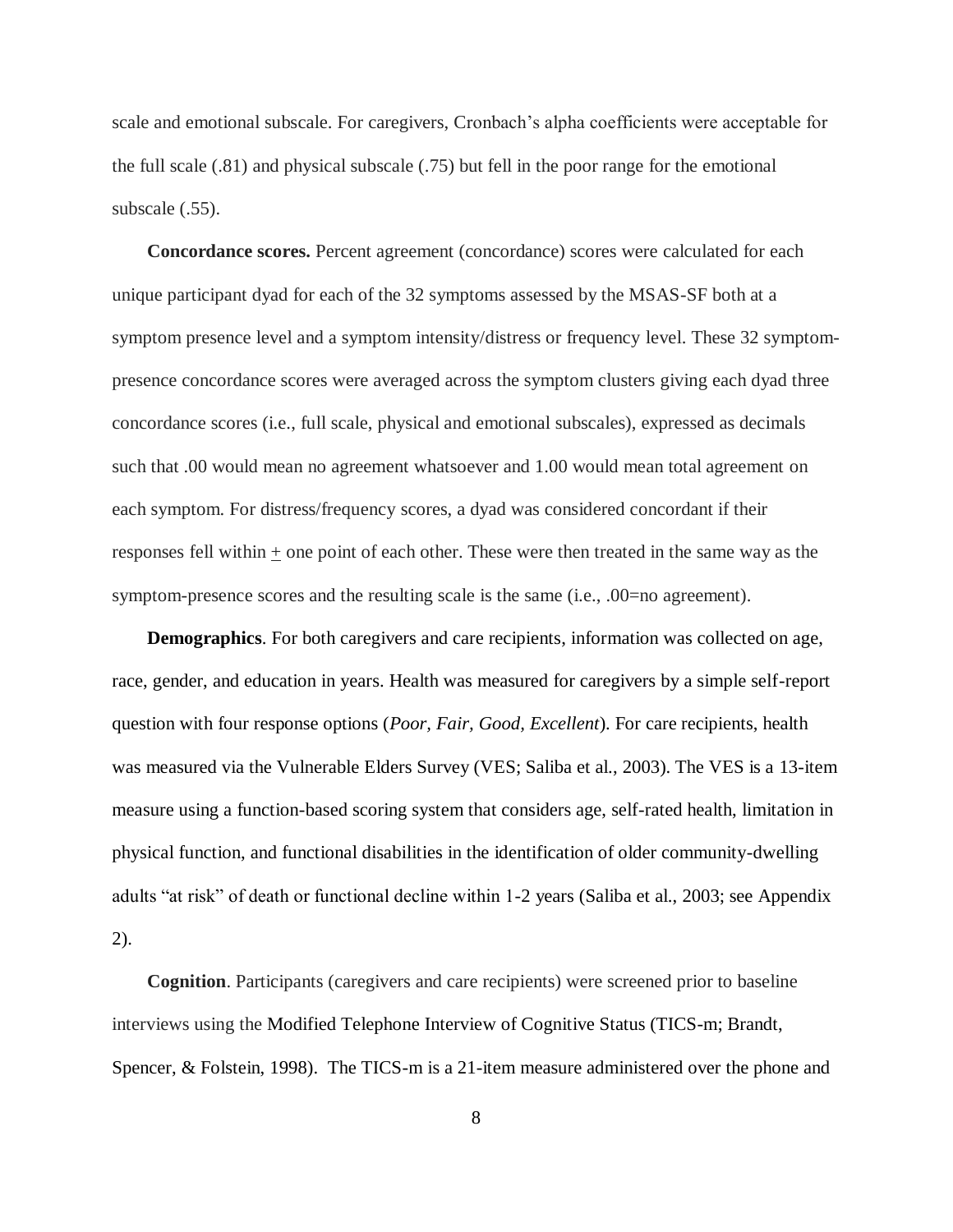scale and emotional subscale. For caregivers, Cronbach's alpha coefficients were acceptable for the full scale (.81) and physical subscale (.75) but fell in the poor range for the emotional subscale (.55).

**Concordance scores.** Percent agreement (concordance) scores were calculated for each unique participant dyad for each of the 32 symptoms assessed by the MSAS-SF both at a symptom presence level and a symptom intensity/distress or frequency level. These 32 symptom-presence concordance scores were averaged across the symptom clusters giving each dyad three concordance scores (i.e., full scale, physical and emotional subscales), expressed as decimals such that .00 would mean no agreement whatsoever and 1.00 would mean total agreement on each symptom. For distress/frequency scores, a dyad was considered concordant if their responses fell within ± one point of each other. These were then treated in the same way as the symptom-presence scores and the resulting scale is the same (i.e., .00=no agreement).

**Demographics**. For both caregivers and care recipients, information was collected on age, race, gender, and education in years. Health was measured for caregivers by a simple self-report question with four response options (*Poor, Fair, Good, Excellent*). For care recipients, health was measured via the Vulnerable Elders Survey (VES; Saliba et al., 2003). The VES is a 13-item measure using a function-based scoring system that considers age, self-rated health, limitation in physical function, and functional disabilities in the identification of older community-dwelling adults "at risk" of death or functional decline within 1-2 years (Saliba et al., 2003; see Appendix 2).

**Cognition**. Participants (caregivers and care recipients) were screened prior to baseline interviews using the Modified Telephone Interview of Cognitive Status (TICS-m; Brandt, Spencer, & Folstein, 1998). The TICS-m is a 21-item measure administered over the phone and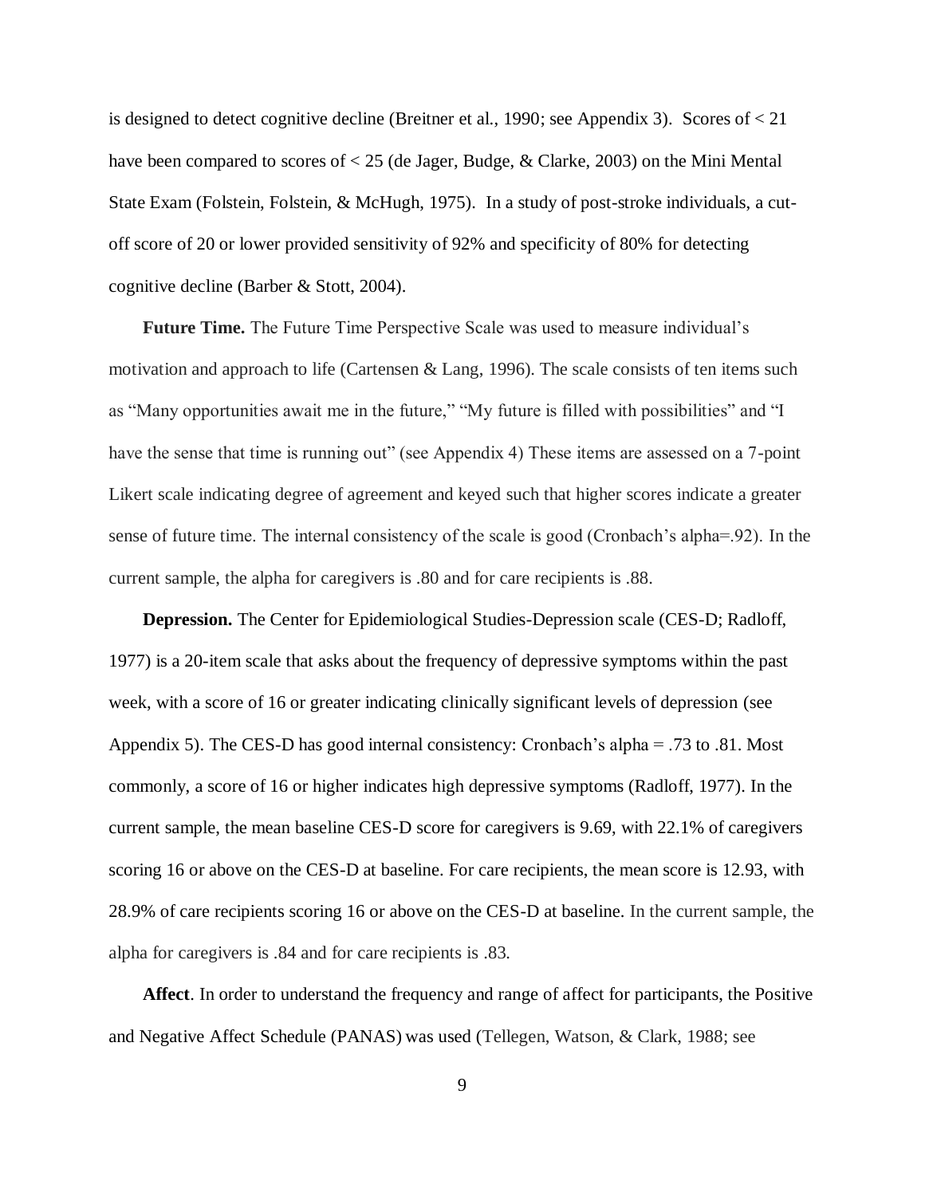is designed to detect cognitive decline (Breitner et al., 1990; see Appendix 3). Scores of < 21 have been compared to scores of < 25 (de Jager, Budge, & Clarke, 2003) on the Mini Mental State Exam (Folstein, Folstein, & McHugh, 1975). In a study of post-stroke individuals, a cut-off score of 20 or lower provided sensitivity of 92% and specificity of 80% for detecting cognitive decline (Barber & Stott, 2004).

**Future Time.** The Future Time Perspective Scale was used to measure individual's motivation and approach to life (Cartensen & Lang, 1996). The scale consists of ten items such as "Many opportunities await me in the future," "My future is filled with possibilities" and "I have the sense that time is running out" (see Appendix 4) These items are assessed on a 7-point Likert scale indicating degree of agreement and keyed such that higher scores indicate a greater sense of future time. The internal consistency of the scale is good (Cronbach's alpha=.92). In the current sample, the alpha for caregivers is .80 and for care recipients is .88.

**Depression.** The Center for Epidemiological Studies-Depression scale (CES-D; Radloff, 1977) is a 20-item scale that asks about the frequency of depressive symptoms within the past week, with a score of 16 or greater indicating clinically significant levels of depression (see Appendix 5). The CES-D has good internal consistency: Cronbach's alpha = .73 to .81. Most commonly, a score of 16 or higher indicates high depressive symptoms (Radloff, 1977). In the current sample, the mean baseline CES-D score for caregivers is 9.69, with 22.1% of caregivers scoring 16 or above on the CES-D at baseline. For care recipients, the mean score is 12.93, with 28.9% of care recipients scoring 16 or above on the CES-D at baseline. In the current sample, the alpha for caregivers is .84 and for care recipients is .83.

**Affect**. In order to understand the frequency and range of affect for participants, the Positive and Negative Affect Schedule (PANAS) was used (Tellegen, Watson, & Clark, 1988; see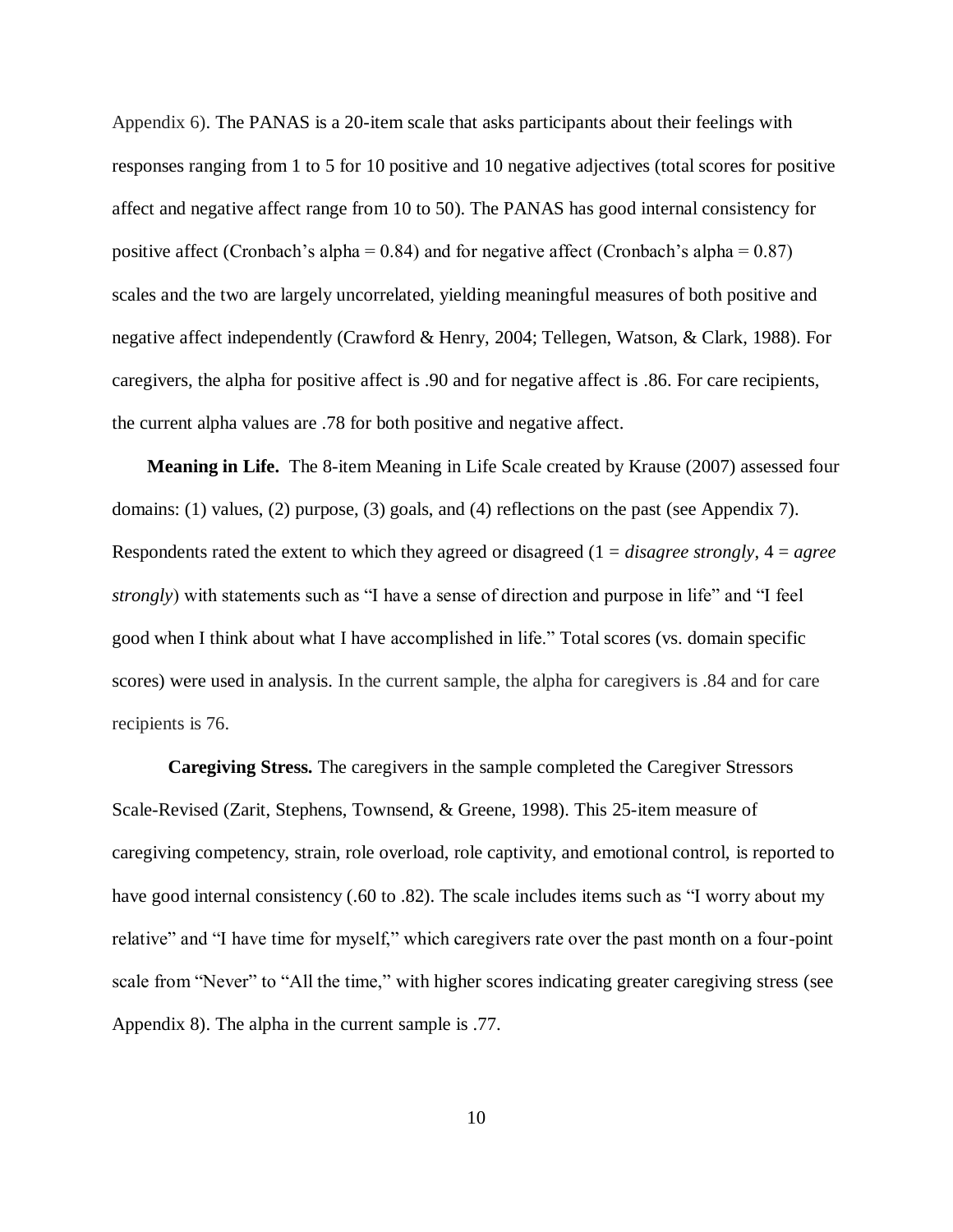Appendix 6). The PANAS is a 20-item scale that asks participants about their feelings with responses ranging from 1 to 5 for 10 positive and 10 negative adjectives (total scores for positive affect and negative affect range from 10 to 50). The PANAS has good internal consistency for positive affect (Cronbach's alpha = 0.84) and for negative affect (Cronbach's alpha = 0.87) scales and the two are largely uncorrelated, yielding meaningful measures of both positive and negative affect independently (Crawford & Henry, 2004; Tellegen, Watson, & Clark, 1988). For caregivers, the alpha for positive affect is .90 and for negative affect is .86. For care recipients, the current alpha values are .78 for both positive and negative affect.

**Meaning in Life.** The 8-item Meaning in Life Scale created by Krause (2007) assessed four domains: (1) values, (2) purpose, (3) goals, and (4) reflections on the past (see Appendix 7). Respondents rated the extent to which they agreed or disagreed (1 = *disagree strongly*, 4 = *agree strongly*) with statements such as "I have a sense of direction and purpose in life" and "I feel good when I think about what I have accomplished in life." Total scores (vs. domain specific scores) were used in analysis. In the current sample, the alpha for caregivers is .84 and for care recipients is 76.

**Caregiving Stress.** The caregivers in the sample completed the Caregiver Stressors Scale-Revised (Zarit, Stephens, Townsend, & Greene, 1998). This 25-item measure of caregiving competency, strain, role overload, role captivity, and emotional control, is reported to have good internal consistency (.60 to .82). The scale includes items such as "I worry about my relative" and "I have time for myself," which caregivers rate over the past month on a four-point scale from "Never" to "All the time," with higher scores indicating greater caregiving stress (see Appendix 8). The alpha in the current sample is .77.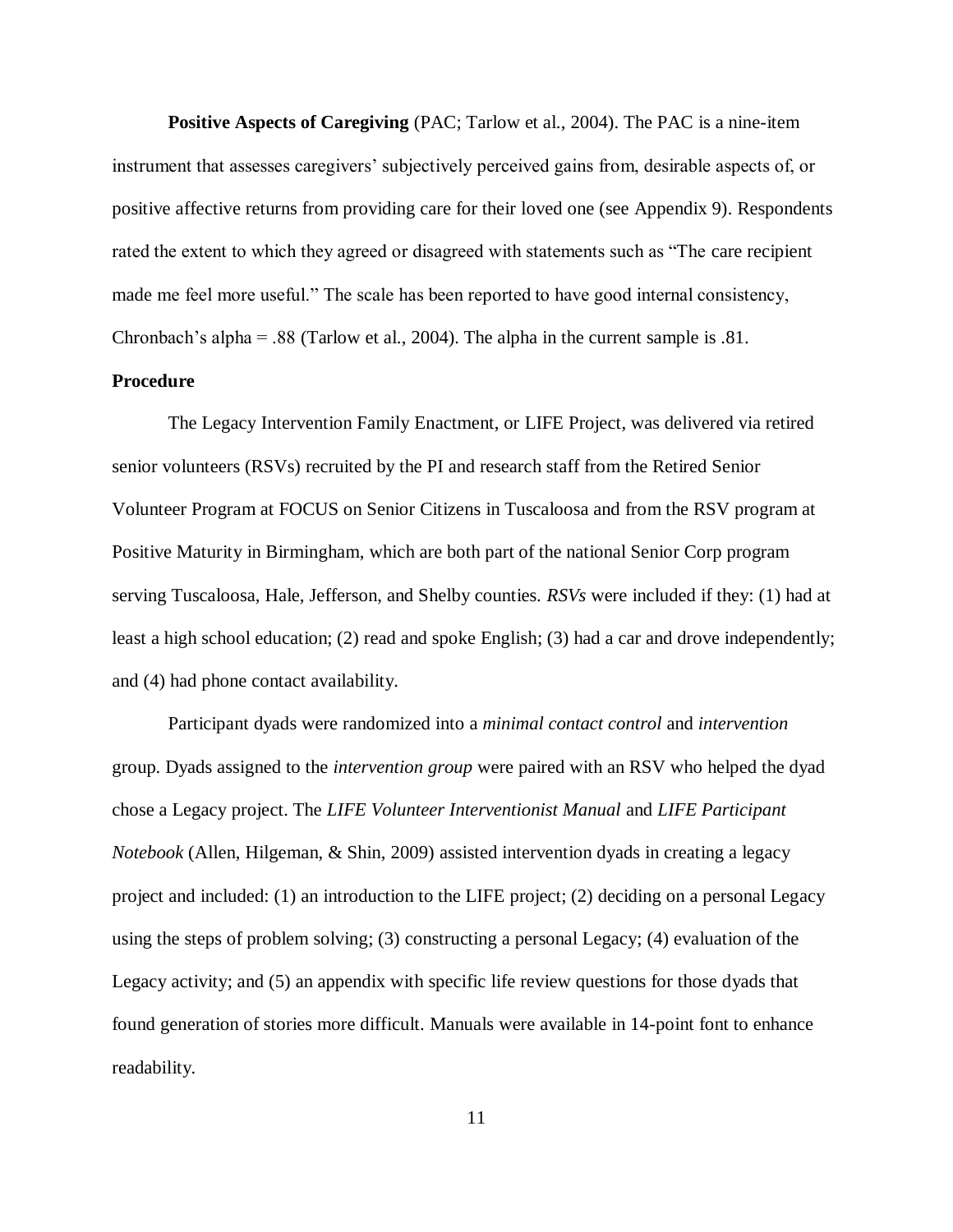**Positive Aspects of Caregiving** (PAC; Tarlow et al., 2004). The PAC is a nine-item instrument that assesses caregivers' subjectively perceived gains from, desirable aspects of, or positive affective returns from providing care for their loved one (see Appendix 9). Respondents rated the extent to which they agreed or disagreed with statements such as "The care recipient made me feel more useful." The scale has been reported to have good internal consistency, Chronbach's alpha = .88 (Tarlow et al., 2004). The alpha in the current sample is .81.

**Procedure**

The Legacy Intervention Family Enactment, or LIFE Project, was delivered via retired senior volunteers (RSVs) recruited by the PI and research staff from the Retired Senior Volunteer Program at FOCUS on Senior Citizens in Tuscaloosa and from the RSV program at Positive Maturity in Birmingham, which are both part of the national Senior Corp program serving Tuscaloosa, Hale, Jefferson, and Shelby counties. *RSVs* were included if they: (1) had at least a high school education; (2) read and spoke English; (3) had a car and drove independently; and (4) had phone contact availability.

Participant dyads were randomized into a *minimal contact control* and *intervention* group. Dyads assigned to the *intervention group* were paired with an RSV who helped the dyad chose a Legacy project. The *LIFE Volunteer Interventionist Manual* and *LIFE Participant Notebook* (Allen, Hilgeman, & Shin, 2009) assisted intervention dyads in creating a legacy project and included: (1) an introduction to the LIFE project; (2) deciding on a personal Legacy using the steps of problem solving; (3) constructing a personal Legacy; (4) evaluation of the Legacy activity; and (5) an appendix with specific life review questions for those dyads that found generation of stories more difficult. Manuals were available in 14-point font to enhance readability.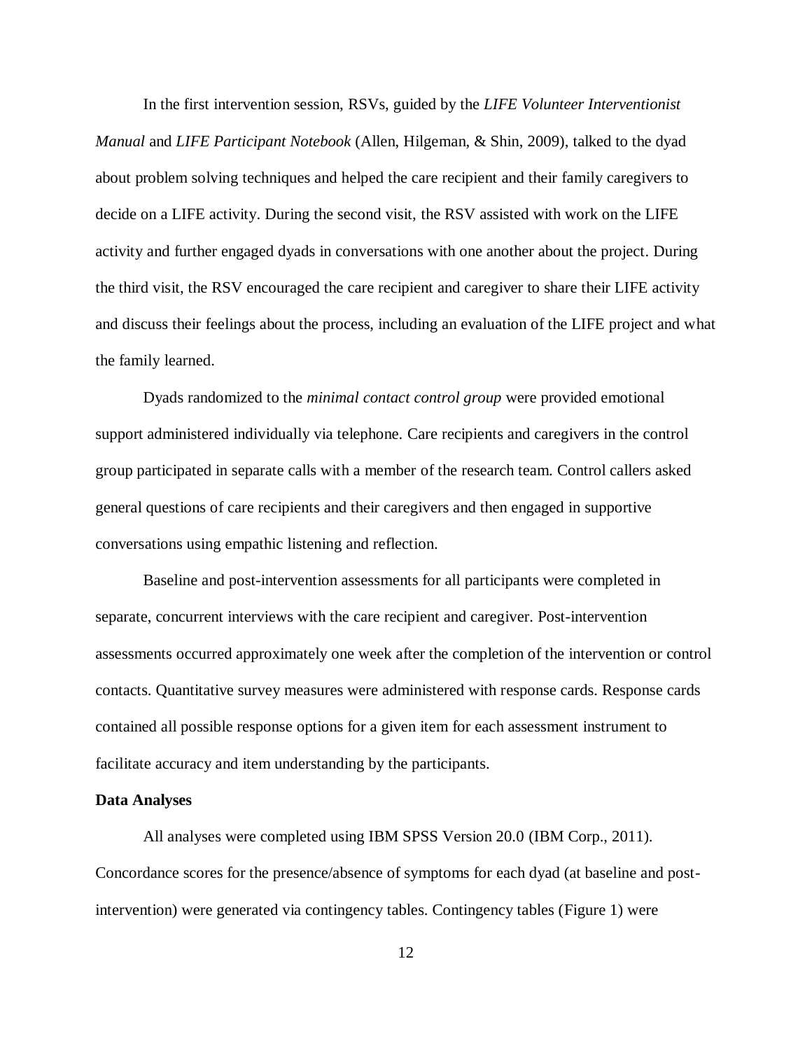In the first intervention session, RSVs, guided by the *LIFE Volunteer Interventionist Manual* and *LIFE Participant Notebook* (Allen, Hilgeman, & Shin, 2009), talked to the dyad about problem solving techniques and helped the care recipient and their family caregivers to decide on a LIFE activity. During the second visit, the RSV assisted with work on the LIFE activity and further engaged dyads in conversations with one another about the project. During the third visit, the RSV encouraged the care recipient and caregiver to share their LIFE activity and discuss their feelings about the process, including an evaluation of the LIFE project and what the family learned.

Dyads randomized to the *minimal contact control group* were provided emotional support administered individually via telephone. Care recipients and caregivers in the control group participated in separate calls with a member of the research team. Control callers asked general questions of care recipients and their caregivers and then engaged in supportive conversations using empathic listening and reflection.

Baseline and post-intervention assessments for all participants were completed in separate, concurrent interviews with the care recipient and caregiver. Post-intervention assessments occurred approximately one week after the completion of the intervention or control contacts. Quantitative survey measures were administered with response cards. Response cards contained all possible response options for a given item for each assessment instrument to facilitate accuracy and item understanding by the participants.

**Data Analyses**

All analyses were completed using IBM SPSS Version 20.0 (IBM Corp., 2011). Concordance scores for the presence/absence of symptoms for each dyad (at baseline and post-intervention) were generated via contingency tables. Contingency tables (Figure 1) were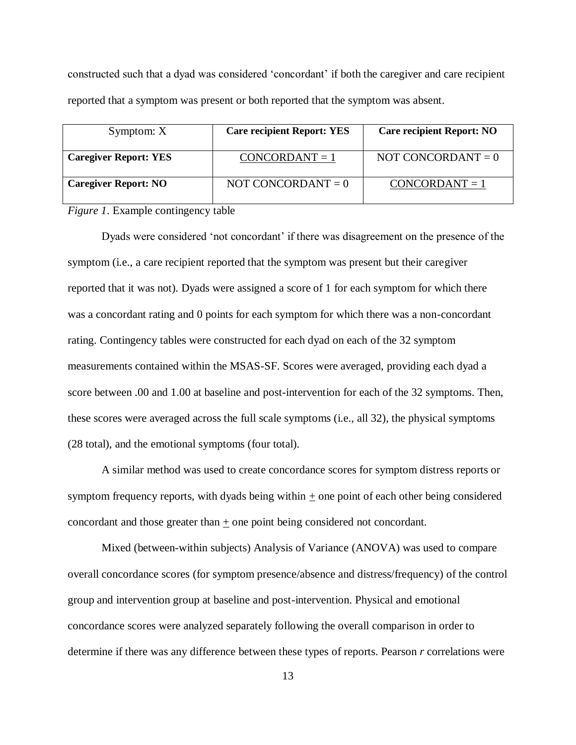constructed such that a dyad was considered 'concordant' if both the caregiver and care recipient reported that a symptom was present or both reported that the symptom was absent.

| Symptom: X | **Care recipient Report: YES** | **Care recipient Report: NO** |
|---|---|---|
| **Caregiver Report: YES** | CONCORDANT = 1 | NOT CONCORDANT = 0 |
| **Caregiver Report: NO** | NOT CONCORDANT = 0 | CONCORDANT = 1 |

*Figure 1*. Example contingency table

Dyads were considered 'not concordant' if there was disagreement on the presence of the symptom (i.e., a care recipient reported that the symptom was present but their caregiver reported that it was not). Dyads were assigned a score of 1 for each symptom for which there was a concordant rating and 0 points for each symptom for which there was a non-concordant rating. Contingency tables were constructed for each dyad on each of the 32 symptom measurements contained within the MSAS-SF. Scores were averaged, providing each dyad a score between .00 and 1.00 at baseline and post-intervention for each of the 32 symptoms. Then, these scores were averaged across the full scale symptoms (i.e., all 32), the physical symptoms (28 total), and the emotional symptoms (four total).

A similar method was used to create concordance scores for symptom distress reports or symptom frequency reports, with dyads being within $\pm$ one point of each other being considered concordant and those greater than $\pm$ one point being considered not concordant.

Mixed (between-within subjects) Analysis of Variance (ANOVA) was used to compare overall concordance scores (for symptom presence/absence and distress/frequency) of the control group and intervention group at baseline and post-intervention. Physical and emotional concordance scores were analyzed separately following the overall comparison in order to determine if there was any difference between these types of reports. Pearson $r$ correlations were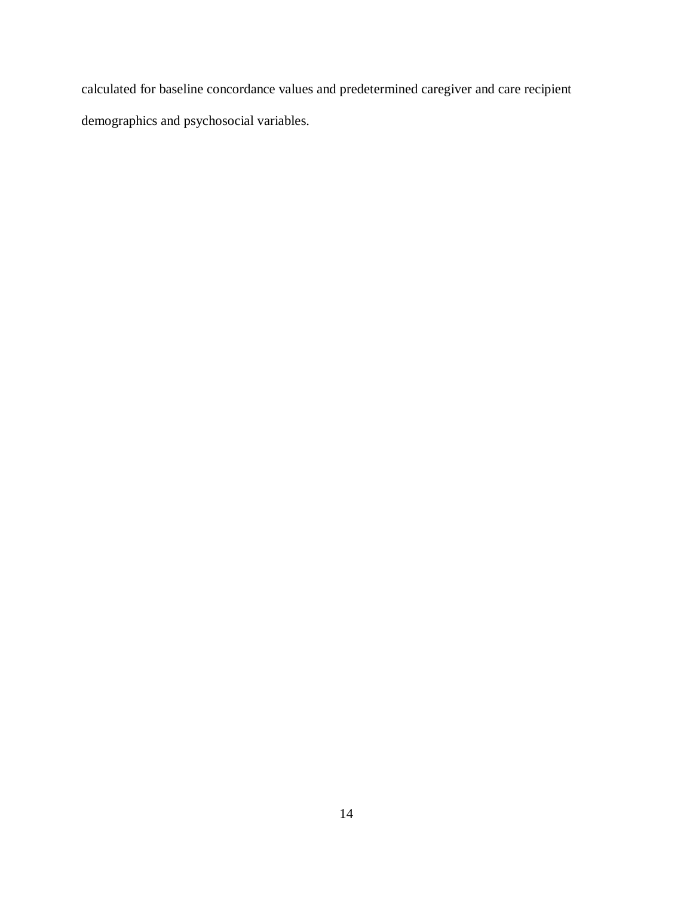calculated for baseline concordance values and predetermined caregiver and care recipient demographics and psychosocial variables.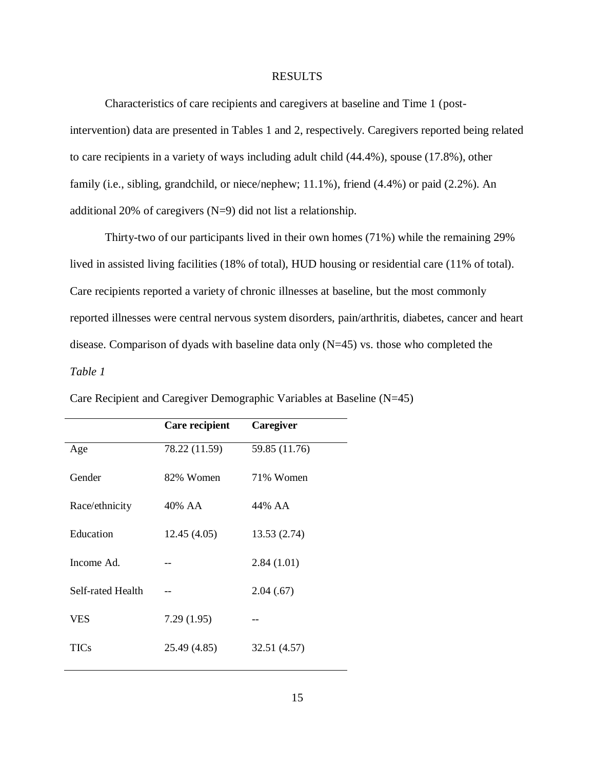# RESULTS

Characteristics of care recipients and caregivers at baseline and Time 1 (post-intervention) data are presented in Tables 1 and 2, respectively. Caregivers reported being related to care recipients in a variety of ways including adult child (44.4%), spouse (17.8%), other family (i.e., sibling, grandchild, or niece/nephew; 11.1%), friend (4.4%) or paid (2.2%). An additional 20% of caregivers (N=9) did not list a relationship.

Thirty-two of our participants lived in their own homes (71%) while the remaining 29% lived in assisted living facilities (18% of total), HUD housing or residential care (11% of total). Care recipients reported a variety of chronic illnesses at baseline, but the most commonly reported illnesses were central nervous system disorders, pain/arthritis, diabetes, cancer and heart disease. Comparison of dyads with baseline data only (N=45) vs. those who completed the

*Table 1*

Care Recipient and Caregiver Demographic Variables at Baseline (N=45)

| | **Care recipient** | **Caregiver** |
|---|---|---|
| Age | 78.22 (11.59) | 59.85 (11.76) |
| Gender | 82% Women | 71% Women |
| Race/ethnicity | 40% AA | 44% AA |
| Education | 12.45 (4.05) | 13.53 (2.74) |
| Income Ad. | -- | 2.84 (1.01) |
| Self-rated Health | -- | 2.04 (.67) |
| VES | 7.29 (1.95) | -- |
| TICs | 25.49 (4.85) | 32.51 (4.57) |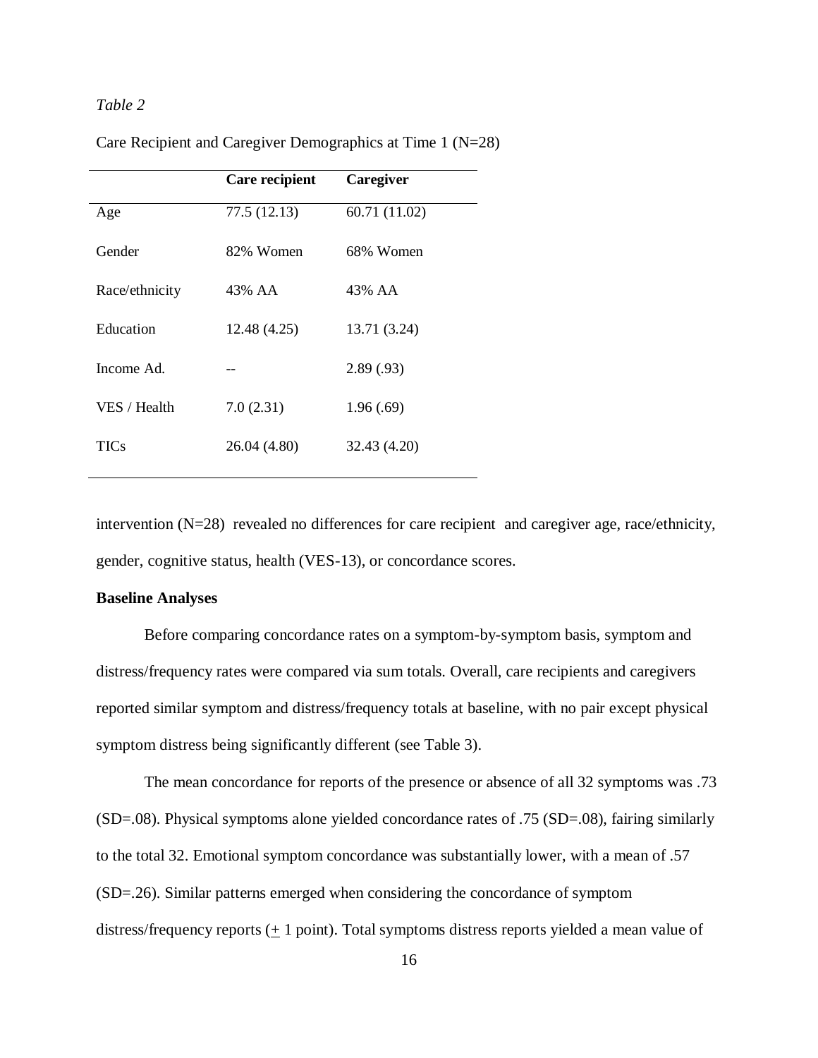*Table 2*

Care Recipient and Caregiver Demographics at Time 1 (N=28)

| | **Care recipient** | **Caregiver** |
|---|---|---|
| Age | 77.5 (12.13) | 60.71 (11.02) |
| Gender | 82% Women | 68% Women |
| Race/ethnicity | 43% AA | 43% AA |
| Education | 12.48 (4.25) | 13.71 (3.24) |
| Income Ad. | -- | 2.89 (.93) |
| VES / Health | 7.0 (2.31) | 1.96 (.69) |
| TICs | 26.04 (4.80) | 32.43 (4.20) |

intervention (N=28) revealed no differences for care recipient and caregiver age, race/ethnicity, gender, cognitive status, health (VES-13), or concordance scores.

**Baseline Analyses**

Before comparing concordance rates on a symptom-by-symptom basis, symptom and distress/frequency rates were compared via sum totals. Overall, care recipients and caregivers reported similar symptom and distress/frequency totals at baseline, with no pair except physical symptom distress being significantly different (see Table 3).

The mean concordance for reports of the presence or absence of all 32 symptoms was .73 (SD=.08). Physical symptoms alone yielded concordance rates of .75 (SD=.08), fairing similarly to the total 32. Emotional symptom concordance was substantially lower, with a mean of .57 (SD=.26). Similar patterns emerged when considering the concordance of symptom distress/frequency reports ($\pm$ 1 point). Total symptoms distress reports yielded a mean value of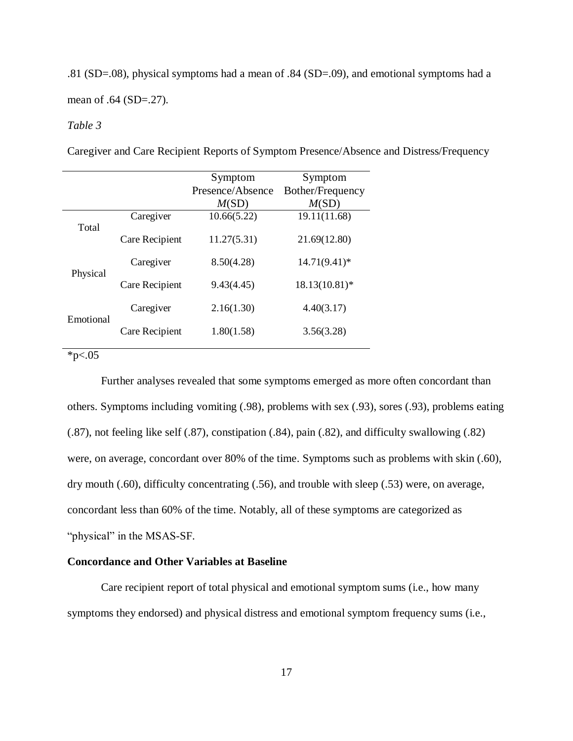.81 (SD=.08), physical symptoms had a mean of .84 (SD=.09), and emotional symptoms had a mean of .64 (SD=.27).

*Table 3*

Caregiver and Care Recipient Reports of Symptom Presence/Absence and Distress/Frequency

| | | Symptom Presence/Absence *M*(SD) | Symptom Bother/Frequency *M*(SD) |
|---|---|---|---|
| Total | Caregiver | 10.66(5.22) | 19.11(11.68) |
| | Care Recipient | 11.27(5.31) | 21.69(12.80) |
| Physical | Caregiver | 8.50(4.28) | 14.71(9.41)* |
| | Care Recipient | 9.43(4.45) | 18.13(10.81)* |
| Emotional | Caregiver | 2.16(1.30) | 4.40(3.17) |
| | Care Recipient | 1.80(1.58) | 3.56(3.28) |

*p<.05

Further analyses revealed that some symptoms emerged as more often concordant than others. Symptoms including vomiting (.98), problems with sex (.93), sores (.93), problems eating (.87), not feeling like self (.87), constipation (.84), pain (.82), and difficulty swallowing (.82) were, on average, concordant over 80% of the time. Symptoms such as problems with skin (.60), dry mouth (.60), difficulty concentrating (.56), and trouble with sleep (.53) were, on average, concordant less than 60% of the time. Notably, all of these symptoms are categorized as "physical" in the MSAS-SF.

**Concordance and Other Variables at Baseline**

Care recipient report of total physical and emotional symptom sums (i.e., how many symptoms they endorsed) and physical distress and emotional symptom frequency sums (i.e.,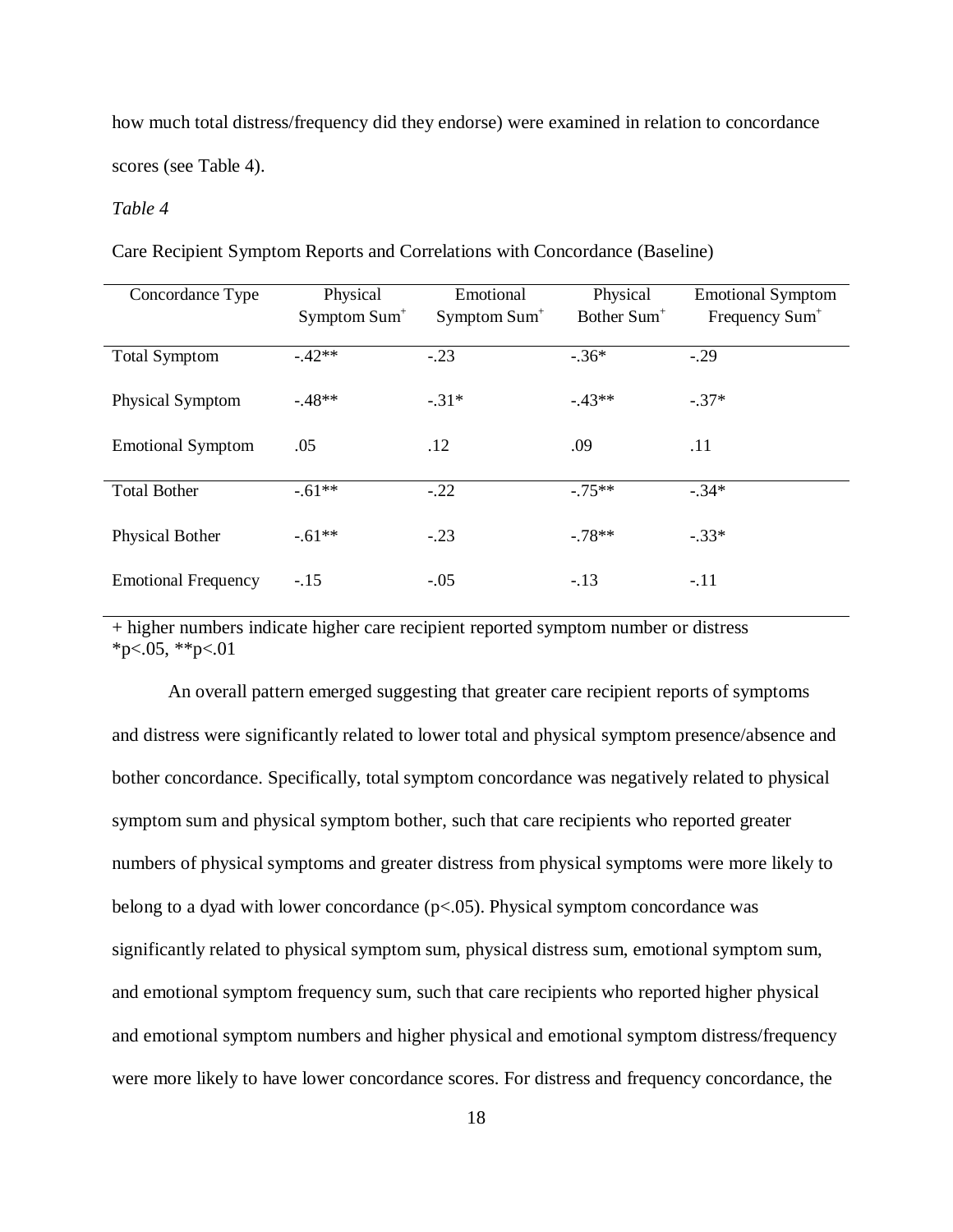how much total distress/frequency did they endorse) were examined in relation to concordance scores (see Table 4).

*Table 4*

Care Recipient Symptom Reports and Correlations with Concordance (Baseline)

| Concordance Type | Physical Symptom Sum$^{+}$ | Emotional Symptom Sum$^{+}$ | Physical Bother Sum$^{+}$ | Emotional Symptom Frequency Sum$^{+}$ |
|---|---|---|---|---|
| Total Symptom | -.42** | -.23 | -.36* | -.29 |
| Physical Symptom | -.48** | -.31* | -.43** | -.37* |
| Emotional Symptom | .05 | .12 | .09 | .11 |
| Total Bother | -.61** | -.22 | -.75** | -.34* |
| Physical Bother | -.61** | -.23 | -.78** | -.33* |
| Emotional Frequency | -.15 | -.05 | -.13 | -.11 |

+ higher numbers indicate higher care recipient reported symptom number or distress
*p<.05, **p<.01

An overall pattern emerged suggesting that greater care recipient reports of symptoms and distress were significantly related to lower total and physical symptom presence/absence and bother concordance. Specifically, total symptom concordance was negatively related to physical symptom sum and physical symptom bother, such that care recipients who reported greater numbers of physical symptoms and greater distress from physical symptoms were more likely to belong to a dyad with lower concordance ($p<.05$). Physical symptom concordance was significantly related to physical symptom sum, physical distress sum, emotional symptom sum, and emotional symptom frequency sum, such that care recipients who reported higher physical and emotional symptom numbers and higher physical and emotional symptom distress/frequency were more likely to have lower concordance scores. For distress and frequency concordance, the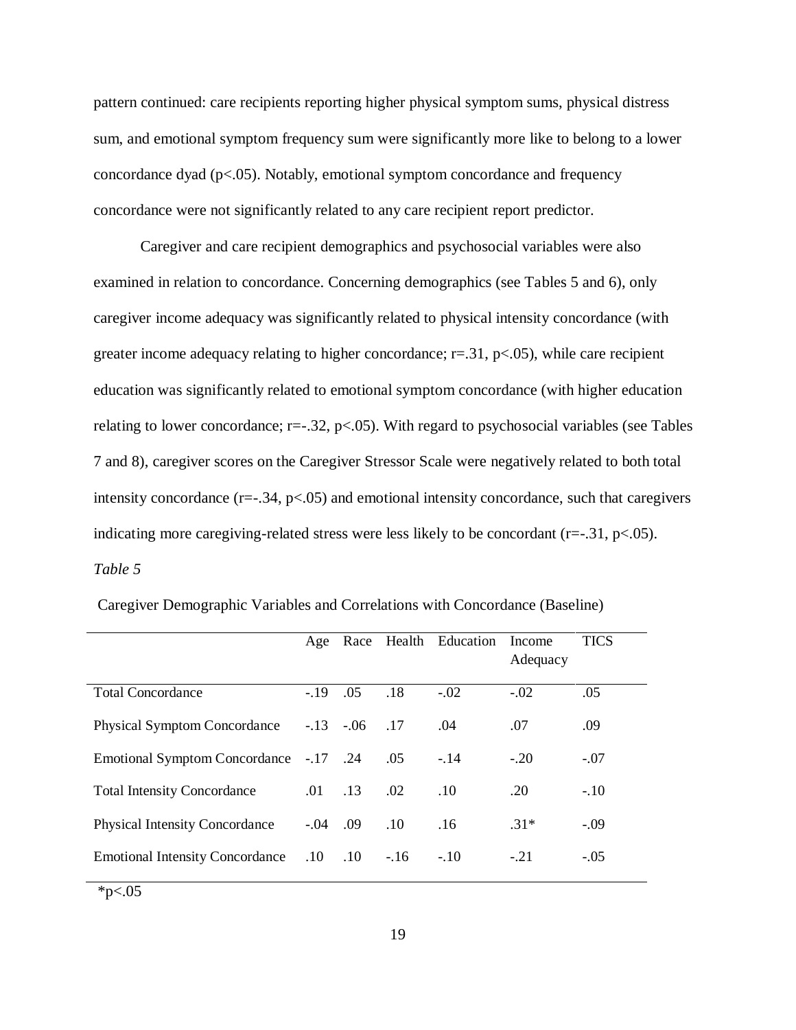pattern continued: care recipients reporting higher physical symptom sums, physical distress sum, and emotional symptom frequency sum were significantly more like to belong to a lower concordance dyad ($p<.05$). Notably, emotional symptom concordance and frequency concordance were not significantly related to any care recipient report predictor.

Caregiver and care recipient demographics and psychosocial variables were also examined in relation to concordance. Concerning demographics (see Tables 5 and 6), only caregiver income adequacy was significantly related to physical intensity concordance (with greater income adequacy relating to higher concordance; $r=.31$, $p<.05$), while care recipient education was significantly related to emotional symptom concordance (with higher education relating to lower concordance; $r=-.32$, $p<.05$). With regard to psychosocial variables (see Tables 7 and 8), caregiver scores on the Caregiver Stressor Scale were negatively related to both total intensity concordance ($r=-.34$, $p<.05$) and emotional intensity concordance, such that caregivers indicating more caregiving-related stress were less likely to be concordant ($r=-.31$, $p<.05$).

*Table 5*

Caregiver Demographic Variables and Correlations with Concordance (Baseline)

| | Age | Race | Health | Education | Income Adequacy | TICS |
|---|---|---|---|---|---|---|
| Total Concordance | -.19 | .05 | .18 | -.02 | -.02 | .05 |
| Physical Symptom Concordance | -.13 | -.06 | .17 | .04 | .07 | .09 |
| Emotional Symptom Concordance | -.17 | .24 | .05 | -.14 | -.20 | -.07 |
| Total Intensity Concordance | .01 | .13 | .02 | .10 | .20 | -.10 |
| Physical Intensity Concordance | -.04 | .09 | .10 | .16 | .31* | -.09 |
| Emotional Intensity Concordance | .10 | .10 | -.16 | -.10 | -.21 | -.05 |

*p<.05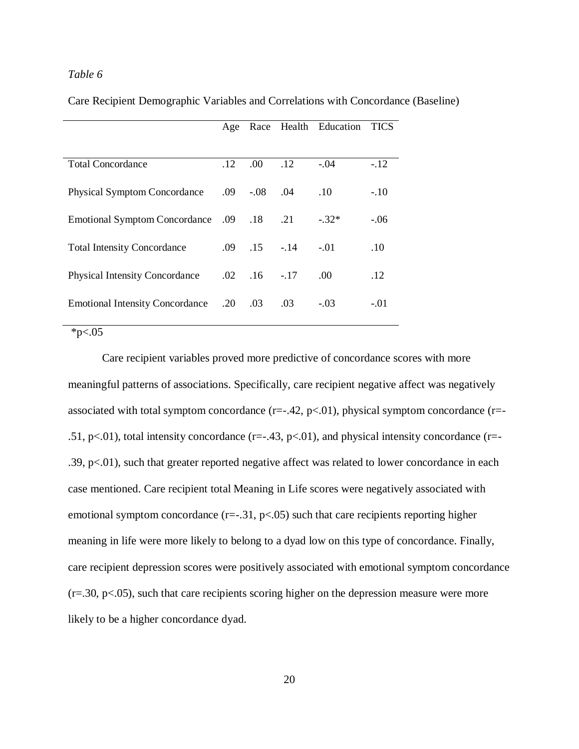*Table 6*

Care Recipient Demographic Variables and Correlations with Concordance (Baseline)

| | Age | Race | Health | Education | TICS |
|---|---|---|---|---|---|
| Total Concordance | .12 | .00 | .12 | -.04 | -.12 |
| Physical Symptom Concordance | .09 | -.08 | .04 | .10 | -.10 |
| Emotional Symptom Concordance | .09 | .18 | .21 | -.32* | -.06 |
| Total Intensity Concordance | .09 | .15 | -.14 | -.01 | .10 |
| Physical Intensity Concordance | .02 | .16 | -.17 | .00 | .12 |
| Emotional Intensity Concordance | .20 | .03 | .03 | -.03 | -.01 |

*p<.05

Care recipient variables proved more predictive of concordance scores with more meaningful patterns of associations. Specifically, care recipient negative affect was negatively associated with total symptom concordance ($r=-.42$, $p<.01$), physical symptom concordance ($r=-.51$, $p<.01$), total intensity concordance ($r=-.43$, $p<.01$), and physical intensity concordance ($r=-.39$, $p<.01$), such that greater reported negative affect was related to lower concordance in each case mentioned. Care recipient total Meaning in Life scores were negatively associated with emotional symptom concordance ($r=-.31$, $p<.05$) such that care recipients reporting higher meaning in life were more likely to belong to a dyad low on this type of concordance. Finally, care recipient depression scores were positively associated with emotional symptom concordance ($r=.30$, $p<.05$), such that care recipients scoring higher on the depression measure were more likely to be a higher concordance dyad.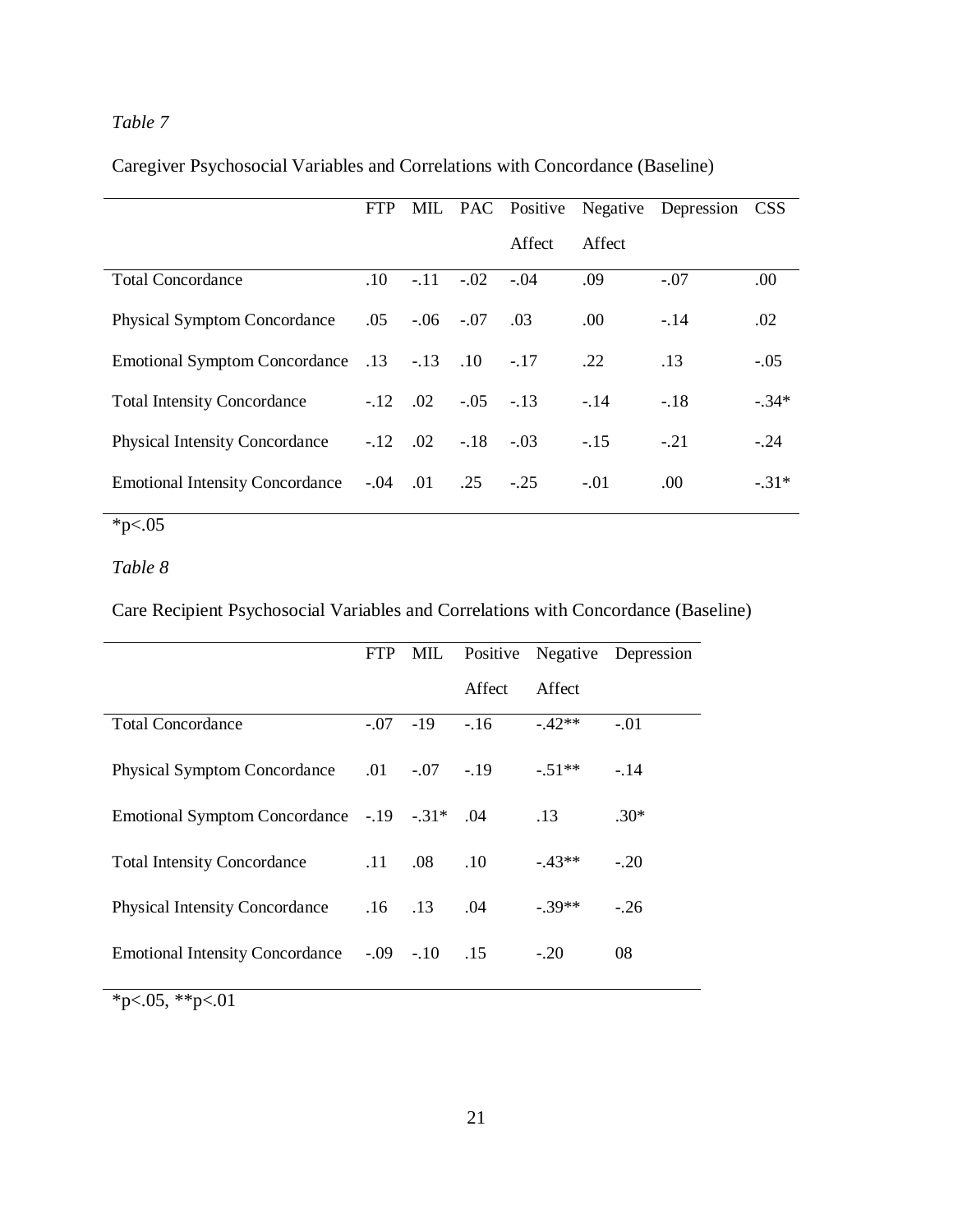*Table 7*

Caregiver Psychosocial Variables and Correlations with Concordance (Baseline)

| | FTP | MIL | PAC | Positive Affect | Negative Affect | Depression | CSS |
|---|---|---|---|---|---|---|---|
| Total Concordance | .10 | -.11 | -.02 | -.04 | .09 | -.07 | .00 |
| Physical Symptom Concordance | .05 | -.06 | -.07 | .03 | .00 | -.14 | .02 |
| Emotional Symptom Concordance | .13 | -.13 | .10 | -.17 | .22 | .13 | -.05 |
| Total Intensity Concordance | -.12 | .02 | -.05 | -.13 | -.14 | -.18 | -.34* |
| Physical Intensity Concordance | -.12 | .02 | -.18 | -.03 | -.15 | -.21 | -.24 |
| Emotional Intensity Concordance | -.04 | .01 | .25 | -.25 | -.01 | .00 | -.31* |

*p<.05

*Table 8*

Care Recipient Psychosocial Variables and Correlations with Concordance (Baseline)

| | FTP | MIL | Positive Affect | Negative Affect | Depression |
|---|---|---|---|---|---|
| Total Concordance | -.07 | -19 | -.16 | -.42** | -.01 |
| Physical Symptom Concordance | .01 | -.07 | -.19 | -.51** | -.14 |
| Emotional Symptom Concordance | -.19 | -.31* | .04 | .13 | .30* |
| Total Intensity Concordance | .11 | .08 | .10 | -.43** | -.20 |
| Physical Intensity Concordance | .16 | .13 | .04 | -.39** | -.26 |
| Emotional Intensity Concordance | -.09 | -.10 | .15 | -.20 | 08 |

*p<.05, **p<.01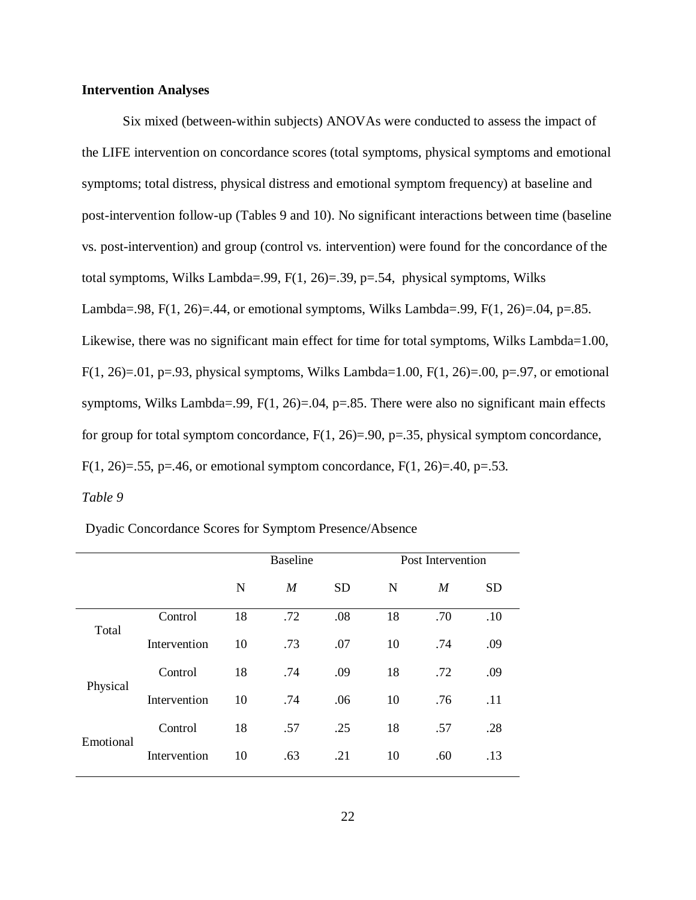**Intervention Analyses**

Six mixed (between-within subjects) ANOVAs were conducted to assess the impact of the LIFE intervention on concordance scores (total symptoms, physical symptoms and emotional symptoms; total distress, physical distress and emotional symptom frequency) at baseline and post-intervention follow-up (Tables 9 and 10). No significant interactions between time (baseline vs. post-intervention) and group (control vs. intervention) were found for the concordance of the total symptoms, Wilks Lambda=.99, $F(1, 26)=.39$, $p=.54$, physical symptoms, Wilks Lambda=.98, $F(1, 26)=.44$, or emotional symptoms, Wilks Lambda=.99, $F(1, 26)=.04$, $p=.85$. Likewise, there was no significant main effect for time for total symptoms, Wilks Lambda=1.00, $F(1, 26)=.01$, $p=.93$, physical symptoms, Wilks Lambda=1.00, $F(1, 26)=.00$, $p=.97$, or emotional symptoms, Wilks Lambda=.99, $F(1, 26)=.04$, $p=.85$. There were also no significant main effects for group for total symptom concordance, $F(1, 26)=.90$, $p=.35$, physical symptom concordance, $F(1, 26)=.55$, $p=.46$, or emotional symptom concordance, $F(1, 26)=.40$, $p=.53$.

*Table 9*

Dyadic Concordance Scores for Symptom Presence/Absence

| | | Baseline | | | Post Intervention | | |
|---|---|---|---|---|---|---|---|
| | | N | *M* | SD | N | *M* | SD |
| Total | Control | 18 | .72 | .08 | 18 | .70 | .10 |
| | Intervention | 10 | .73 | .07 | 10 | .74 | .09 |
| Physical | Control | 18 | .74 | .09 | 18 | .72 | .09 |
| | Intervention | 10 | .74 | .06 | 10 | .76 | .11 |
| Emotional | Control | 18 | .57 | .25 | 18 | .57 | .28 |
| | Intervention | 10 | .63 | .21 | 10 | .60 | .13 |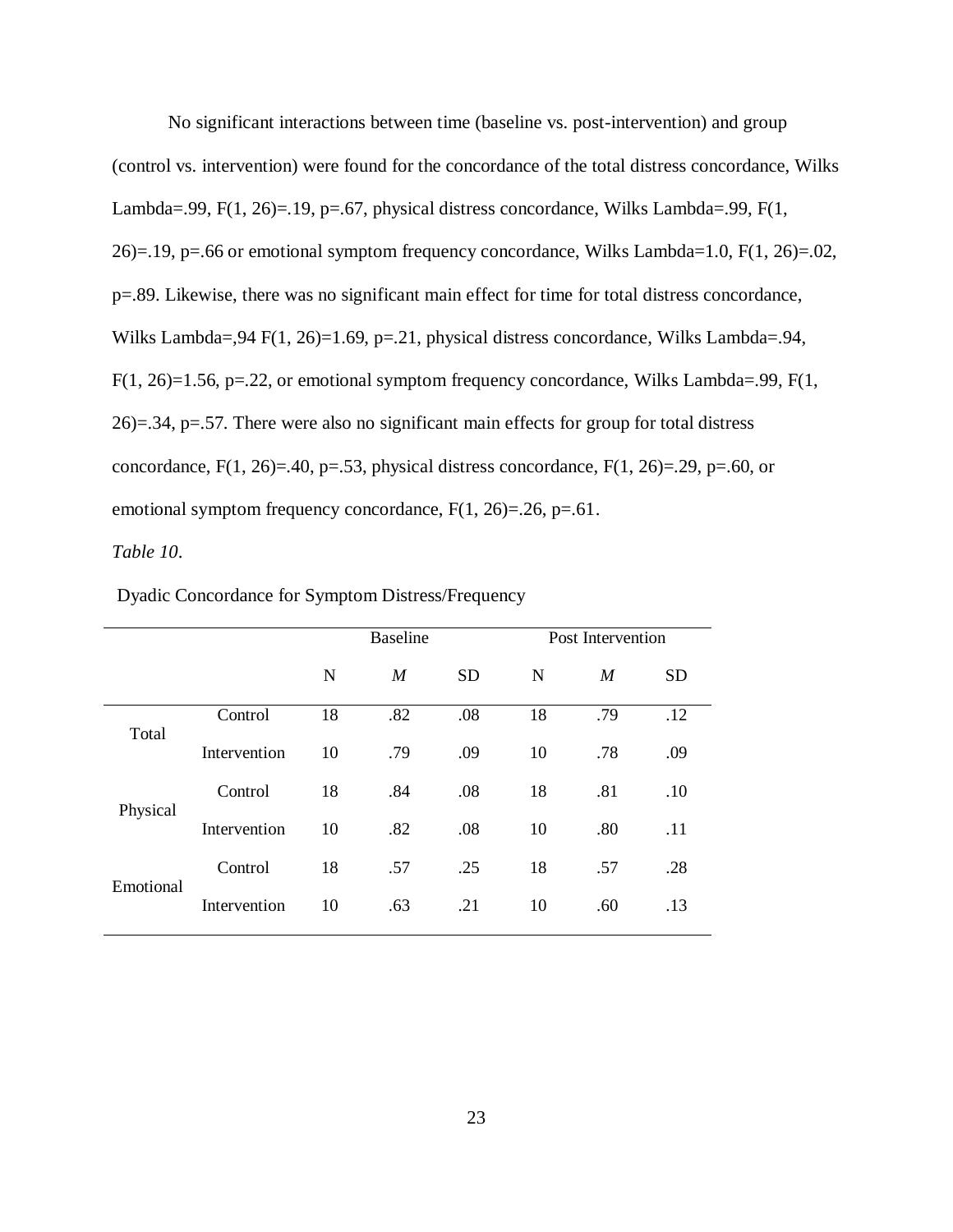No significant interactions between time (baseline vs. post-intervention) and group (control vs. intervention) were found for the concordance of the total distress concordance, Wilks Lambda=.99, $F(1, 26)=.19$, $p=.67$, physical distress concordance, Wilks Lambda=.99, $F(1, 26)=.19$, $p=.66$ or emotional symptom frequency concordance, Wilks Lambda=1.0, $F(1, 26)=.02$, $p=.89$. Likewise, there was no significant main effect for time for total distress concordance, Wilks Lambda=,94 $F(1, 26)=1.69$, $p=.21$, physical distress concordance, Wilks Lambda=.94, $F(1, 26)=1.56$, $p=.22$, or emotional symptom frequency concordance, Wilks Lambda=.99, $F(1, 26)=.34$, $p=.57$. There were also no significant main effects for group for total distress concordance, $F(1, 26)=.40$, $p=.53$, physical distress concordance, $F(1, 26)=.29$, $p=.60$, or emotional symptom frequency concordance, $F(1, 26)=.26$, $p=.61$.

*Table 10*.

Dyadic Concordance for Symptom Distress/Frequency

| | | Baseline | | | Post Intervention | | |
|---|---|---|---|---|---|---|---|
| | | N | *M* | SD | N | *M* | SD |
| Total | Control | 18 | .82 | .08 | 18 | .79 | .12 |
| | Intervention | 10 | .79 | .09 | 10 | .78 | .09 |
| Physical | Control | 18 | .84 | .08 | 18 | .81 | .10 |
| | Intervention | 10 | .82 | .08 | 10 | .80 | .11 |
| Emotional | Control | 18 | .57 | .25 | 18 | .57 | .28 |
| | Intervention | 10 | .63 | .21 | 10 | .60 | .13 |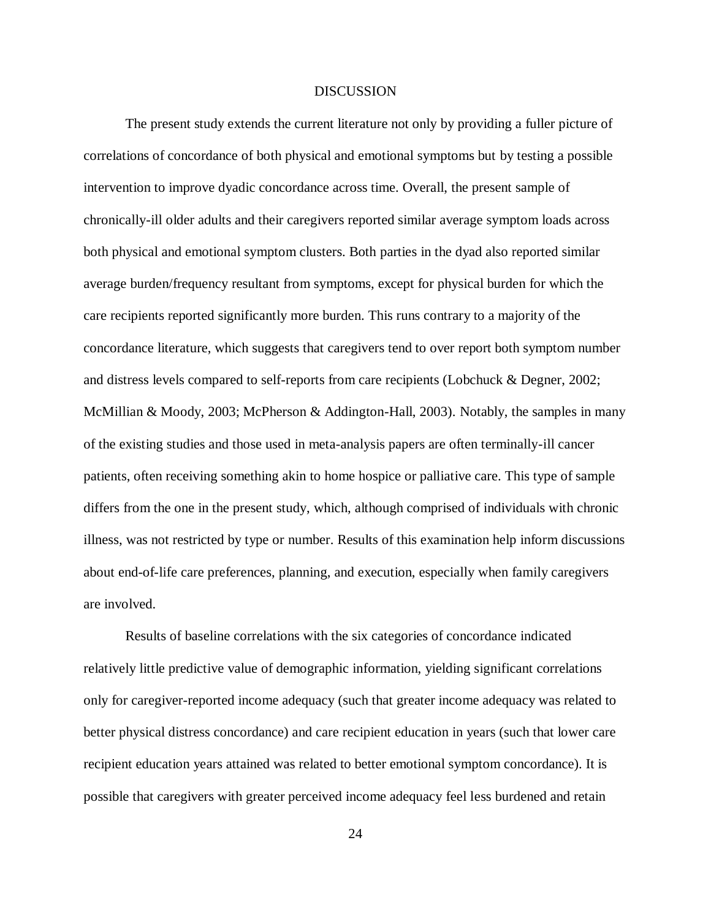# DISCUSSION

The present study extends the current literature not only by providing a fuller picture of correlations of concordance of both physical and emotional symptoms but by testing a possible intervention to improve dyadic concordance across time. Overall, the present sample of chronically-ill older adults and their caregivers reported similar average symptom loads across both physical and emotional symptom clusters. Both parties in the dyad also reported similar average burden/frequency resultant from symptoms, except for physical burden for which the care recipients reported significantly more burden. This runs contrary to a majority of the concordance literature, which suggests that caregivers tend to over report both symptom number and distress levels compared to self-reports from care recipients (Lobchuck & Degner, 2002; McMillian & Moody, 2003; McPherson & Addington-Hall, 2003). Notably, the samples in many of the existing studies and those used in meta-analysis papers are often terminally-ill cancer patients, often receiving something akin to home hospice or palliative care. This type of sample differs from the one in the present study, which, although comprised of individuals with chronic illness, was not restricted by type or number. Results of this examination help inform discussions about end-of-life care preferences, planning, and execution, especially when family caregivers are involved.

Results of baseline correlations with the six categories of concordance indicated relatively little predictive value of demographic information, yielding significant correlations only for caregiver-reported income adequacy (such that greater income adequacy was related to better physical distress concordance) and care recipient education in years (such that lower care recipient education years attained was related to better emotional symptom concordance). It is possible that caregivers with greater perceived income adequacy feel less burdened and retain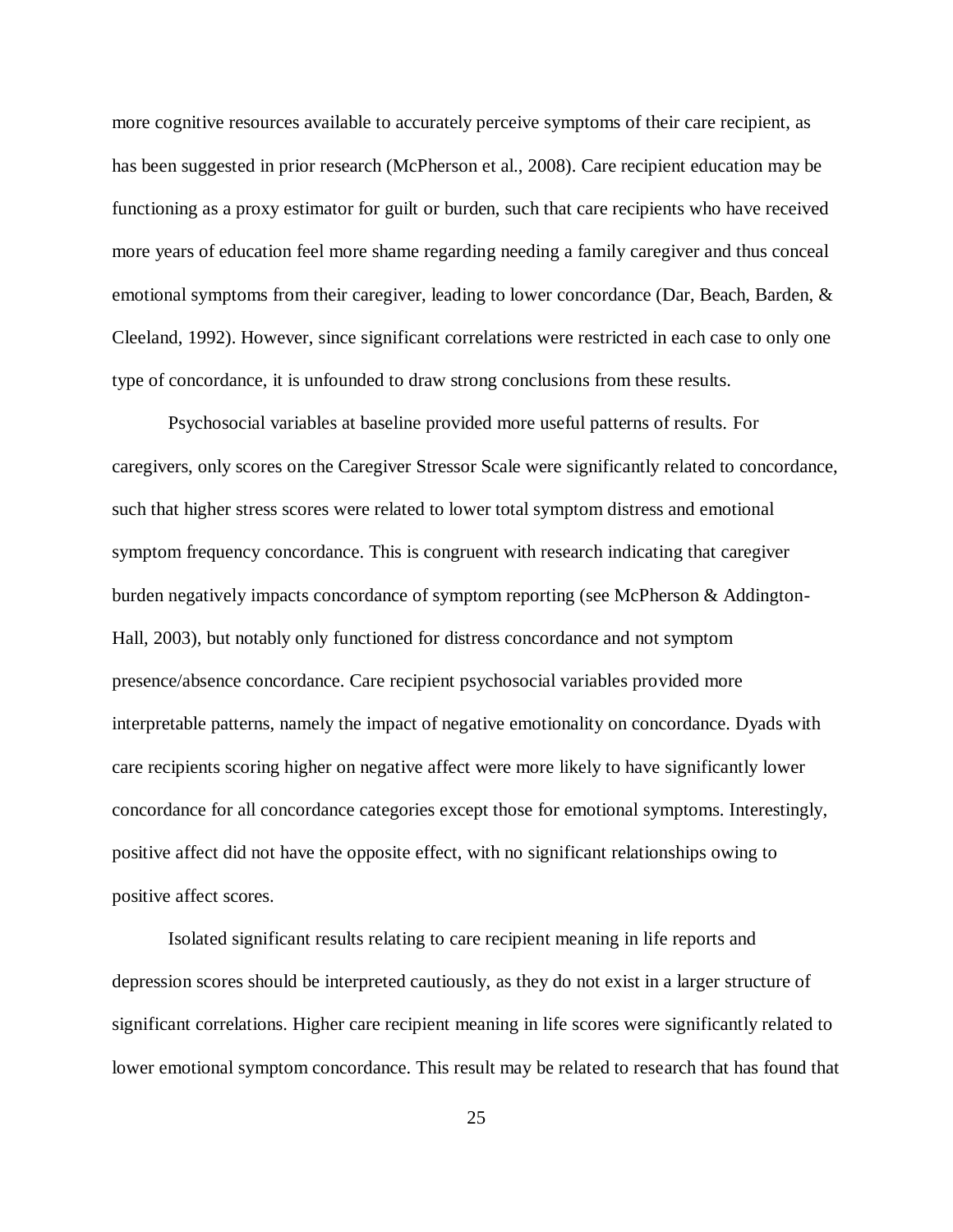more cognitive resources available to accurately perceive symptoms of their care recipient, as has been suggested in prior research (McPherson et al., 2008). Care recipient education may be functioning as a proxy estimator for guilt or burden, such that care recipients who have received more years of education feel more shame regarding needing a family caregiver and thus conceal emotional symptoms from their caregiver, leading to lower concordance (Dar, Beach, Barden, & Cleeland, 1992). However, since significant correlations were restricted in each case to only one type of concordance, it is unfounded to draw strong conclusions from these results.

Psychosocial variables at baseline provided more useful patterns of results. For caregivers, only scores on the Caregiver Stressor Scale were significantly related to concordance, such that higher stress scores were related to lower total symptom distress and emotional symptom frequency concordance. This is congruent with research indicating that caregiver burden negatively impacts concordance of symptom reporting (see McPherson & Addington-Hall, 2003), but notably only functioned for distress concordance and not symptom presence/absence concordance. Care recipient psychosocial variables provided more interpretable patterns, namely the impact of negative emotionality on concordance. Dyads with care recipients scoring higher on negative affect were more likely to have significantly lower concordance for all concordance categories except those for emotional symptoms. Interestingly, positive affect did not have the opposite effect, with no significant relationships owing to positive affect scores.

Isolated significant results relating to care recipient meaning in life reports and depression scores should be interpreted cautiously, as they do not exist in a larger structure of significant correlations. Higher care recipient meaning in life scores were significantly related to lower emotional symptom concordance. This result may be related to research that has found that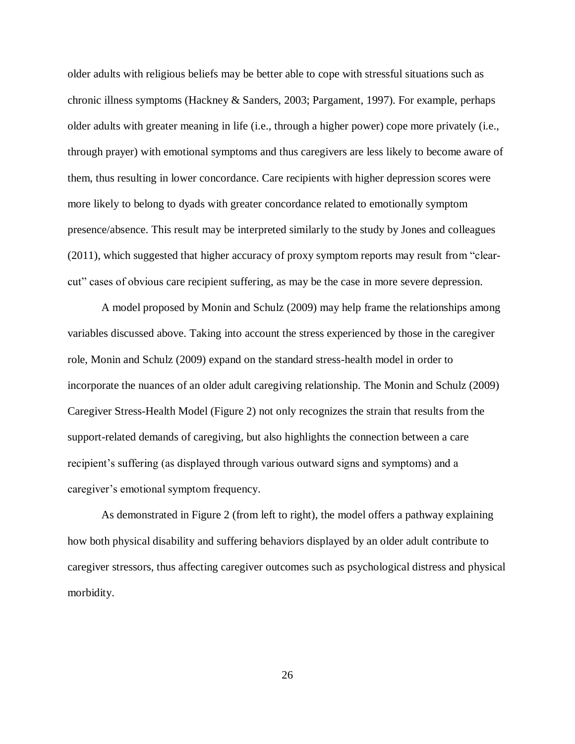older adults with religious beliefs may be better able to cope with stressful situations such as chronic illness symptoms (Hackney & Sanders, 2003; Pargament, 1997). For example, perhaps older adults with greater meaning in life (i.e., through a higher power) cope more privately (i.e., through prayer) with emotional symptoms and thus caregivers are less likely to become aware of them, thus resulting in lower concordance. Care recipients with higher depression scores were more likely to belong to dyads with greater concordance related to emotionally symptom presence/absence. This result may be interpreted similarly to the study by Jones and colleagues (2011), which suggested that higher accuracy of proxy symptom reports may result from "clear-cut" cases of obvious care recipient suffering, as may be the case in more severe depression.

A model proposed by Monin and Schulz (2009) may help frame the relationships among variables discussed above. Taking into account the stress experienced by those in the caregiver role, Monin and Schulz (2009) expand on the standard stress-health model in order to incorporate the nuances of an older adult caregiving relationship. The Monin and Schulz (2009) Caregiver Stress-Health Model (Figure 2) not only recognizes the strain that results from the support-related demands of caregiving, but also highlights the connection between a care recipient's suffering (as displayed through various outward signs and symptoms) and a caregiver's emotional symptom frequency.

As demonstrated in Figure 2 (from left to right), the model offers a pathway explaining how both physical disability and suffering behaviors displayed by an older adult contribute to caregiver stressors, thus affecting caregiver outcomes such as psychological distress and physical morbidity.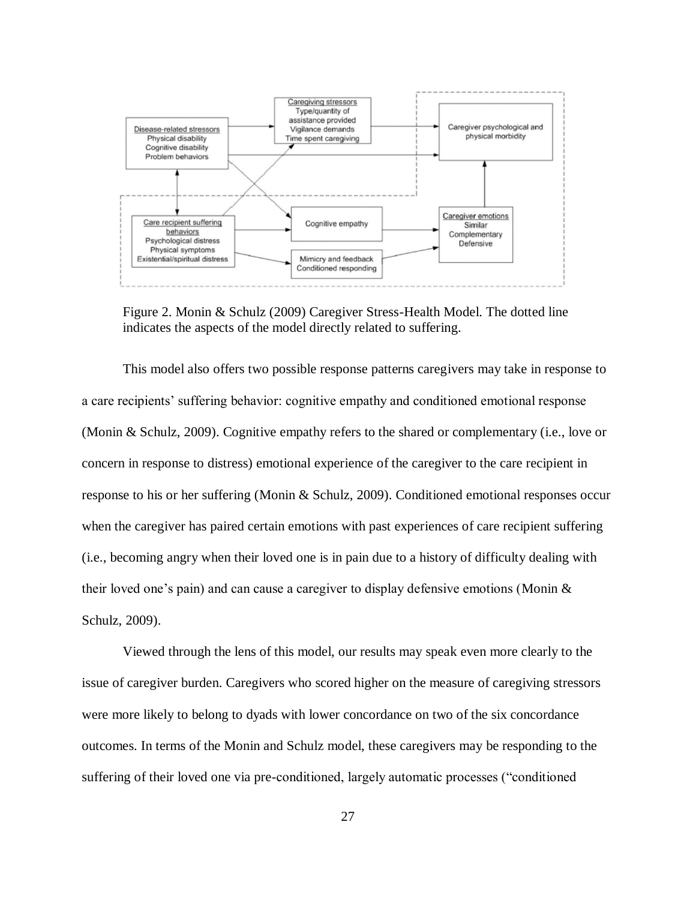Figure 2. Monin & Schulz (2009) Caregiver Stress-Health Model. The dotted line indicates the aspects of the model directly related to suffering.

This model also offers two possible response patterns caregivers may take in response to a care recipients' suffering behavior: cognitive empathy and conditioned emotional response (Monin & Schulz, 2009). Cognitive empathy refers to the shared or complementary (i.e., love or concern in response to distress) emotional experience of the caregiver to the care recipient in response to his or her suffering (Monin & Schulz, 2009). Conditioned emotional responses occur when the caregiver has paired certain emotions with past experiences of care recipient suffering (i.e., becoming angry when their loved one is in pain due to a history of difficulty dealing with their loved one's pain) and can cause a caregiver to display defensive emotions (Monin & Schulz, 2009).

Viewed through the lens of this model, our results may speak even more clearly to the issue of caregiver burden. Caregivers who scored higher on the measure of caregiving stressors were more likely to belong to dyads with lower concordance on two of the six concordance outcomes. In terms of the Monin and Schulz model, these caregivers may be responding to the suffering of their loved one via pre-conditioned, largely automatic processes ("conditioned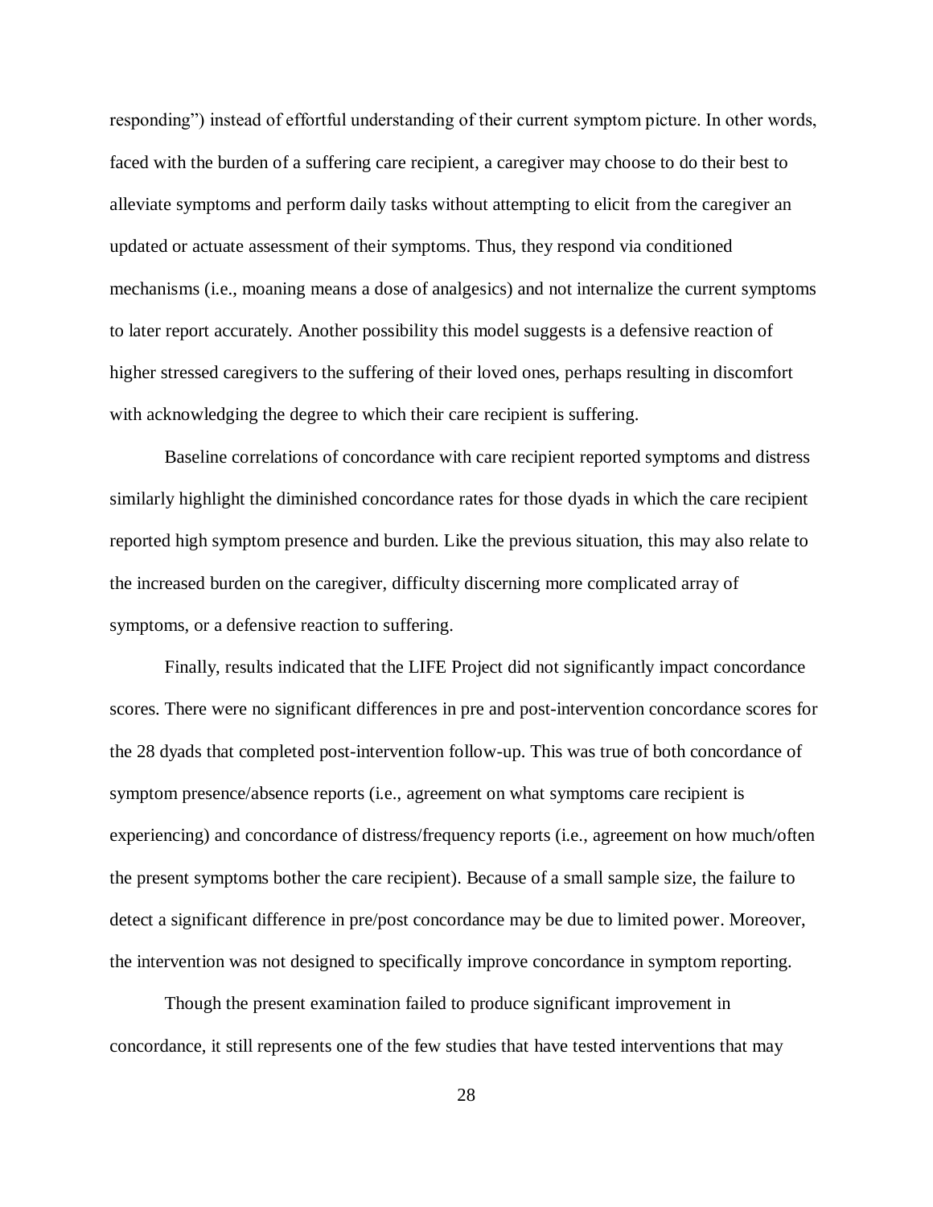responding") instead of effortful understanding of their current symptom picture. In other words, faced with the burden of a suffering care recipient, a caregiver may choose to do their best to alleviate symptoms and perform daily tasks without attempting to elicit from the caregiver an updated or actuate assessment of their symptoms. Thus, they respond via conditioned mechanisms (i.e., moaning means a dose of analgesics) and not internalize the current symptoms to later report accurately. Another possibility this model suggests is a defensive reaction of higher stressed caregivers to the suffering of their loved ones, perhaps resulting in discomfort with acknowledging the degree to which their care recipient is suffering.

Baseline correlations of concordance with care recipient reported symptoms and distress similarly highlight the diminished concordance rates for those dyads in which the care recipient reported high symptom presence and burden. Like the previous situation, this may also relate to the increased burden on the caregiver, difficulty discerning more complicated array of symptoms, or a defensive reaction to suffering.

Finally, results indicated that the LIFE Project did not significantly impact concordance scores. There were no significant differences in pre and post-intervention concordance scores for the 28 dyads that completed post-intervention follow-up. This was true of both concordance of symptom presence/absence reports (i.e., agreement on what symptoms care recipient is experiencing) and concordance of distress/frequency reports (i.e., agreement on how much/often the present symptoms bother the care recipient). Because of a small sample size, the failure to detect a significant difference in pre/post concordance may be due to limited power. Moreover, the intervention was not designed to specifically improve concordance in symptom reporting.

Though the present examination failed to produce significant improvement in concordance, it still represents one of the few studies that have tested interventions that may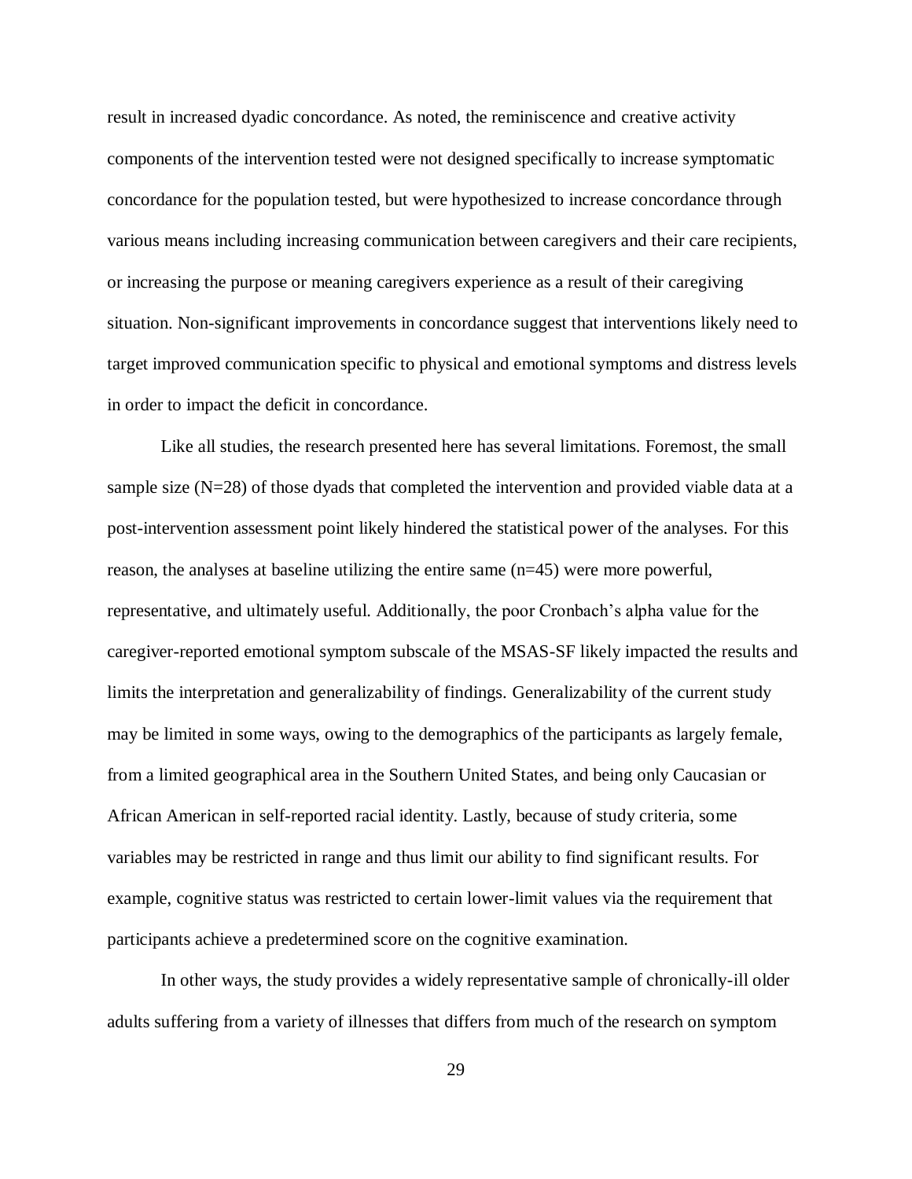result in increased dyadic concordance. As noted, the reminiscence and creative activity components of the intervention tested were not designed specifically to increase symptomatic concordance for the population tested, but were hypothesized to increase concordance through various means including increasing communication between caregivers and their care recipients, or increasing the purpose or meaning caregivers experience as a result of their caregiving situation. Non-significant improvements in concordance suggest that interventions likely need to target improved communication specific to physical and emotional symptoms and distress levels in order to impact the deficit in concordance.

Like all studies, the research presented here has several limitations. Foremost, the small sample size (N=28) of those dyads that completed the intervention and provided viable data at a post-intervention assessment point likely hindered the statistical power of the analyses. For this reason, the analyses at baseline utilizing the entire same (n=45) were more powerful, representative, and ultimately useful. Additionally, the poor Cronbach's alpha value for the caregiver-reported emotional symptom subscale of the MSAS-SF likely impacted the results and limits the interpretation and generalizability of findings. Generalizability of the current study may be limited in some ways, owing to the demographics of the participants as largely female, from a limited geographical area in the Southern United States, and being only Caucasian or African American in self-reported racial identity. Lastly, because of study criteria, some variables may be restricted in range and thus limit our ability to find significant results. For example, cognitive status was restricted to certain lower-limit values via the requirement that participants achieve a predetermined score on the cognitive examination.

In other ways, the study provides a widely representative sample of chronically-ill older adults suffering from a variety of illnesses that differs from much of the research on symptom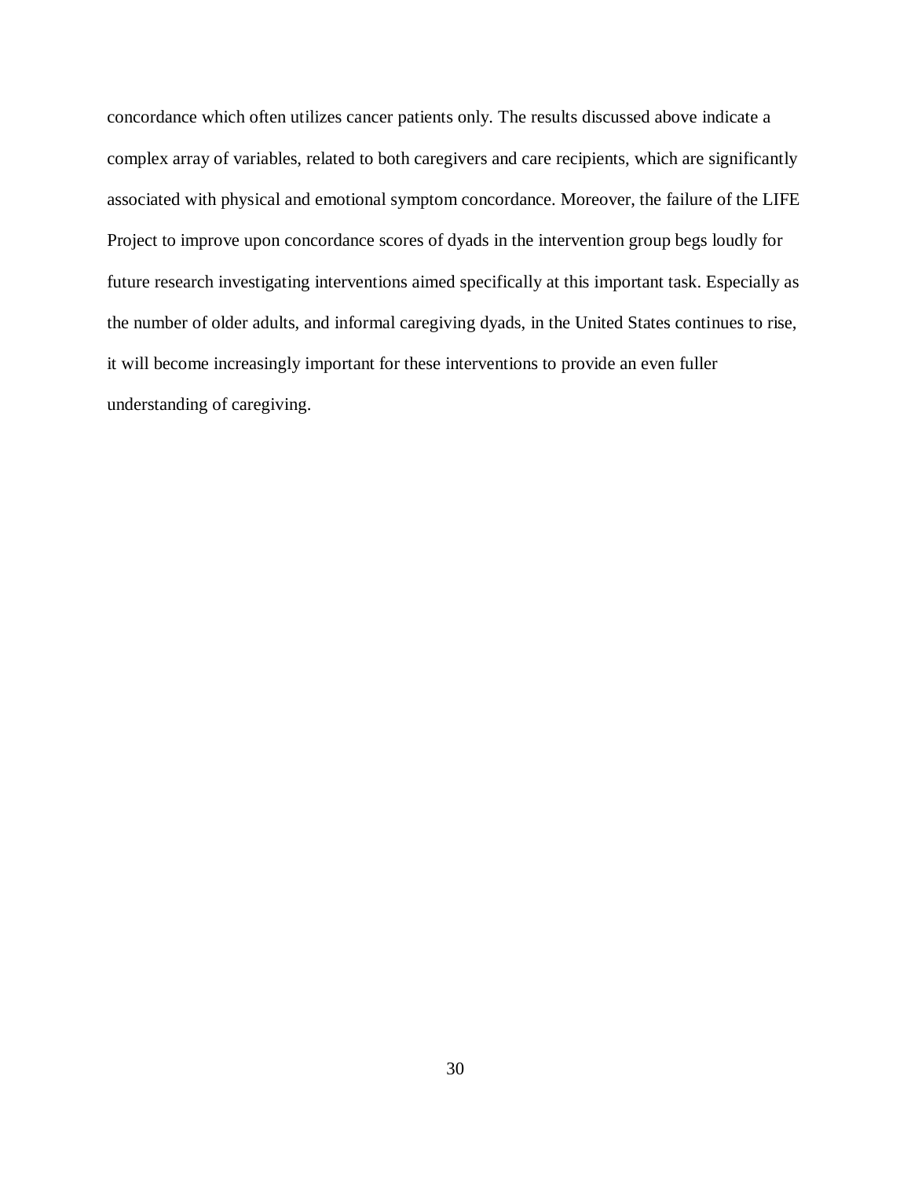concordance which often utilizes cancer patients only. The results discussed above indicate a complex array of variables, related to both caregivers and care recipients, which are significantly associated with physical and emotional symptom concordance. Moreover, the failure of the LIFE Project to improve upon concordance scores of dyads in the intervention group begs loudly for future research investigating interventions aimed specifically at this important task. Especially as the number of older adults, and informal caregiving dyads, in the United States continues to rise, it will become increasingly important for these interventions to provide an even fuller understanding of caregiving.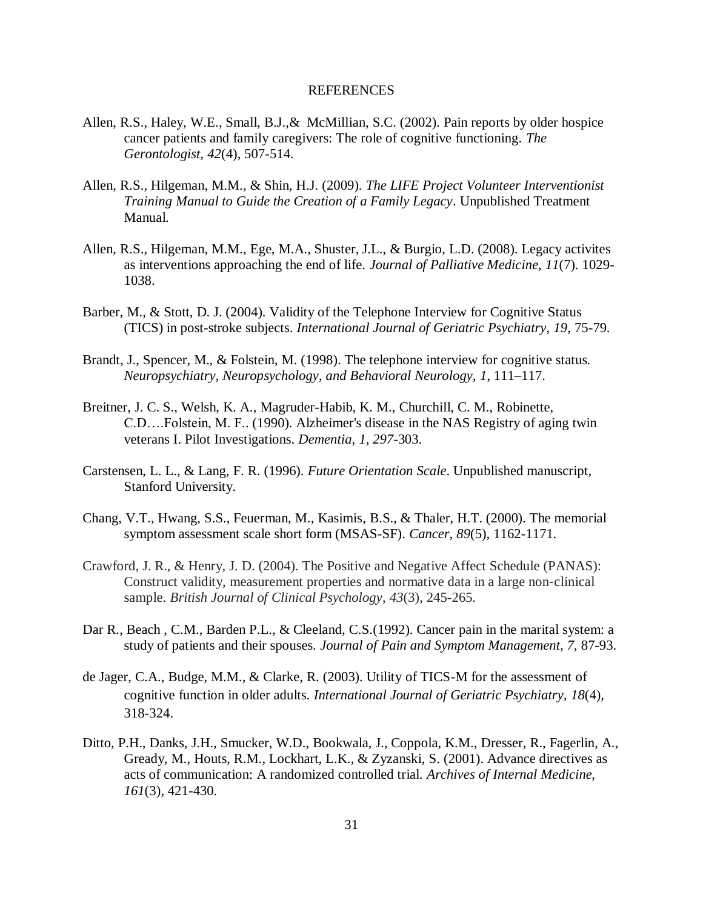# REFERENCES

Allen, R.S., Haley, W.E., Small, B.J.,& McMillian, S.C. (2002). Pain reports by older hospice cancer patients and family caregivers: The role of cognitive functioning. *The Gerontologist, 42*(4), 507-514.

Allen, R.S., Hilgeman, M.M., & Shin, H.J. (2009). *The LIFE Project Volunteer Interventionist Training Manual to Guide the Creation of a Family Legacy*. Unpublished Treatment Manual.

Allen, R.S., Hilgeman, M.M., Ege, M.A., Shuster, J.L., & Burgio, L.D. (2008). Legacy activites as interventions approaching the end of life. *Journal of Palliative Medicine, 11*(7). 1029-1038.

Barber, M., & Stott, D. J. (2004). Validity of the Telephone Interview for Cognitive Status (TICS) in post-stroke subjects. *International Journal of Geriatric Psychiatry, 19*, 75-79.

Brandt, J., Spencer, M., & Folstein, M. (1998). The telephone interview for cognitive status. *Neuropsychiatry, Neuropsychology, and Behavioral Neurology, 1*, 111–117.

Breitner, J. C. S., Welsh, K. A., Magruder-Habib, K. M., Churchill, C. M., Robinette, C.D….Folstein, M. F.. (1990). Alzheimer's disease in the NAS Registry of aging twin veterans I. Pilot Investigations. *Dementia, 1, 297*-303.

Carstensen, L. L., & Lang, F. R. (1996). *Future Orientation Scale*. Unpublished manuscript, Stanford University.

Chang, V.T., Hwang, S.S., Feuerman, M., Kasimis, B.S., & Thaler, H.T. (2000). The memorial symptom assessment scale short form (MSAS-SF). *Cancer, 89*(5), 1162-1171.

Crawford, J. R., & Henry, J. D. (2004). The Positive and Negative Affect Schedule (PANAS): Construct validity, measurement properties and normative data in a large non-clinical sample. *British Journal of Clinical Psychology, 43*(3), 245-265.

Dar R., Beach , C.M., Barden P.L., & Cleeland, C.S.(1992). Cancer pain in the marital system: a study of patients and their spouses. *Journal of Pain and Symptom Management, 7*, 87-93.

de Jager, C.A., Budge, M.M., & Clarke, R. (2003). Utility of TICS-M for the assessment of cognitive function in older adults. *International Journal of Geriatric Psychiatry, 18*(4), 318-324.

Ditto, P.H., Danks, J.H., Smucker, W.D., Bookwala, J., Coppola, K.M., Dresser, R., Fagerlin, A., Gready, M., Houts, R.M., Lockhart, L.K., & Zyzanski, S. (2001). Advance directives as acts of communication: A randomized controlled trial. *Archives of Internal Medicine, 161*(3), 421-430.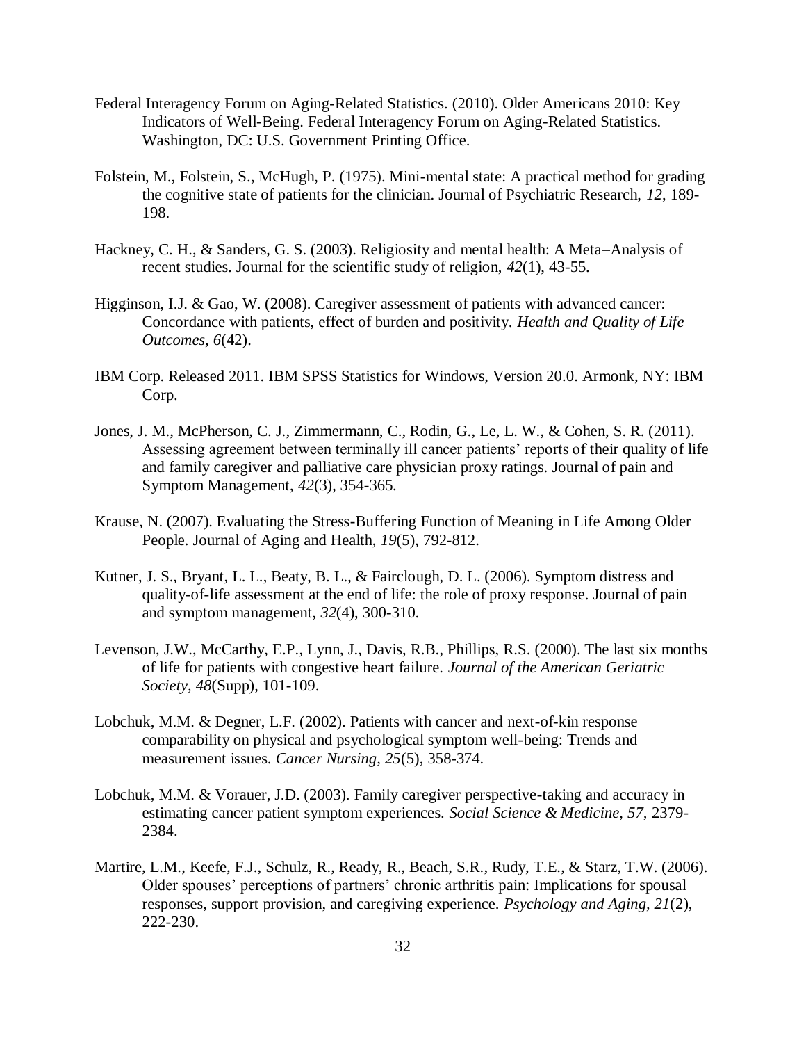Federal Interagency Forum on Aging-Related Statistics. (2010). Older Americans 2010: Key Indicators of Well-Being. Federal Interagency Forum on Aging-Related Statistics. Washington, DC: U.S. Government Printing Office.

Folstein, M., Folstein, S., McHugh, P. (1975). Mini-mental state: A practical method for grading the cognitive state of patients for the clinician. Journal of Psychiatric Research, *12*, 189-198.

Hackney, C. H., & Sanders, G. S. (2003). Religiosity and mental health: A Meta–Analysis of recent studies. Journal for the scientific study of religion, *42*(1), 43-55.

Higginson, I.J. & Gao, W. (2008). Caregiver assessment of patients with advanced cancer: Concordance with patients, effect of burden and positivity. *Health and Quality of Life Outcomes, 6*(42).

IBM Corp. Released 2011. IBM SPSS Statistics for Windows, Version 20.0. Armonk, NY: IBM Corp.

Jones, J. M., McPherson, C. J., Zimmermann, C., Rodin, G., Le, L. W., & Cohen, S. R. (2011). Assessing agreement between terminally ill cancer patients' reports of their quality of life and family caregiver and palliative care physician proxy ratings. Journal of pain and Symptom Management, *42*(3), 354-365.

Krause, N. (2007). Evaluating the Stress-Buffering Function of Meaning in Life Among Older People. Journal of Aging and Health, *19*(5), 792-812.

Kutner, J. S., Bryant, L. L., Beaty, B. L., & Fairclough, D. L. (2006). Symptom distress and quality-of-life assessment at the end of life: the role of proxy response. Journal of pain and symptom management, *32*(4), 300-310.

Levenson, J.W., McCarthy, E.P., Lynn, J., Davis, R.B., Phillips, R.S. (2000). The last six months of life for patients with congestive heart failure. *Journal of the American Geriatric Society, 48*(Supp), 101-109.

Lobchuk, M.M. & Degner, L.F. (2002). Patients with cancer and next-of-kin response comparability on physical and psychological symptom well-being: Trends and measurement issues. *Cancer Nursing, 25*(5), 358-374.

Lobchuk, M.M. & Vorauer, J.D. (2003). Family caregiver perspective-taking and accuracy in estimating cancer patient symptom experiences. *Social Science & Medicine, 57,* 2379-2384.

Martire, L.M., Keefe, F.J., Schulz, R., Ready, R., Beach, S.R., Rudy, T.E., & Starz, T.W. (2006). Older spouses' perceptions of partners' chronic arthritis pain: Implications for spousal responses, support provision, and caregiving experience. *Psychology and Aging, 21*(2), 222-230.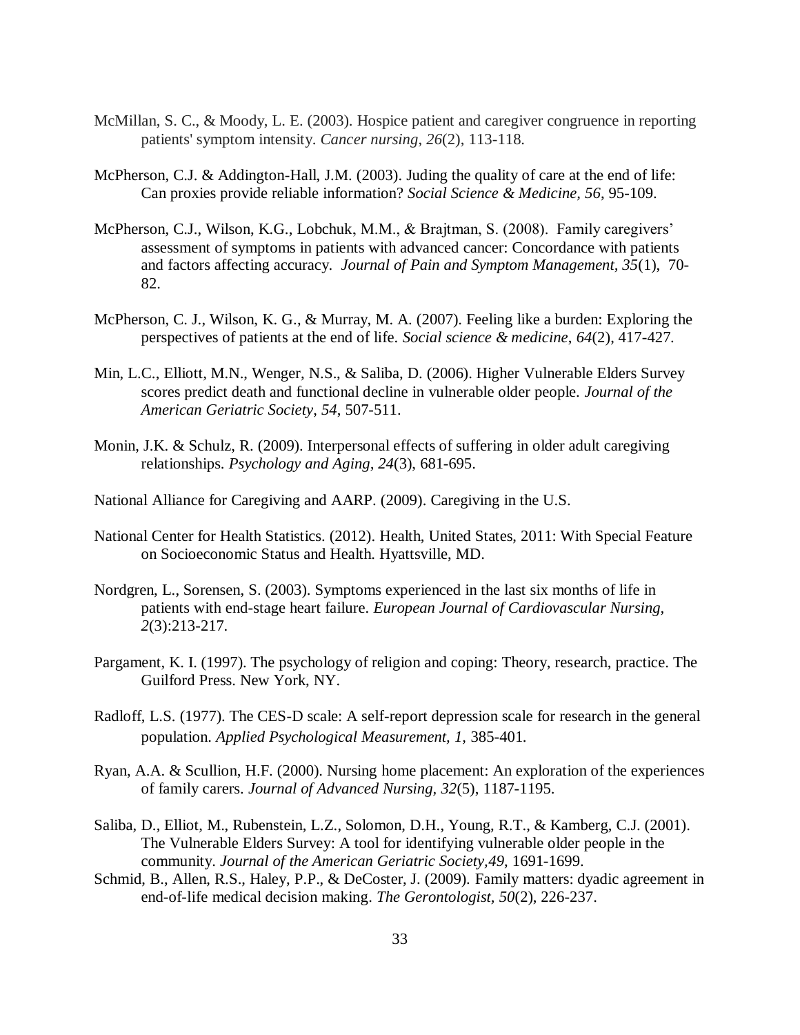McMillan, S. C., & Moody, L. E. (2003). Hospice patient and caregiver congruence in reporting patients' symptom intensity. *Cancer nursing*, *26*(2), 113-118.

McPherson, C.J. & Addington-Hall, J.M. (2003). Juding the quality of care at the end of life: Can proxies provide reliable information? *Social Science & Medicine, 56*, 95-109.

McPherson, C.J., Wilson, K.G., Lobchuk, M.M., & Brajtman, S. (2008). Family caregivers' assessment of symptoms in patients with advanced cancer: Concordance with patients and factors affecting accuracy. *Journal of Pain and Symptom Management, 35*(1), 70-82.

McPherson, C. J., Wilson, K. G., & Murray, M. A. (2007). Feeling like a burden: Exploring the perspectives of patients at the end of life. *Social science & medicine*, *64*(2), 417-427.

Min, L.C., Elliott, M.N., Wenger, N.S., & Saliba, D. (2006). Higher Vulnerable Elders Survey scores predict death and functional decline in vulnerable older people. *Journal of the American Geriatric Society, 54*, 507-511.

Monin, J.K. & Schulz, R. (2009). Interpersonal effects of suffering in older adult caregiving relationships. *Psychology and Aging, 24*(3), 681-695.

National Alliance for Caregiving and AARP. (2009). Caregiving in the U.S.

National Center for Health Statistics. (2012). Health, United States, 2011: With Special Feature on Socioeconomic Status and Health. Hyattsville, MD.

Nordgren, L., Sorensen, S. (2003). Symptoms experienced in the last six months of life in patients with end-stage heart failure. *European Journal of Cardiovascular Nursing, 2*(3):213-217.

Pargament, K. I. (1997). The psychology of religion and coping: Theory, research, practice. The Guilford Press. New York, NY.

Radloff, L.S. (1977). The CES-D scale: A self-report depression scale for research in the general population. *Applied Psychological Measurement, 1,* 385-401.

Ryan, A.A. & Scullion, H.F. (2000). Nursing home placement: An exploration of the experiences of family carers. *Journal of Advanced Nursing, 32*(5), 1187-1195.

Saliba, D., Elliot, M., Rubenstein, L.Z., Solomon, D.H., Young, R.T., & Kamberg, C.J. (2001). The Vulnerable Elders Survey: A tool for identifying vulnerable older people in the community. *Journal of the American Geriatric Society,49*, 1691-1699.

Schmid, B., Allen, R.S., Haley, P.P., & DeCoster, J. (2009). Family matters: dyadic agreement in end-of-life medical decision making. *The Gerontologist, 50*(2), 226-237.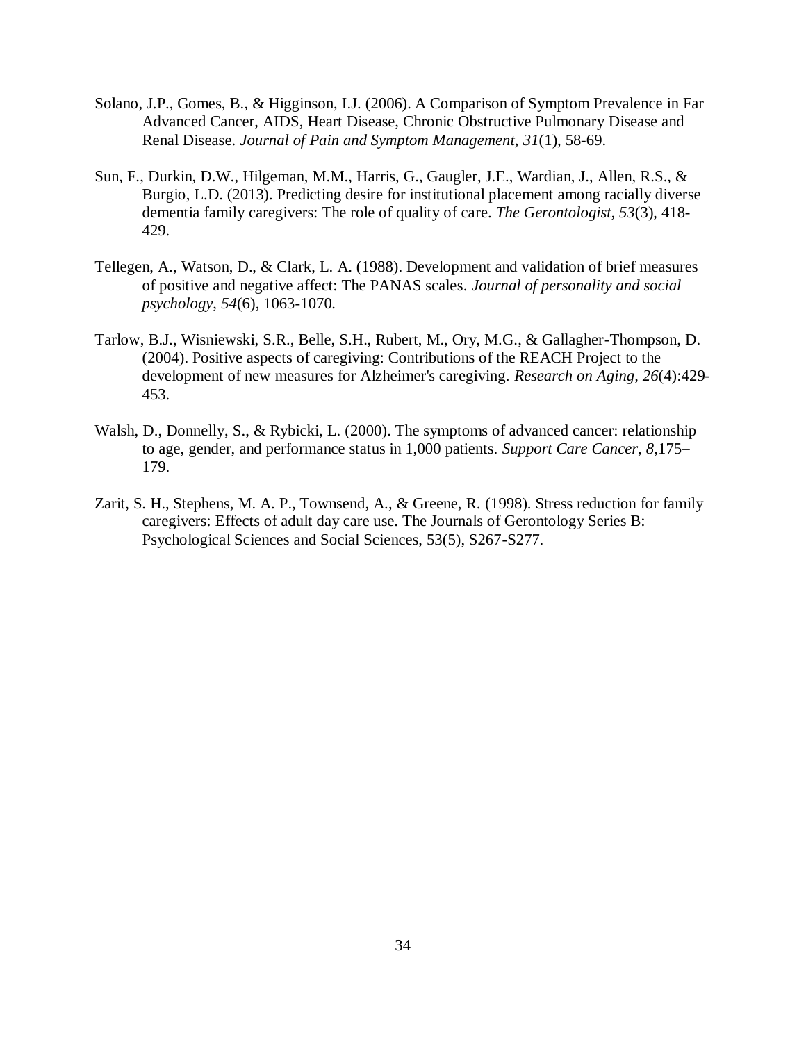Solano, J.P., Gomes, B., & Higginson, I.J. (2006). A Comparison of Symptom Prevalence in Far Advanced Cancer, AIDS, Heart Disease, Chronic Obstructive Pulmonary Disease and Renal Disease. *Journal of Pain and Symptom Management*, *31*(1), 58-69.

Sun, F., Durkin, D.W., Hilgeman, M.M., Harris, G., Gaugler, J.E., Wardian, J., Allen, R.S., & Burgio, L.D. (2013). Predicting desire for institutional placement among racially diverse dementia family caregivers: The role of quality of care. *The Gerontologist*, *53*(3), 418-429.

Tellegen, A., Watson, D., & Clark, L. A. (1988). Development and validation of brief measures of positive and negative affect: The PANAS scales. *Journal of personality and social psychology*, *54*(6), 1063-1070.

Tarlow, B.J., Wisniewski, S.R., Belle, S.H., Rubert, M., Ory, M.G., & Gallagher-Thompson, D. (2004). Positive aspects of caregiving: Contributions of the REACH Project to the development of new measures for Alzheimer's caregiving. *Research on Aging*, *26*(4):429-453.

Walsh, D., Donnelly, S., & Rybicki, L. (2000). The symptoms of advanced cancer: relationship to age, gender, and performance status in 1,000 patients. *Support Care Cancer*, *8*,175–179.

Zarit, S. H., Stephens, M. A. P., Townsend, A., & Greene, R. (1998). Stress reduction for family caregivers: Effects of adult day care use. The Journals of Gerontology Series B: Psychological Sciences and Social Sciences, 53(5), S267-S277.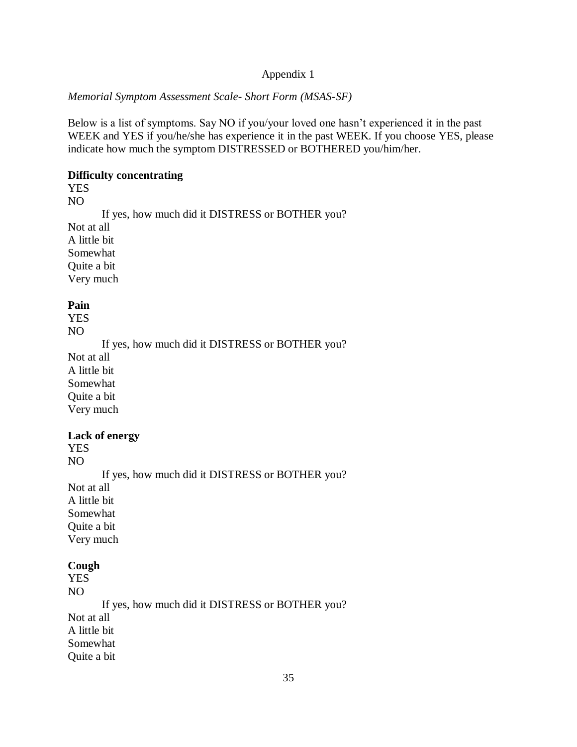Appendix 1

*Memorial Symptom Assessment Scale- Short Form (MSAS-SF)*

Below is a list of symptoms. Say NO if you/your loved one hasn't experienced it in the past WEEK and YES if you/he/she has experience it in the past WEEK. If you choose YES, please indicate how much the symptom DISTRESSED or BOTHERED you/him/her.

**Difficulty concentrating**

YES
NO

If yes, how much did it DISTRESS or BOTHER you?

Not at all
A little bit
Somewhat
Quite a bit
Very much

**Pain**

YES
NO

If yes, how much did it DISTRESS or BOTHER you?

Not at all
A little bit
Somewhat
Quite a bit
Very much

**Lack of energy**

YES
NO

If yes, how much did it DISTRESS or BOTHER you?

Not at all
A little bit
Somewhat
Quite a bit
Very much

**Cough**

YES
NO

If yes, how much did it DISTRESS or BOTHER you?

Not at all
A little bit
Somewhat
Quite a bit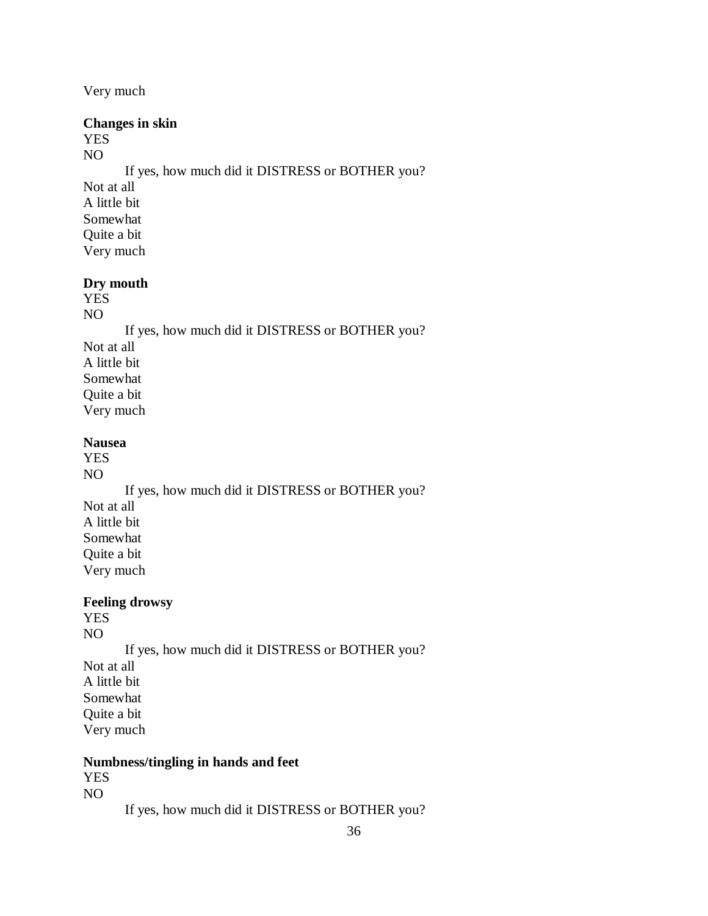Very much

**Changes in skin**
YES
NO
    If yes, how much did it DISTRESS or BOTHER you?
Not at all
A little bit
Somewhat
Quite a bit
Very much

**Dry mouth**
YES
NO
    If yes, how much did it DISTRESS or BOTHER you?
Not at all
A little bit
Somewhat
Quite a bit
Very much

**Nausea**
YES
NO
    If yes, how much did it DISTRESS or BOTHER you?
Not at all
A little bit
Somewhat
Quite a bit
Very much

**Feeling drowsy**
YES
NO
    If yes, how much did it DISTRESS or BOTHER you?
Not at all
A little bit
Somewhat
Quite a bit
Very much

**Numbness/tingling in hands and feet**
YES
NO
    If yes, how much did it DISTRESS or BOTHER you?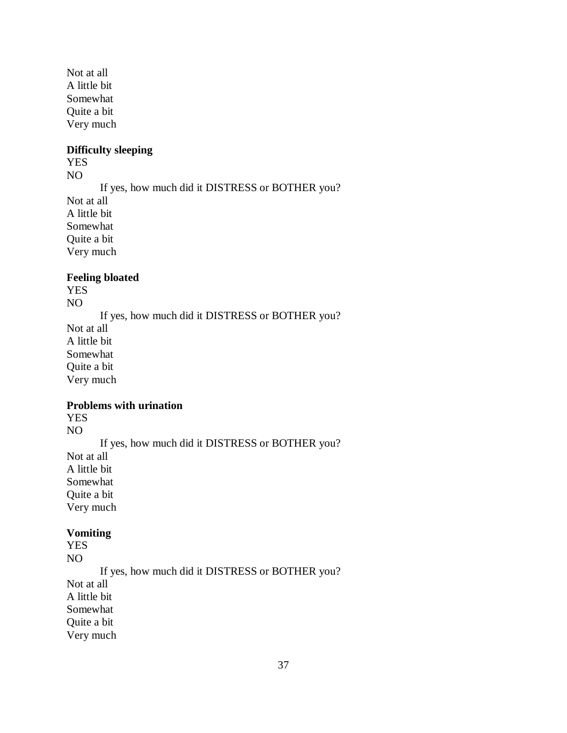Not at all
A little bit
Somewhat
Quite a bit
Very much

**Difficulty sleeping**
YES
NO
If yes, how much did it DISTRESS or BOTHER you?
Not at all
A little bit
Somewhat
Quite a bit
Very much

**Feeling bloated**
YES
NO
If yes, how much did it DISTRESS or BOTHER you?
Not at all
A little bit
Somewhat
Quite a bit
Very much

**Problems with urination**
YES
NO
If yes, how much did it DISTRESS or BOTHER you?
Not at all
A little bit
Somewhat
Quite a bit
Very much

**Vomiting**
YES
NO
If yes, how much did it DISTRESS or BOTHER you?
Not at all
A little bit
Somewhat
Quite a bit
Very much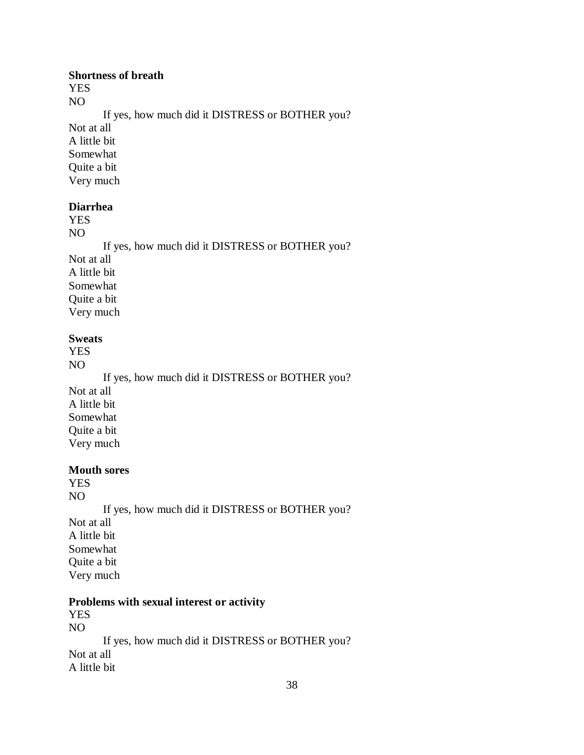**Shortness of breath**

YES

NO

If yes, how much did it DISTRESS or BOTHER you?

Not at all

A little bit

Somewhat

Quite a bit

Very much

**Diarrhea**

YES

NO

If yes, how much did it DISTRESS or BOTHER you?

Not at all

A little bit

Somewhat

Quite a bit

Very much

**Sweats**

YES

NO

If yes, how much did it DISTRESS or BOTHER you?

Not at all

A little bit

Somewhat

Quite a bit

Very much

**Mouth sores**

YES

NO

If yes, how much did it DISTRESS or BOTHER you?

Not at all

A little bit

Somewhat

Quite a bit

Very much

**Problems with sexual interest or activity**

YES

NO

If yes, how much did it DISTRESS or BOTHER you?

Not at all

A little bit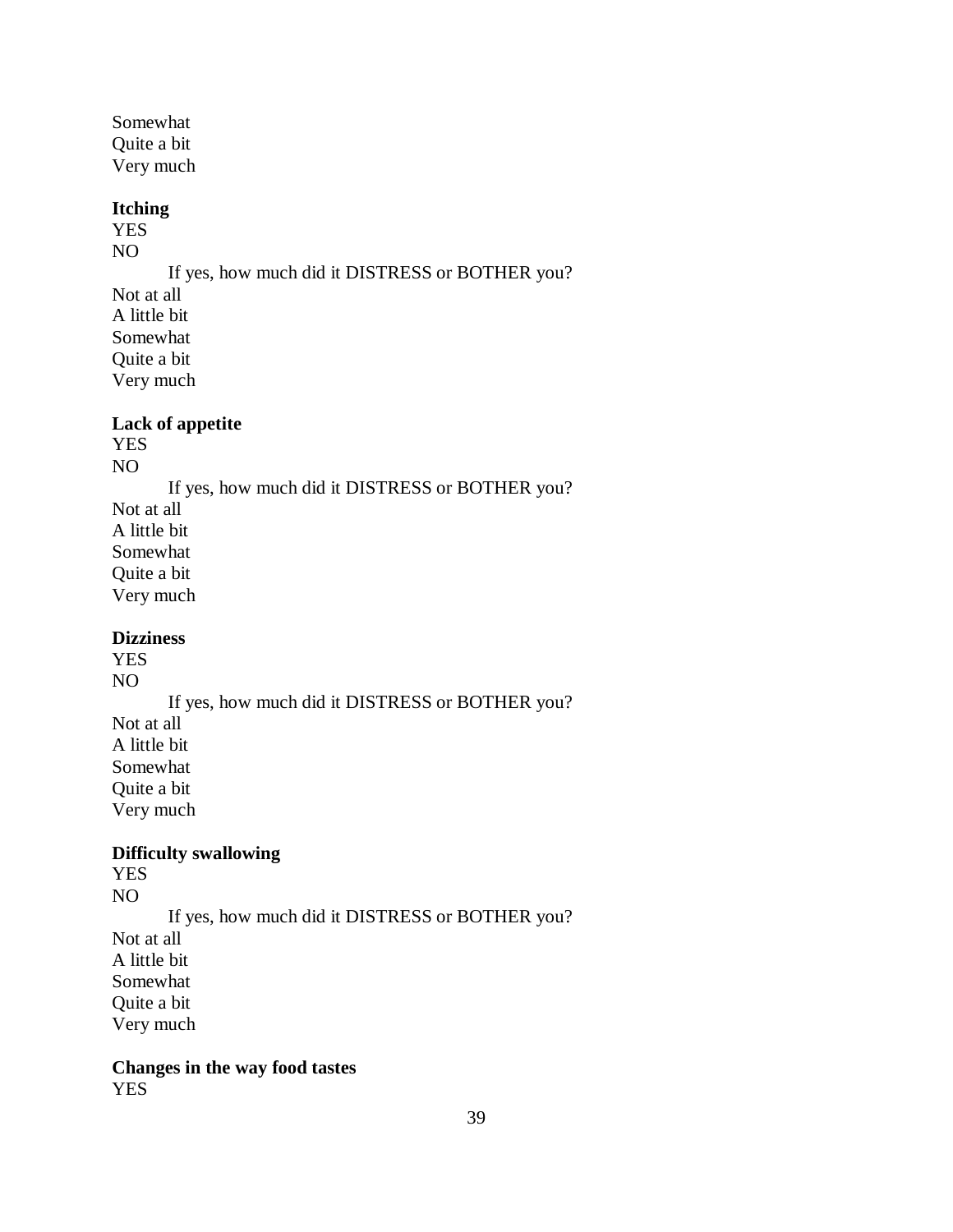Somewhat
Quite a bit
Very much

**Itching**
YES
NO

If yes, how much did it DISTRESS or BOTHER you?

Not at all
A little bit
Somewhat
Quite a bit
Very much

**Lack of appetite**
YES
NO

If yes, how much did it DISTRESS or BOTHER you?

Not at all
A little bit
Somewhat
Quite a bit
Very much

**Dizziness**
YES
NO

If yes, how much did it DISTRESS or BOTHER you?

Not at all
A little bit
Somewhat
Quite a bit
Very much

**Difficulty swallowing**
YES
NO

If yes, how much did it DISTRESS or BOTHER you?

Not at all
A little bit
Somewhat
Quite a bit
Very much

**Changes in the way food tastes**
YES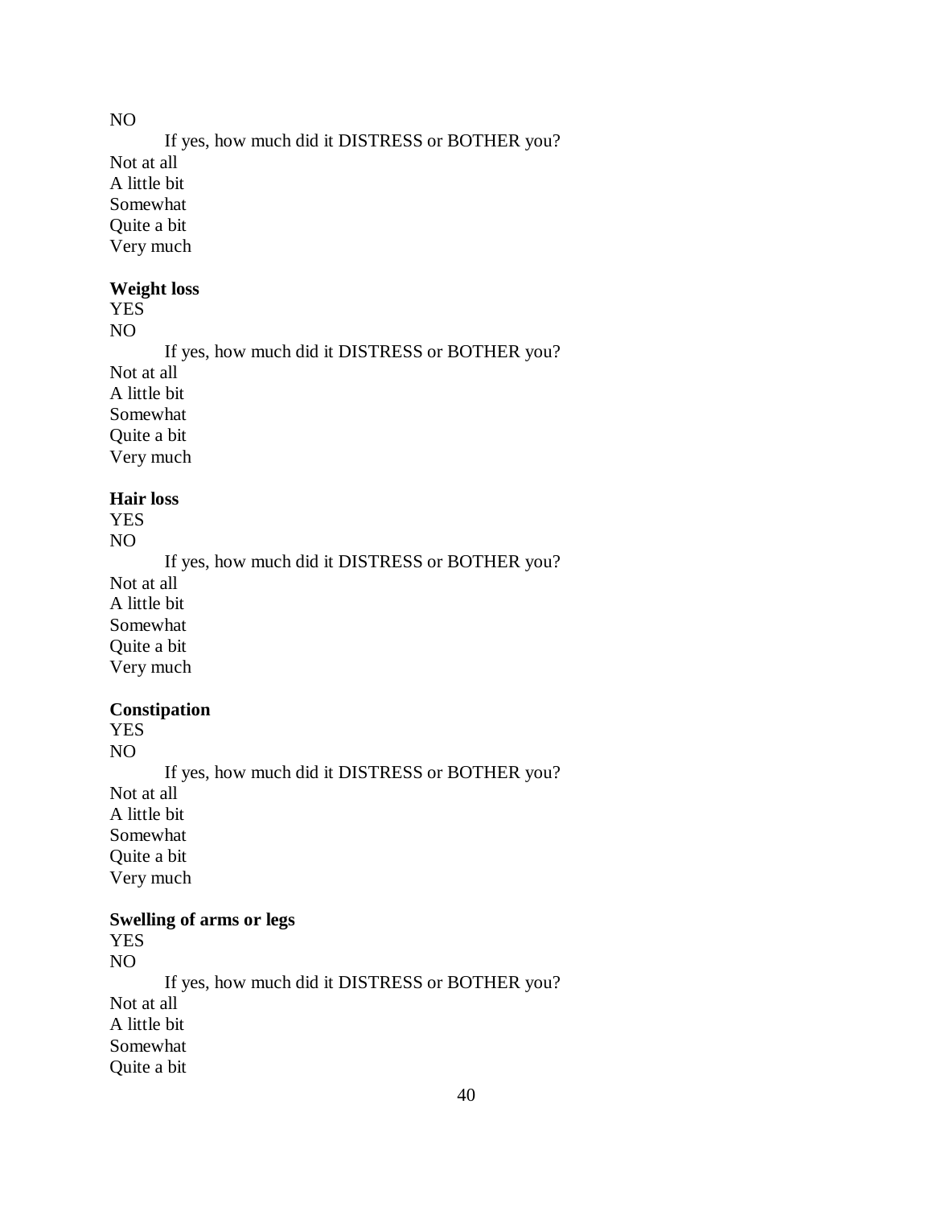NO

If yes, how much did it DISTRESS or BOTHER you?

Not at all
A little bit
Somewhat
Quite a bit
Very much

**Weight loss**

YES
NO

If yes, how much did it DISTRESS or BOTHER you?

Not at all
A little bit
Somewhat
Quite a bit
Very much

**Hair loss**

YES
NO

If yes, how much did it DISTRESS or BOTHER you?

Not at all
A little bit
Somewhat
Quite a bit
Very much

**Constipation**

YES
NO

If yes, how much did it DISTRESS or BOTHER you?

Not at all
A little bit
Somewhat
Quite a bit
Very much

**Swelling of arms or legs**

YES
NO

If yes, how much did it DISTRESS or BOTHER you?

Not at all
A little bit
Somewhat
Quite a bit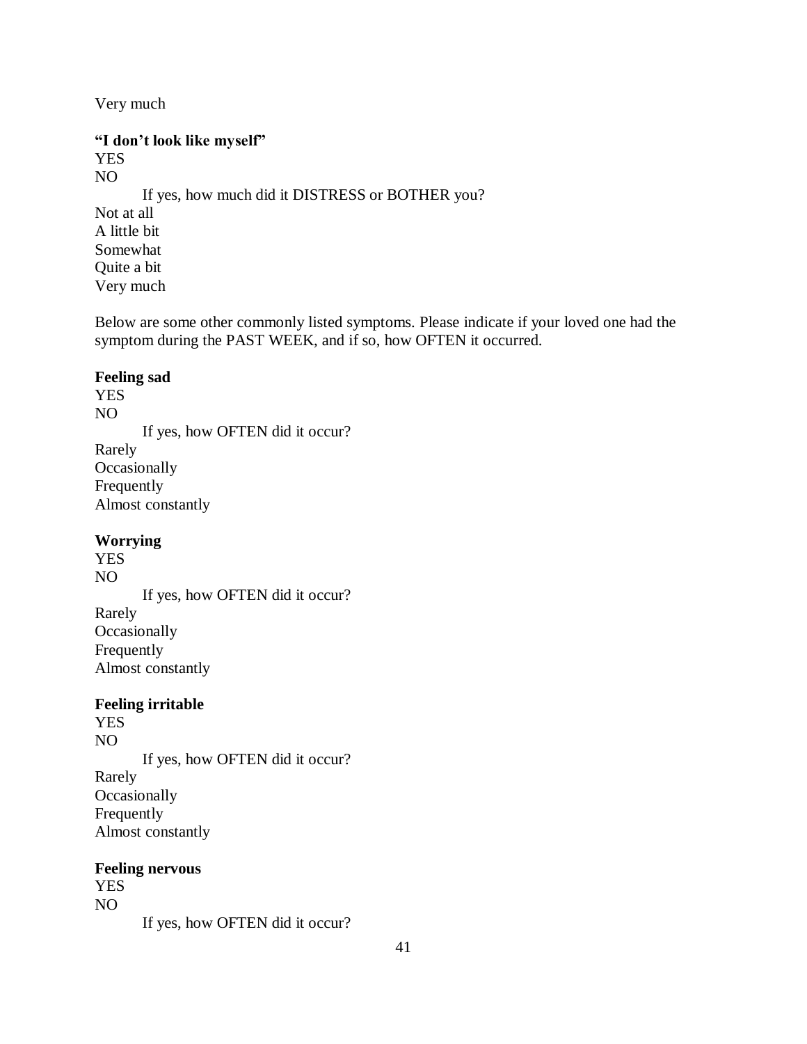Very much

**"I don't look like myself"**

YES
NO

If yes, how much did it DISTRESS or BOTHER you?

Not at all
A little bit
Somewhat
Quite a bit
Very much

Below are some other commonly listed symptoms. Please indicate if your loved one had the symptom during the PAST WEEK, and if so, how OFTEN it occurred.

**Feeling sad**

YES
NO

If yes, how OFTEN did it occur?

Rarely
Occasionally
Frequently
Almost constantly

**Worrying**

YES
NO

If yes, how OFTEN did it occur?

Rarely
Occasionally
Frequently
Almost constantly

**Feeling irritable**

YES
NO

If yes, how OFTEN did it occur?

Rarely
Occasionally
Frequently
Almost constantly

**Feeling nervous**

YES
NO

If yes, how OFTEN did it occur?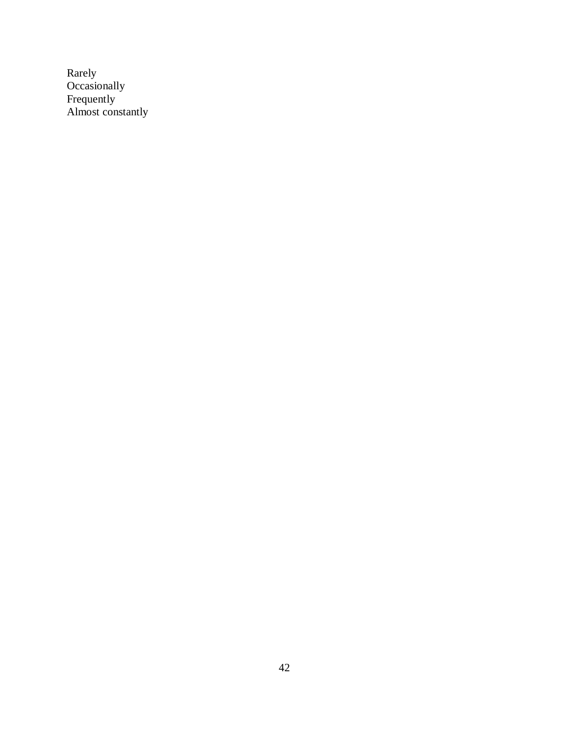Rarely
Occasionally
Frequently
Almost constantly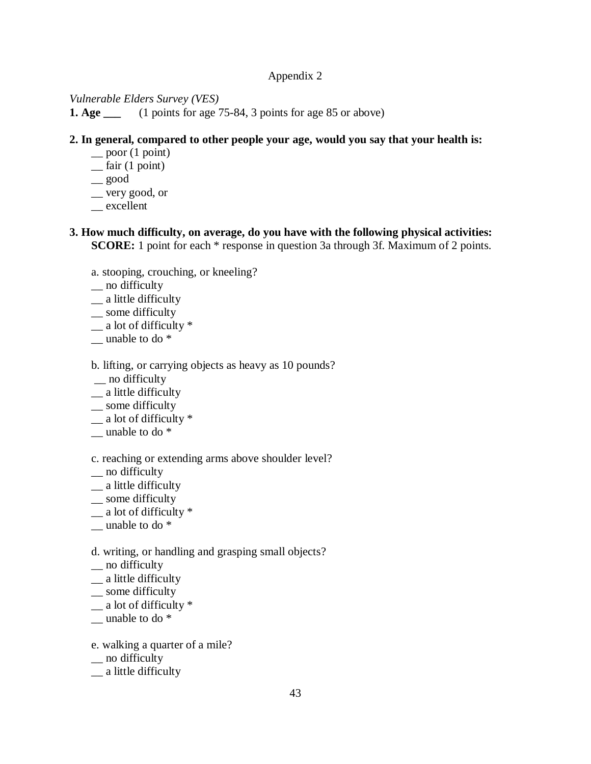Appendix 2

*Vulnerable Elders Survey (VES)*

**1. Age \_\_\_**  (1 points for age 75-84, 3 points for age 85 or above)

**2. In general, compared to other people your age, would you say that your health is:**

__ poor (1 point)
__ fair (1 point)
__ good
__ very good, or
__ excellent

**3. How much difficulty, on average, do you have with the following physical activities:**
**SCORE:** 1 point for each * response in question 3a through 3f. Maximum of 2 points.

a. stooping, crouching, or kneeling?
__ no difficulty
__ a little difficulty
__ some difficulty
__ a lot of difficulty *
__ unable to do *

b. lifting, or carrying objects as heavy as 10 pounds?
__ no difficulty
__ a little difficulty
__ some difficulty
__ a lot of difficulty *
__ unable to do *

c. reaching or extending arms above shoulder level?
__ no difficulty
__ a little difficulty
__ some difficulty
__ a lot of difficulty *
__ unable to do *

d. writing, or handling and grasping small objects?
__ no difficulty
__ a little difficulty
__ some difficulty
__ a lot of difficulty *
__ unable to do *

e. walking a quarter of a mile?
__ no difficulty
__ a little difficulty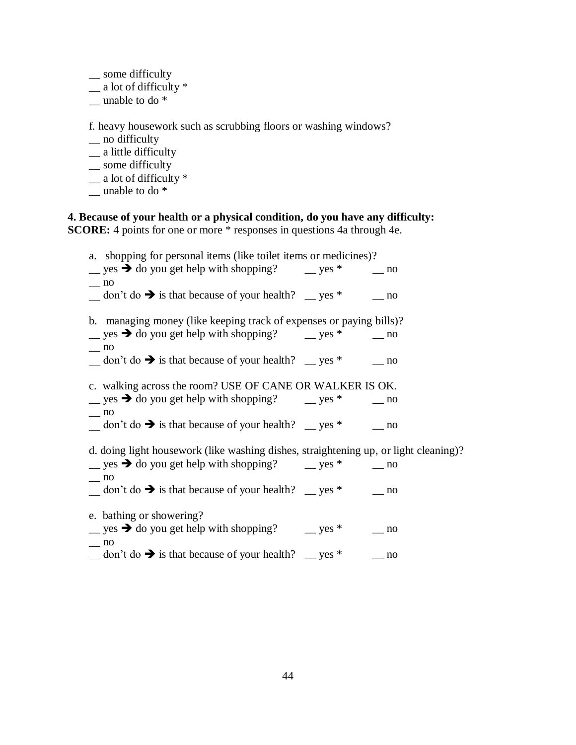__ some difficulty
__ a lot of difficulty *
__ unable to do *

f. heavy housework such as scrubbing floors or washing windows?
__ no difficulty
__ a little difficulty
__ some difficulty
__ a lot of difficulty *
__ unable to do *

**4. Because of your health or a physical condition, do you have any difficulty:**
**SCORE:** 4 points for one or more * responses in questions 4a through 4e.

a. shopping for personal items (like toilet items or medicines)?
__ yes ➔ do you get help with shopping? __ yes * __ no
__ no
__ don't do ➔ is that because of your health? __ yes * __ no

b. managing money (like keeping track of expenses or paying bills)?
__ yes ➔ do you get help with shopping? __ yes * __ no
__ no
__ don't do ➔ is that because of your health? __ yes * __ no

c. walking across the room? USE OF CANE OR WALKER IS OK.
__ yes ➔ do you get help with shopping? __ yes * __ no
__ no
__ don't do ➔ is that because of your health? __ yes * __ no

d. doing light housework (like washing dishes, straightening up, or light cleaning)?
__ yes ➔ do you get help with shopping? __ yes * __ no
__ no
__ don't do ➔ is that because of your health? __ yes * __ no

e. bathing or showering?
__ yes ➔ do you get help with shopping? __ yes * __ no
__ no
__ don't do ➔ is that because of your health? __ yes * __ no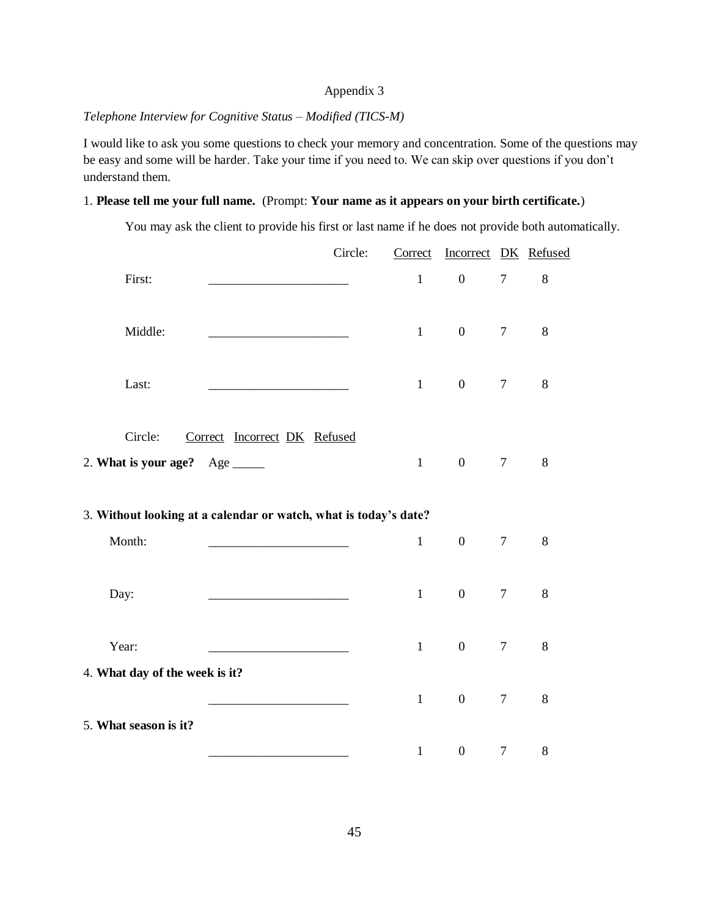Appendix 3

*Telephone Interview for Cognitive Status – Modified (TICS-M)*

I would like to ask you some questions to check your memory and concentration. Some of the questions may be easy and some will be harder. Take your time if you need to. We can skip over questions if you don't understand them.

1. **Please tell me your full name.** (Prompt: **Your name as it appears on your birth certificate.**)

You may ask the client to provide his first or last name if he does not provide both automatically.

| | Circle: | Correct | Incorrect | DK | Refused |
|---|---|---|---|---|---|
| First: | ______________________ | 1 | 0 | 7 | 8 |
| Middle: | ______________________ | 1 | 0 | 7 | 8 |
| Last: | ______________________ | 1 | 0 | 7 | 8 |

Circle: Correct Incorrect DK Refused

| | | Correct | Incorrect | DK | Refused |
|---|---|---|---|---|---|
| 2. **What is your age?** | Age _____ | 1 | 0 | 7 | 8 |

3. **Without looking at a calendar or watch, what is today's date?**

| | | Correct | Incorrect | DK | Refused |
|---|---|---|---|---|---|
| Month: | ______________________ | 1 | 0 | 7 | 8 |
| Day: | ______________________ | 1 | 0 | 7 | 8 |
| Year: | ______________________ | 1 | 0 | 7 | 8 |

4. **What day of the week is it?**

| | Correct | Incorrect | DK | Refused |
|---|---|---|---|---|
| ______________________ | 1 | 0 | 7 | 8 |

5. **What season is it?**

| | Correct | Incorrect | DK | Refused |
|---|---|---|---|---|
| ______________________ | 1 | 0 | 7 | 8 |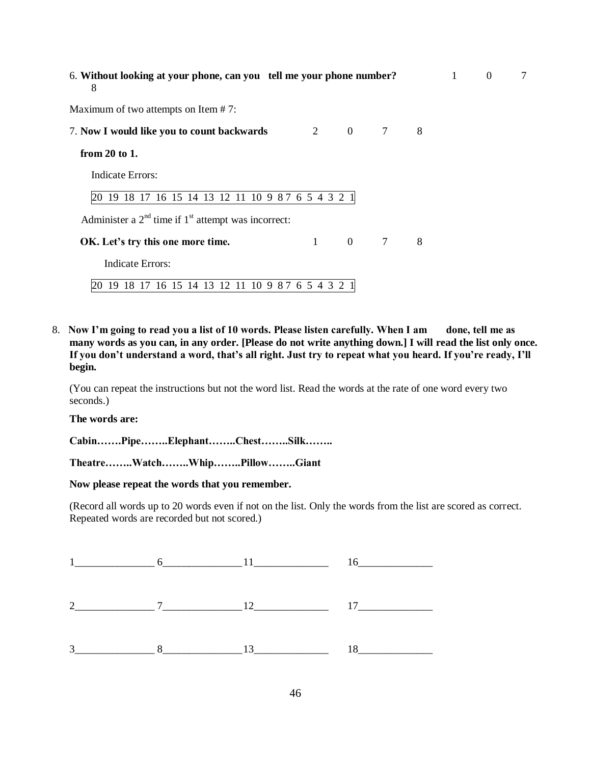6. **Without looking at your phone, can you tell me your phone number?** 1 0 7 8

Maximum of two attempts on Item # 7:

7. **Now I would like you to count backwards** 2 0 7 8

   **from 20 to 1.**

   Indicate Errors:

   | 20 19 18 17 16 15 14 13 12 11 10 9 8 7 6 5 4 3 2 1 |
   |---|

   Administer a 2nd time if 1st attempt was incorrect:

   **OK. Let's try this one more time.** 1 0 7 8

   Indicate Errors:

   | 20 19 18 17 16 15 14 13 12 11 10 9 8 7 6 5 4 3 2 1 |
   |---|

8. **Now I'm going to read you a list of 10 words. Please listen carefully. When I am done, tell me as many words as you can, in any order. [Please do not write anything down.] I will read the list only once. If you don't understand a word, that's all right. Just try to repeat what you heard. If you're ready, I'll begin.**

   (You can repeat the instructions but not the word list. Read the words at the rate of one word every two seconds.)

   **The words are:**

   **Cabin…….Pipe……..Elephant……..Chest……..Silk……..**

   **Theatre……..Watch……..Whip……..Pillow……..Giant**

   **Now please repeat the words that you remember.**

   (Record all words up to 20 words even if not on the list. Only the words from the list are scored as correct. Repeated words are recorded but not scored.)

1\_\_\_\_\_\_\_\_\_\_\_\_\_\_ 6\_\_\_\_\_\_\_\_\_\_\_\_\_\_ 11\_\_\_\_\_\_\_\_\_\_\_\_\_\_ 16\_\_\_\_\_\_\_\_\_\_\_\_\_\_

2\_\_\_\_\_\_\_\_\_\_\_\_\_\_ 7\_\_\_\_\_\_\_\_\_\_\_\_\_\_ 12\_\_\_\_\_\_\_\_\_\_\_\_\_\_ 17\_\_\_\_\_\_\_\_\_\_\_\_\_\_

3\_\_\_\_\_\_\_\_\_\_\_\_\_\_ 8\_\_\_\_\_\_\_\_\_\_\_\_\_\_ 13\_\_\_\_\_\_\_\_\_\_\_\_\_\_ 18\_\_\_\_\_\_\_\_\_\_\_\_\_\_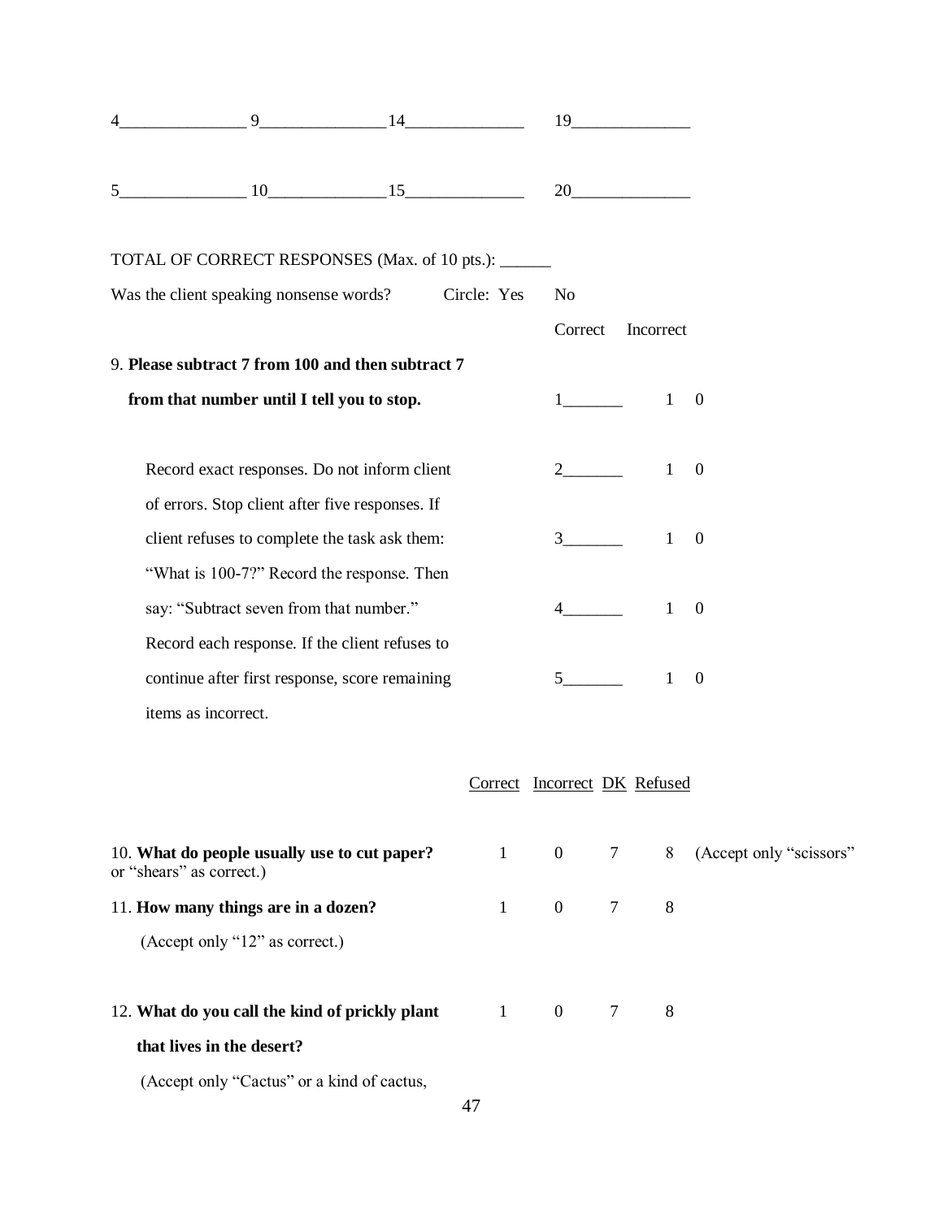4_______________ 9_______________ 14______________ 19______________

5_______________ 10______________ 15______________ 20______________

TOTAL OF CORRECT RESPONSES (Max. of 10 pts.): ______

Was the client speaking nonsense words? Circle: Yes No

| | | Correct | Incorrect |
|---|---|---|---|
| 9. **Please subtract 7 from 100 and then subtract 7 from that number until I tell you to stop.** | 1_______ | 1 | 0 |
| Record exact responses. Do not inform client of errors. Stop client after five responses. If client refuses to complete the task ask them: "What is 100-7?" Record the response. Then say: "Subtract seven from that number." Record each response. If the client refuses to continue after first response, score remaining items as incorrect. | 2_______ | 1 | 0 |
| | 3_______ | 1 | 0 |
| | 4_______ | 1 | 0 |
| | 5_______ | 1 | 0 |

| | Correct | Incorrect | DK | Refused | |
|---|---|---|---|---|---|
| 10. **What do people usually use to cut paper?** | 1 | 0 | 7 | 8 | (Accept only "scissors" or "shears" as correct.) |
| 11. **How many things are in a dozen?** (Accept only "12" as correct.) | 1 | 0 | 7 | 8 | |
| 12. **What do you call the kind of prickly plant that lives in the desert?** (Accept only "Cactus" or a kind of cactus, | 1 | 0 | 7 | 8 | |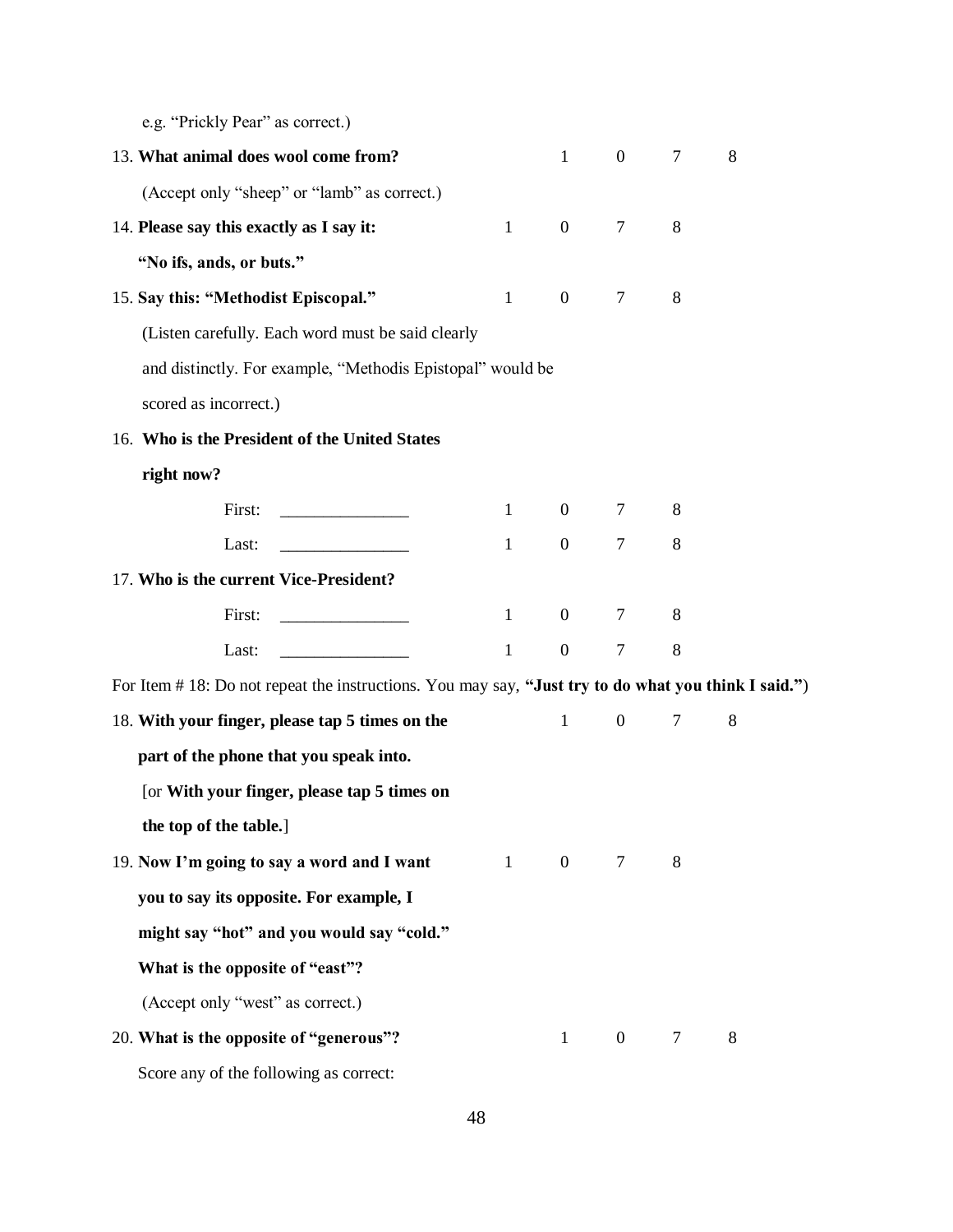e.g. "Prickly Pear" as correct.)

13. **What animal does wool come from?** 1 0 7 8

    (Accept only "sheep" or "lamb" as correct.)

14. **Please say this exactly as I say it:** 1 0 7 8

    **"No ifs, ands, or buts."**

15. **Say this: "Methodist Episcopal."** 1 0 7 8

    (Listen carefully. Each word must be said clearly and distinctly. For example, "Methodis Epistopal" would be scored as incorrect.)

16. **Who is the President of the United States right now?**

    First: _______________ 1 0 7 8

    Last: _______________ 1 0 7 8

17. **Who is the current Vice-President?**

    First: _______________ 1 0 7 8

    Last: _______________ 1 0 7 8

For Item # 18: Do not repeat the instructions. You may say, **"Just try to do what you think I said."**)

18. **With your finger, please tap 5 times on the part of the phone that you speak into.** 1 0 7 8

    [or **With your finger, please tap 5 times on the top of the table.**]

19. **Now I'm going to say a word and I want you to say its opposite. For example, I might say "hot" and you would say "cold." What is the opposite of "east"?** 1 0 7 8

    (Accept only "west" as correct.)

20. **What is the opposite of "generous"?** 1 0 7 8

    Score any of the following as correct: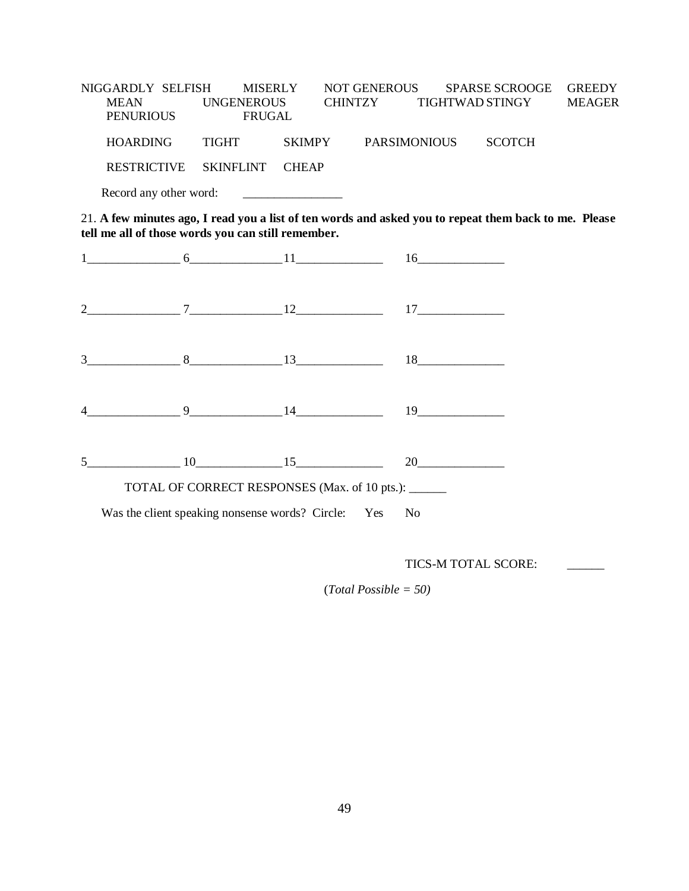NIGGARDLY SELFISH MISERLY NOT GENEROUS SPARSE SCROOGE GREEDY MEAN UNGENEROUS CHINTZY TIGHTWAD STINGY MEAGER PENURIOUS FRUGAL

HOARDING TIGHT SKIMPY PARSIMONIOUS SCOTCH

RESTRICTIVE SKINFLINT CHEAP

Record any other word: ________________

21. **A few minutes ago, I read you a list of ten words and asked you to repeat them back to me. Please tell me all of those words you can still remember.**

|  |  |  |  |
|---|---|---|---|
| 1_______________ | 6_______________ | 11______________ | 16______________ |
| 2_______________ | 7_______________ | 12______________ | 17______________ |
| 3_______________ | 8_______________ | 13______________ | 18______________ |
| 4_______________ | 9_______________ | 14______________ | 19______________ |
| 5_______________ | 10______________ | 15______________ | 20______________ |

TOTAL OF CORRECT RESPONSES (Max. of 10 pts.): ______

Was the client speaking nonsense words? Circle: Yes No

TICS-M TOTAL SCORE: ______

(*Total Possible = 50)*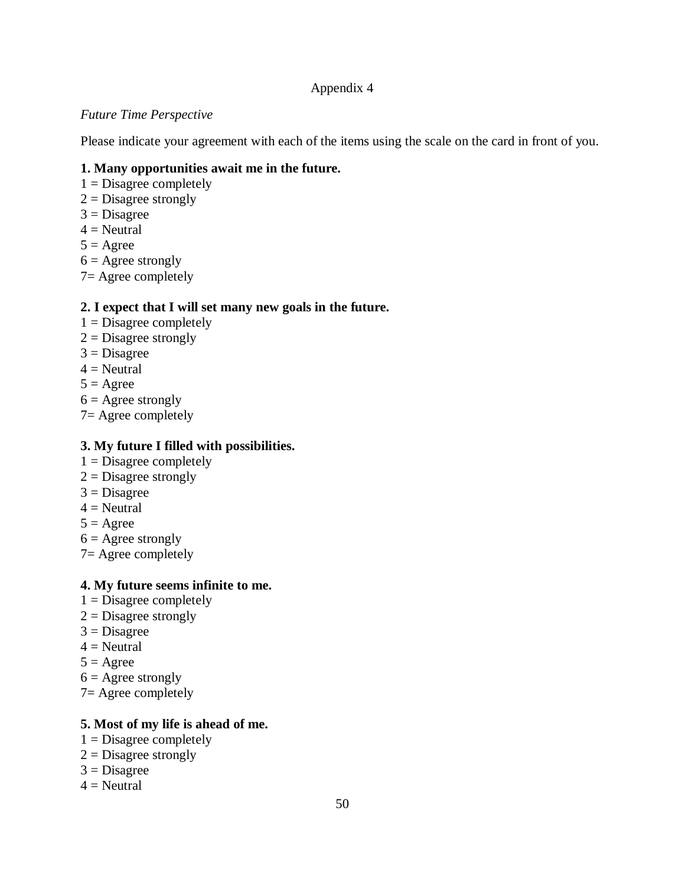Appendix 4

*Future Time Perspective*

Please indicate your agreement with each of the items using the scale on the card in front of you.

**1. Many opportunities await me in the future.**
1 = Disagree completely
2 = Disagree strongly
3 = Disagree
4 = Neutral
5 = Agree
6 = Agree strongly
7= Agree completely

**2. I expect that I will set many new goals in the future.**
1 = Disagree completely
2 = Disagree strongly
3 = Disagree
4 = Neutral
5 = Agree
6 = Agree strongly
7= Agree completely

**3. My future I filled with possibilities.**
1 = Disagree completely
2 = Disagree strongly
3 = Disagree
4 = Neutral
5 = Agree
6 = Agree strongly
7= Agree completely

**4. My future seems infinite to me.**
1 = Disagree completely
2 = Disagree strongly
3 = Disagree
4 = Neutral
5 = Agree
6 = Agree strongly
7= Agree completely

**5. Most of my life is ahead of me.**
1 = Disagree completely
2 = Disagree strongly
3 = Disagree
4 = Neutral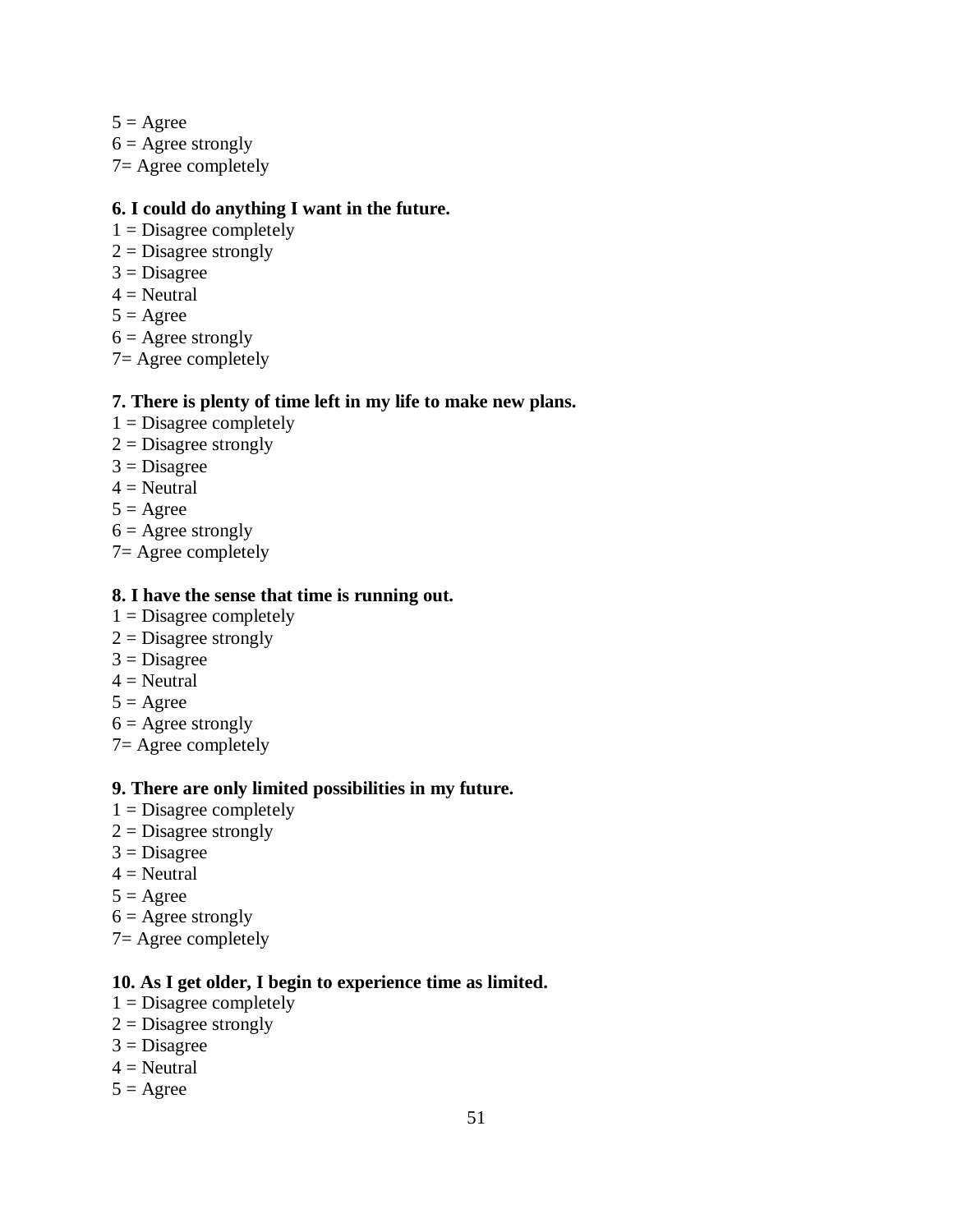5 = Agree
6 = Agree strongly
7= Agree completely

**6. I could do anything I want in the future.**
1 = Disagree completely
2 = Disagree strongly
3 = Disagree
4 = Neutral
5 = Agree
6 = Agree strongly
7= Agree completely

**7. There is plenty of time left in my life to make new plans.**
1 = Disagree completely
2 = Disagree strongly
3 = Disagree
4 = Neutral
5 = Agree
6 = Agree strongly
7= Agree completely

**8. I have the sense that time is running out.**
1 = Disagree completely
2 = Disagree strongly
3 = Disagree
4 = Neutral
5 = Agree
6 = Agree strongly
7= Agree completely

**9. There are only limited possibilities in my future.**
1 = Disagree completely
2 = Disagree strongly
3 = Disagree
4 = Neutral
5 = Agree
6 = Agree strongly
7= Agree completely

**10. As I get older, I begin to experience time as limited.**
1 = Disagree completely
2 = Disagree strongly
3 = Disagree
4 = Neutral
5 = Agree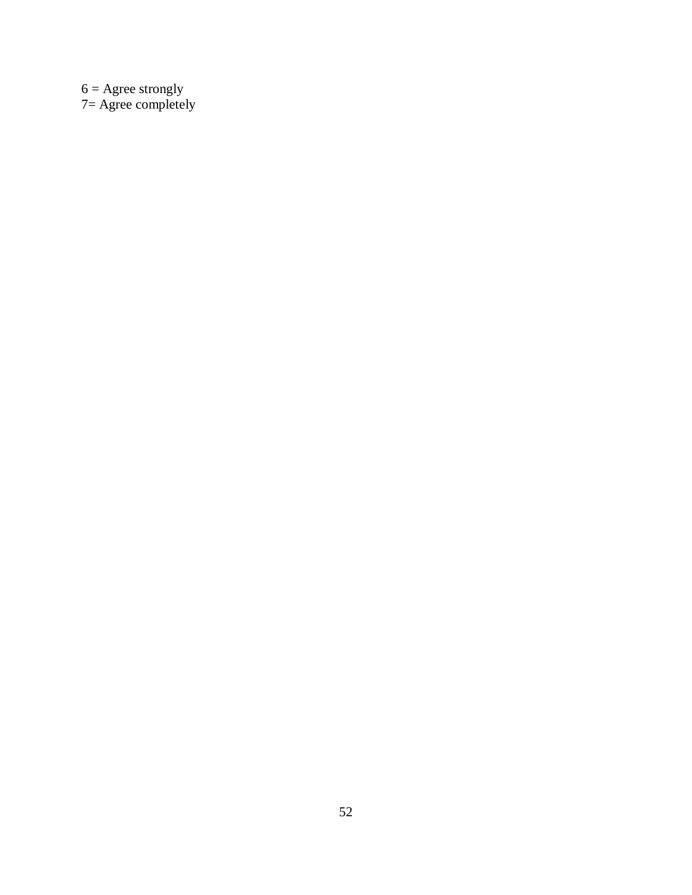6 = Agree strongly
7= Agree completely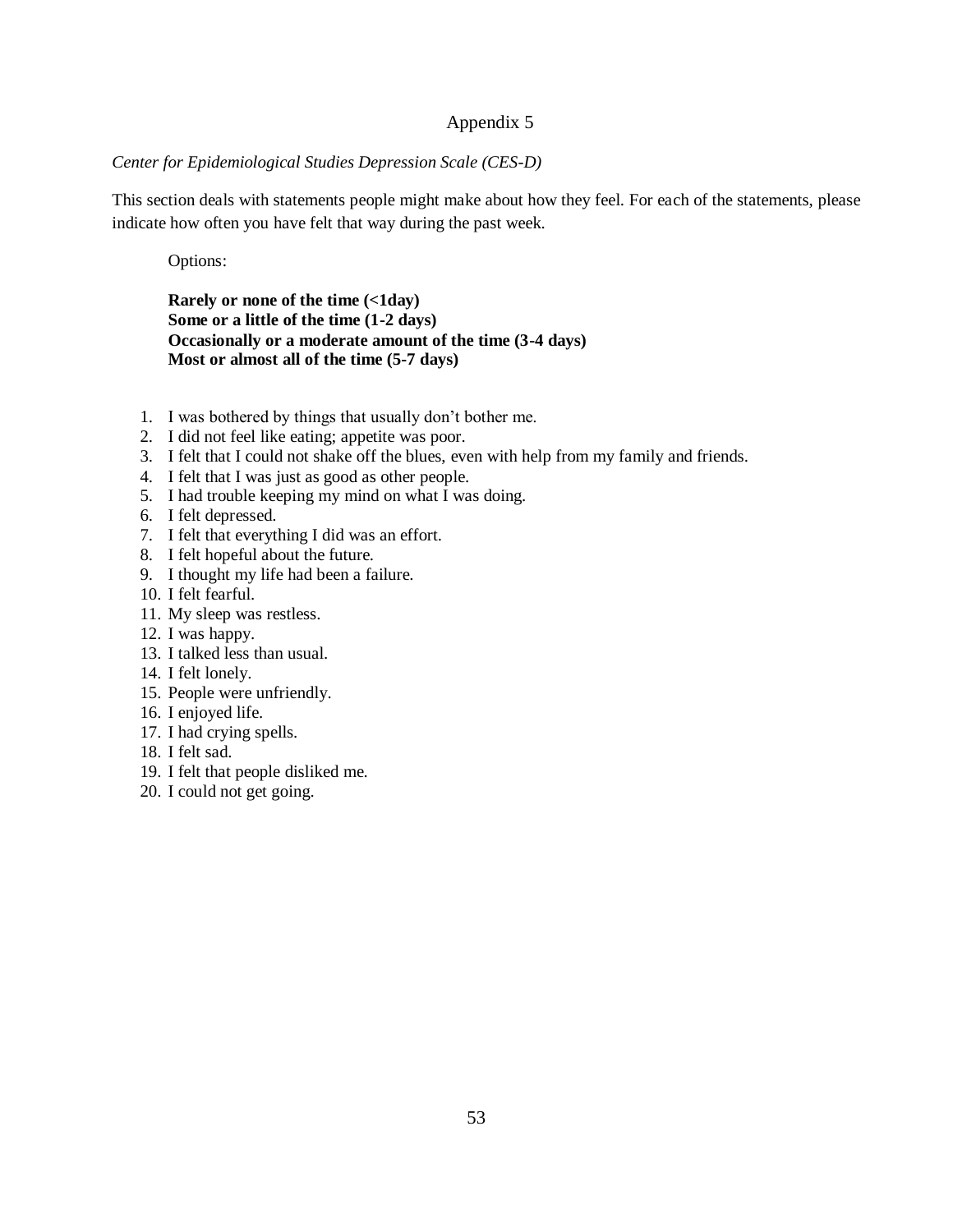# Appendix 5

*Center for Epidemiological Studies Depression Scale (CES-D)*

This section deals with statements people might make about how they feel. For each of the statements, please indicate how often you have felt that way during the past week.

Options:

**Rarely or none of the time (<1day)**
**Some or a little of the time (1-2 days)**
**Occasionally or a moderate amount of the time (3-4 days)**
**Most or almost all of the time (5-7 days)**

1. I was bothered by things that usually don't bother me.
2. I did not feel like eating; appetite was poor.
3. I felt that I could not shake off the blues, even with help from my family and friends.
4. I felt that I was just as good as other people.
5. I had trouble keeping my mind on what I was doing.
6. I felt depressed.
7. I felt that everything I did was an effort.
8. I felt hopeful about the future.
9. I thought my life had been a failure.
10. I felt fearful.
11. My sleep was restless.
12. I was happy.
13. I talked less than usual.
14. I felt lonely.
15. People were unfriendly.
16. I enjoyed life.
17. I had crying spells.
18. I felt sad.
19. I felt that people disliked me.
20. I could not get going.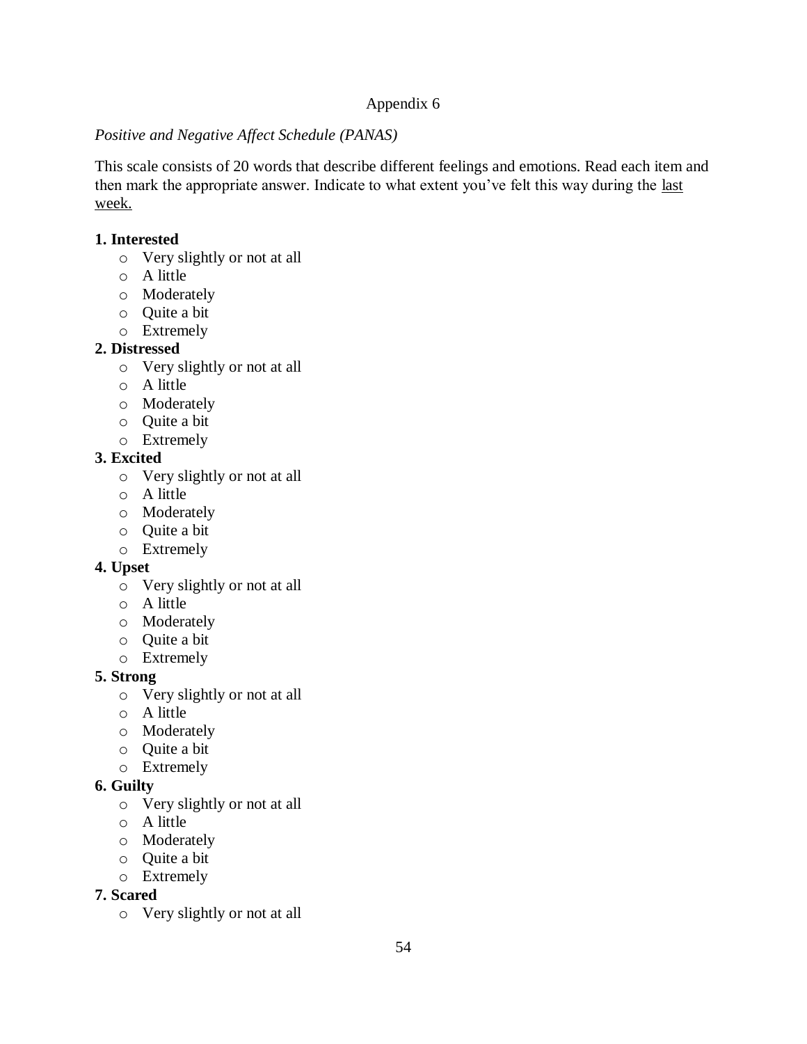Appendix 6

*Positive and Negative Affect Schedule (PANAS)*

This scale consists of 20 words that describe different feelings and emotions. Read each item and then mark the appropriate answer. Indicate to what extent you've felt this way during the <u>last week.</u>

**1. Interested**

- Very slightly or not at all
- A little
- Moderately
- Quite a bit
- Extremely

**2. Distressed**

- Very slightly or not at all
- A little
- Moderately
- Quite a bit
- Extremely

**3. Excited**

- Very slightly or not at all
- A little
- Moderately
- Quite a bit
- Extremely

**4. Upset**

- Very slightly or not at all
- A little
- Moderately
- Quite a bit
- Extremely

**5. Strong**

- Very slightly or not at all
- A little
- Moderately
- Quite a bit
- Extremely

**6. Guilty**

- Very slightly or not at all
- A little
- Moderately
- Quite a bit
- Extremely

**7. Scared**

- Very slightly or not at all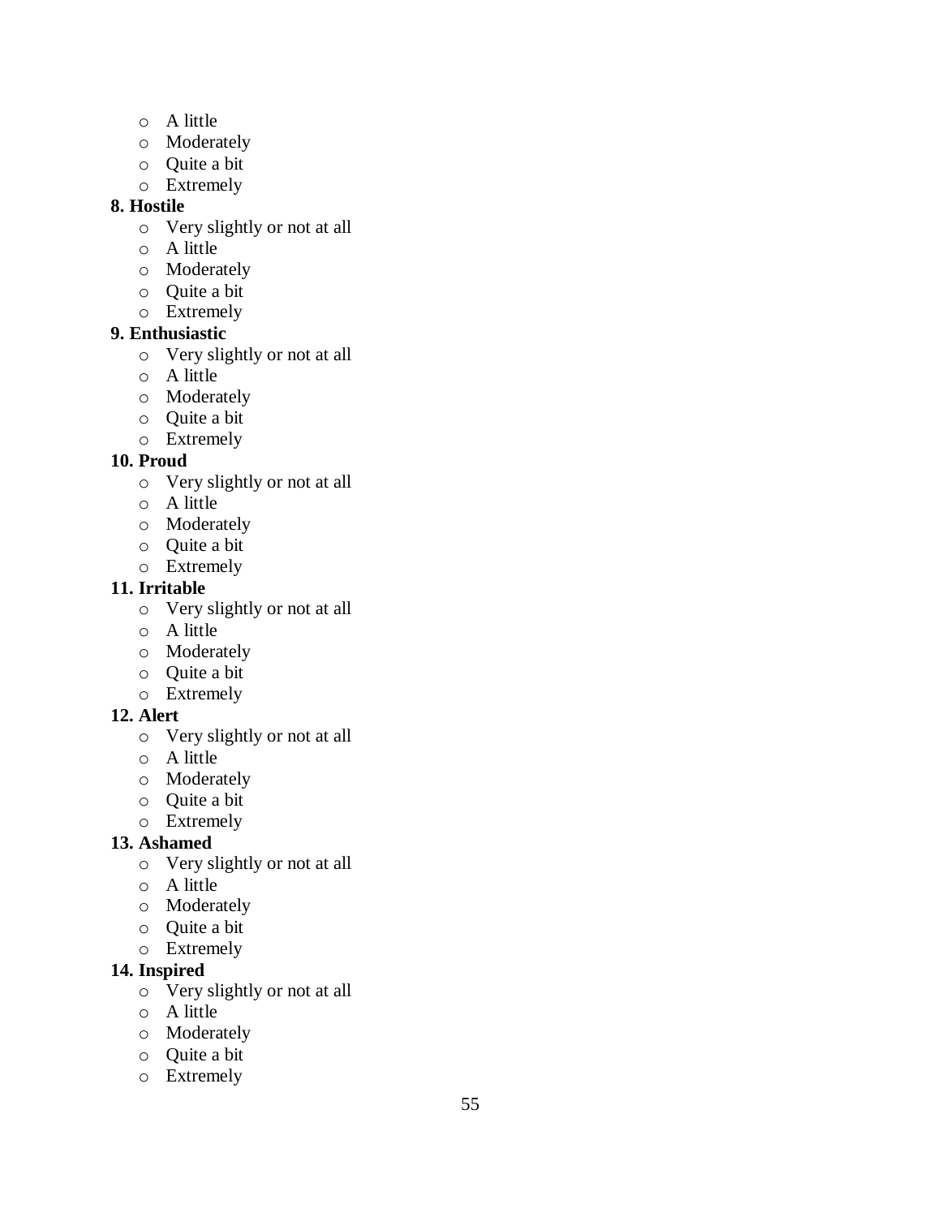- A little
- Moderately
- Quite a bit
- Extremely

**8. Hostile**

- Very slightly or not at all
- A little
- Moderately
- Quite a bit
- Extremely

**9. Enthusiastic**

- Very slightly or not at all
- A little
- Moderately
- Quite a bit
- Extremely

**10. Proud**

- Very slightly or not at all
- A little
- Moderately
- Quite a bit
- Extremely

**11. Irritable**

- Very slightly or not at all
- A little
- Moderately
- Quite a bit
- Extremely

**12. Alert**

- Very slightly or not at all
- A little
- Moderately
- Quite a bit
- Extremely

**13. Ashamed**

- Very slightly or not at all
- A little
- Moderately
- Quite a bit
- Extremely

**14. Inspired**

- Very slightly or not at all
- A little
- Moderately
- Quite a bit
- Extremely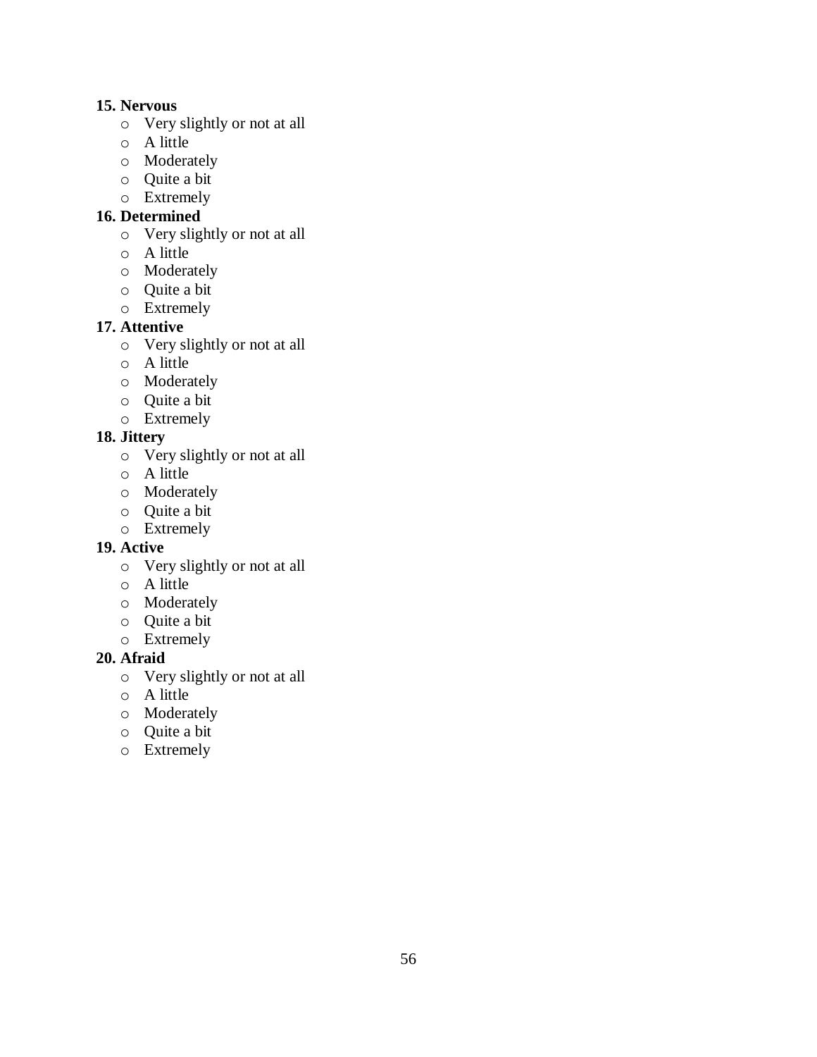**15. Nervous**

- Very slightly or not at all
- A little
- Moderately
- Quite a bit
- Extremely

**16. Determined**

- Very slightly or not at all
- A little
- Moderately
- Quite a bit
- Extremely

**17. Attentive**

- Very slightly or not at all
- A little
- Moderately
- Quite a bit
- Extremely

**18. Jittery**

- Very slightly or not at all
- A little
- Moderately
- Quite a bit
- Extremely

**19. Active**

- Very slightly or not at all
- A little
- Moderately
- Quite a bit
- Extremely

**20. Afraid**

- Very slightly or not at all
- A little
- Moderately
- Quite a bit
- Extremely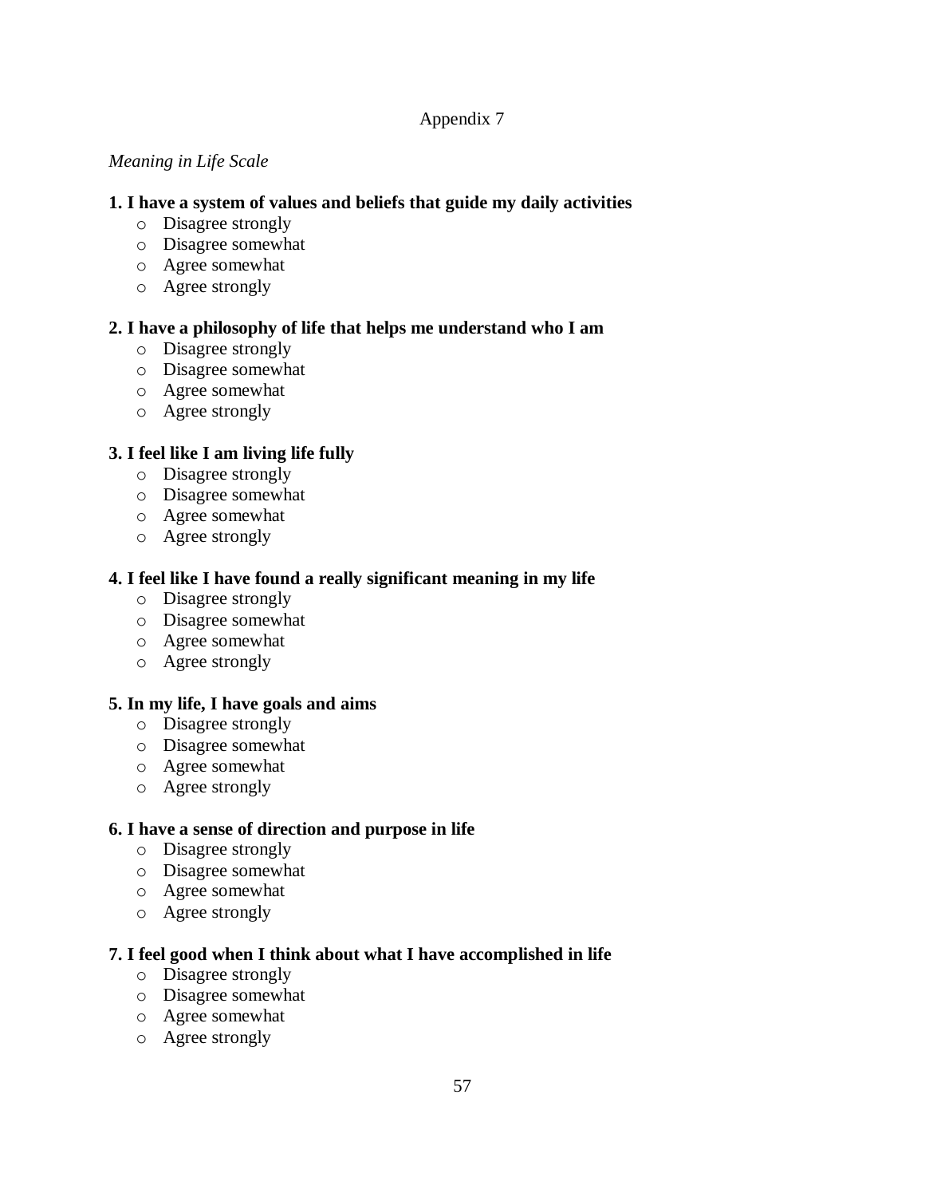Appendix 7

*Meaning in Life Scale*

**1. I have a system of values and beliefs that guide my daily activities**

- Disagree strongly
- Disagree somewhat
- Agree somewhat
- Agree strongly

**2. I have a philosophy of life that helps me understand who I am**

- Disagree strongly
- Disagree somewhat
- Agree somewhat
- Agree strongly

**3. I feel like I am living life fully**

- Disagree strongly
- Disagree somewhat
- Agree somewhat
- Agree strongly

**4. I feel like I have found a really significant meaning in my life**

- Disagree strongly
- Disagree somewhat
- Agree somewhat
- Agree strongly

**5. In my life, I have goals and aims**

- Disagree strongly
- Disagree somewhat
- Agree somewhat
- Agree strongly

**6. I have a sense of direction and purpose in life**

- Disagree strongly
- Disagree somewhat
- Agree somewhat
- Agree strongly

**7. I feel good when I think about what I have accomplished in life**

- Disagree strongly
- Disagree somewhat
- Agree somewhat
- Agree strongly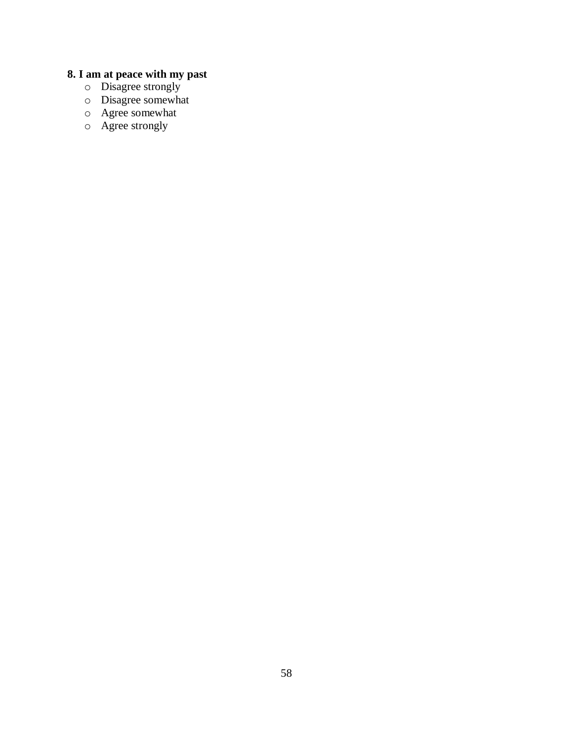**8. I am at peace with my past**

- o Disagree strongly
- o Disagree somewhat
- o Agree somewhat
- o Agree strongly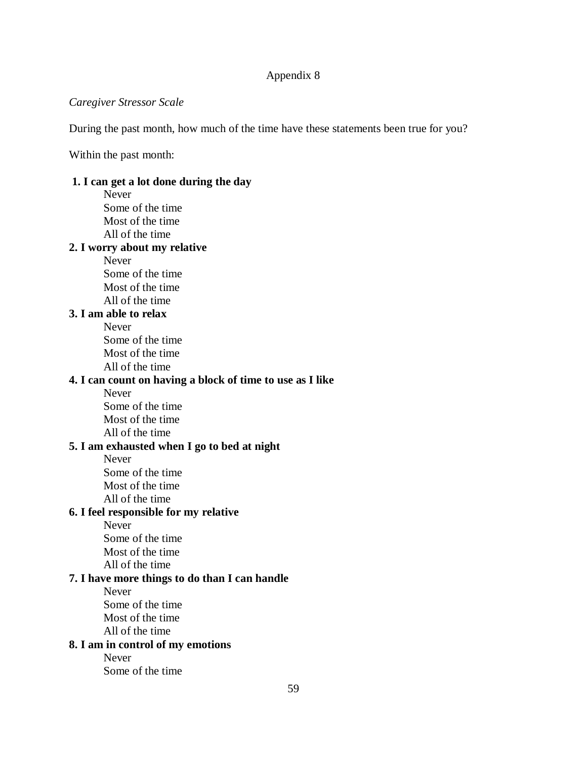Appendix 8

*Caregiver Stressor Scale*

During the past month, how much of the time have these statements been true for you?

Within the past month:

**1. I can get a lot done during the day**

Never
Some of the time
Most of the time
All of the time

**2. I worry about my relative**

Never
Some of the time
Most of the time
All of the time

**3. I am able to relax**

Never
Some of the time
Most of the time
All of the time

**4. I can count on having a block of time to use as I like**

Never
Some of the time
Most of the time
All of the time

**5. I am exhausted when I go to bed at night**

Never
Some of the time
Most of the time
All of the time

**6. I feel responsible for my relative**

Never
Some of the time
Most of the time
All of the time

**7. I have more things to do than I can handle**

Never
Some of the time
Most of the time
All of the time

**8. I am in control of my emotions**

Never
Some of the time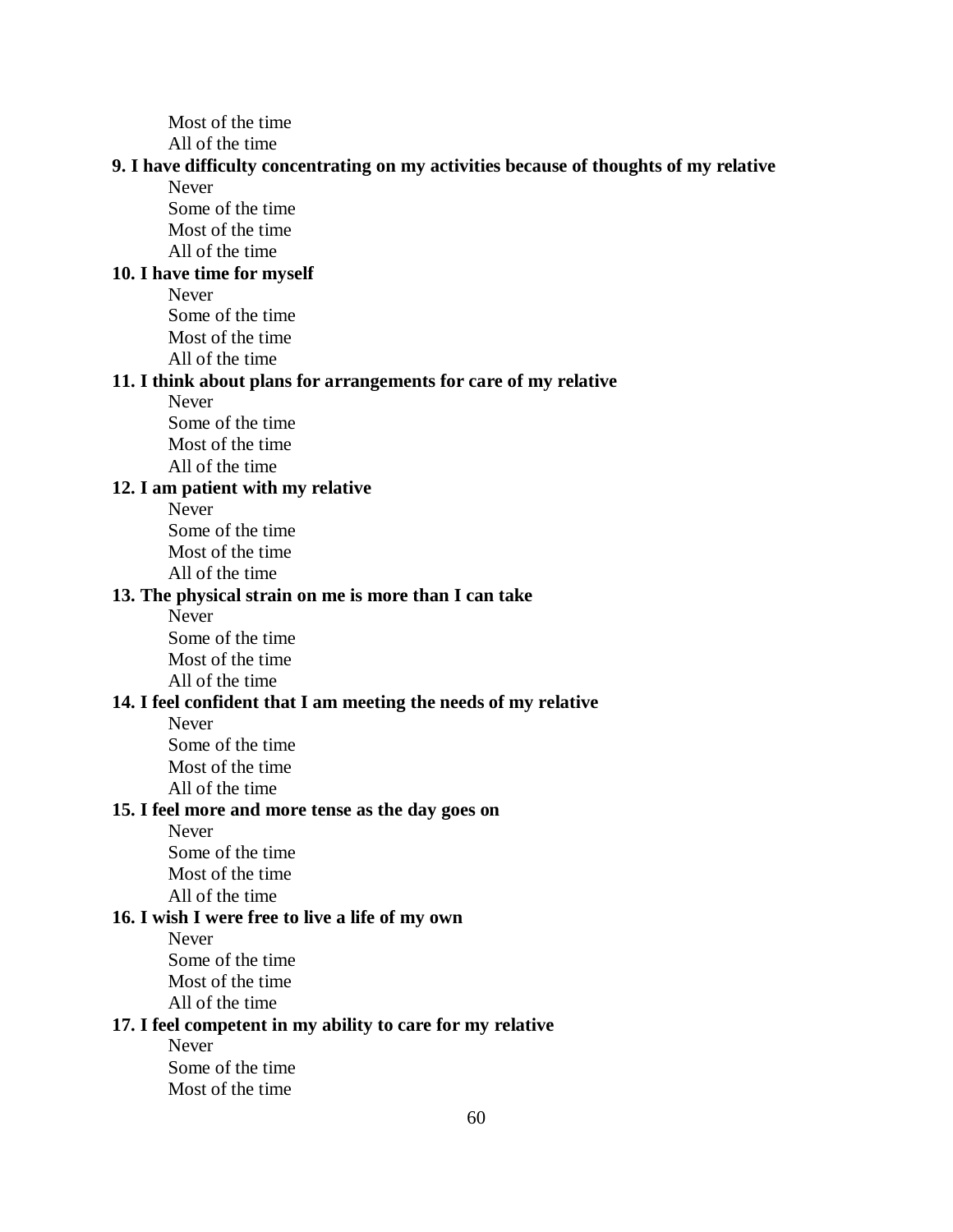Most of the time
All of the time

**9. I have difficulty concentrating on my activities because of thoughts of my relative**

Never
Some of the time
Most of the time
All of the time

**10. I have time for myself**

Never
Some of the time
Most of the time
All of the time

**11. I think about plans for arrangements for care of my relative**

Never
Some of the time
Most of the time
All of the time

**12. I am patient with my relative**

Never
Some of the time
Most of the time
All of the time

**13. The physical strain on me is more than I can take**

Never
Some of the time
Most of the time
All of the time

**14. I feel confident that I am meeting the needs of my relative**

Never
Some of the time
Most of the time
All of the time

**15. I feel more and more tense as the day goes on**

Never
Some of the time
Most of the time
All of the time

**16. I wish I were free to live a life of my own**

Never
Some of the time
Most of the time
All of the time

**17. I feel competent in my ability to care for my relative**

Never
Some of the time
Most of the time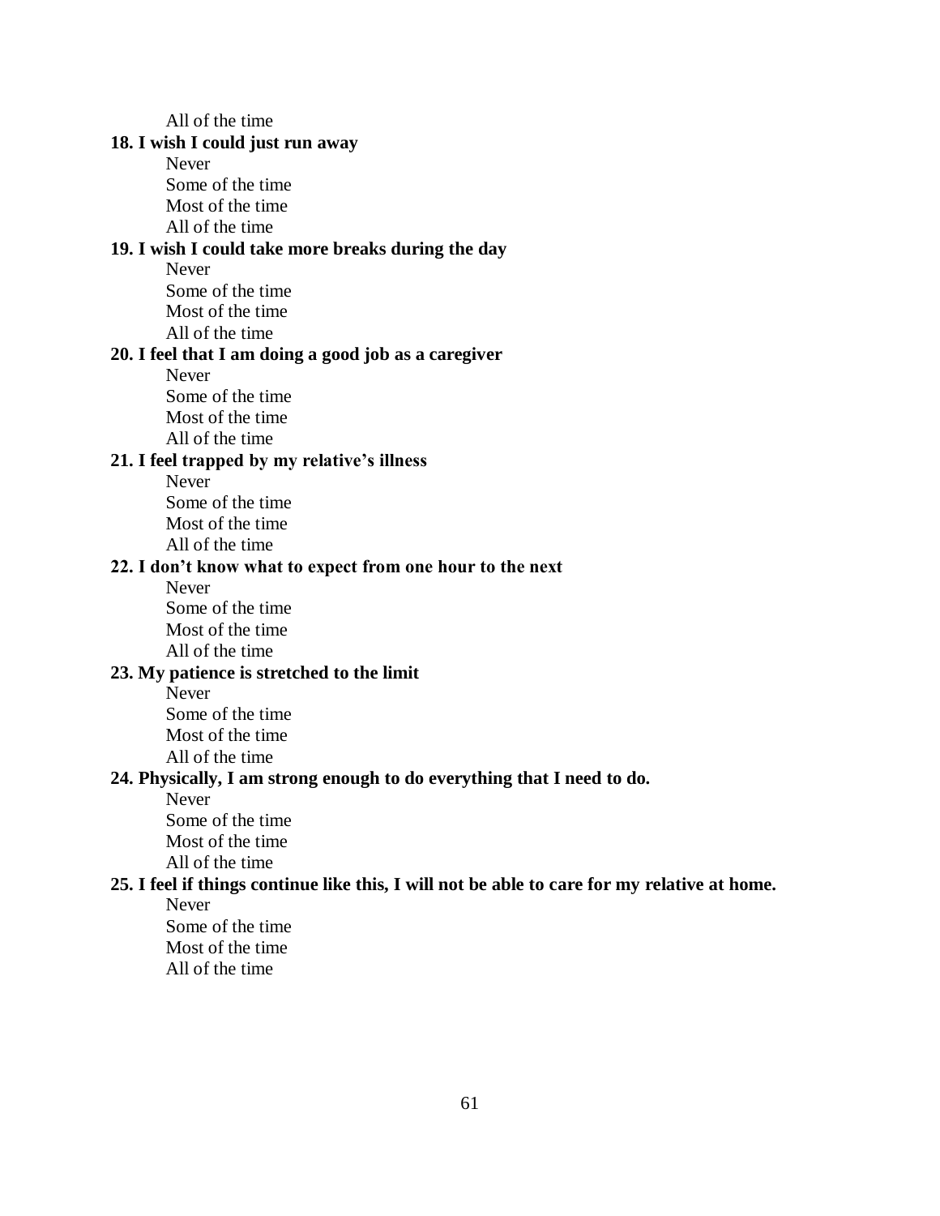All of the time

**18. I wish I could just run away**

Never
Some of the time
Most of the time
All of the time

**19. I wish I could take more breaks during the day**

Never
Some of the time
Most of the time
All of the time

**20. I feel that I am doing a good job as a caregiver**

Never
Some of the time
Most of the time
All of the time

**21. I feel trapped by my relative's illness**

Never
Some of the time
Most of the time
All of the time

**22. I don't know what to expect from one hour to the next**

Never
Some of the time
Most of the time
All of the time

**23. My patience is stretched to the limit**

Never
Some of the time
Most of the time
All of the time

**24. Physically, I am strong enough to do everything that I need to do.**

Never
Some of the time
Most of the time
All of the time

**25. I feel if things continue like this, I will not be able to care for my relative at home.**

Never
Some of the time
Most of the time
All of the time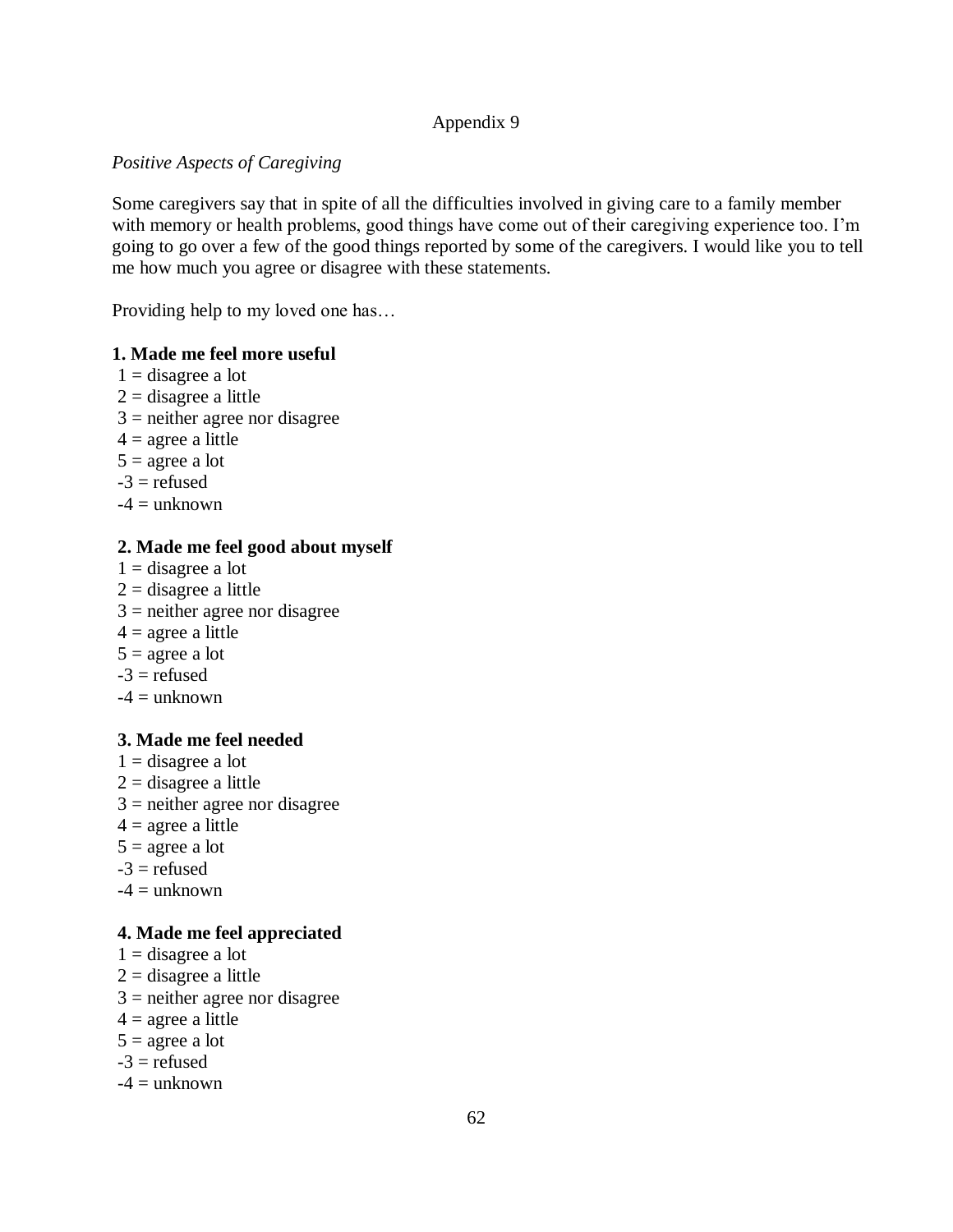Appendix 9

*Positive Aspects of Caregiving*

Some caregivers say that in spite of all the difficulties involved in giving care to a family member with memory or health problems, good things have come out of their caregiving experience too. I'm going to go over a few of the good things reported by some of the caregivers. I would like you to tell me how much you agree or disagree with these statements.

Providing help to my loved one has…

**1. Made me feel more useful**

1 = disagree a lot
2 = disagree a little
3 = neither agree nor disagree
4 = agree a little
5 = agree a lot
-3 = refused
-4 = unknown

**2. Made me feel good about myself**

1 = disagree a lot
2 = disagree a little
3 = neither agree nor disagree
4 = agree a little
5 = agree a lot
-3 = refused
-4 = unknown

**3. Made me feel needed**

1 = disagree a lot
2 = disagree a little
3 = neither agree nor disagree
4 = agree a little
5 = agree a lot
-3 = refused
-4 = unknown

**4. Made me feel appreciated**

1 = disagree a lot
2 = disagree a little
3 = neither agree nor disagree
4 = agree a little
5 = agree a lot
-3 = refused
-4 = unknown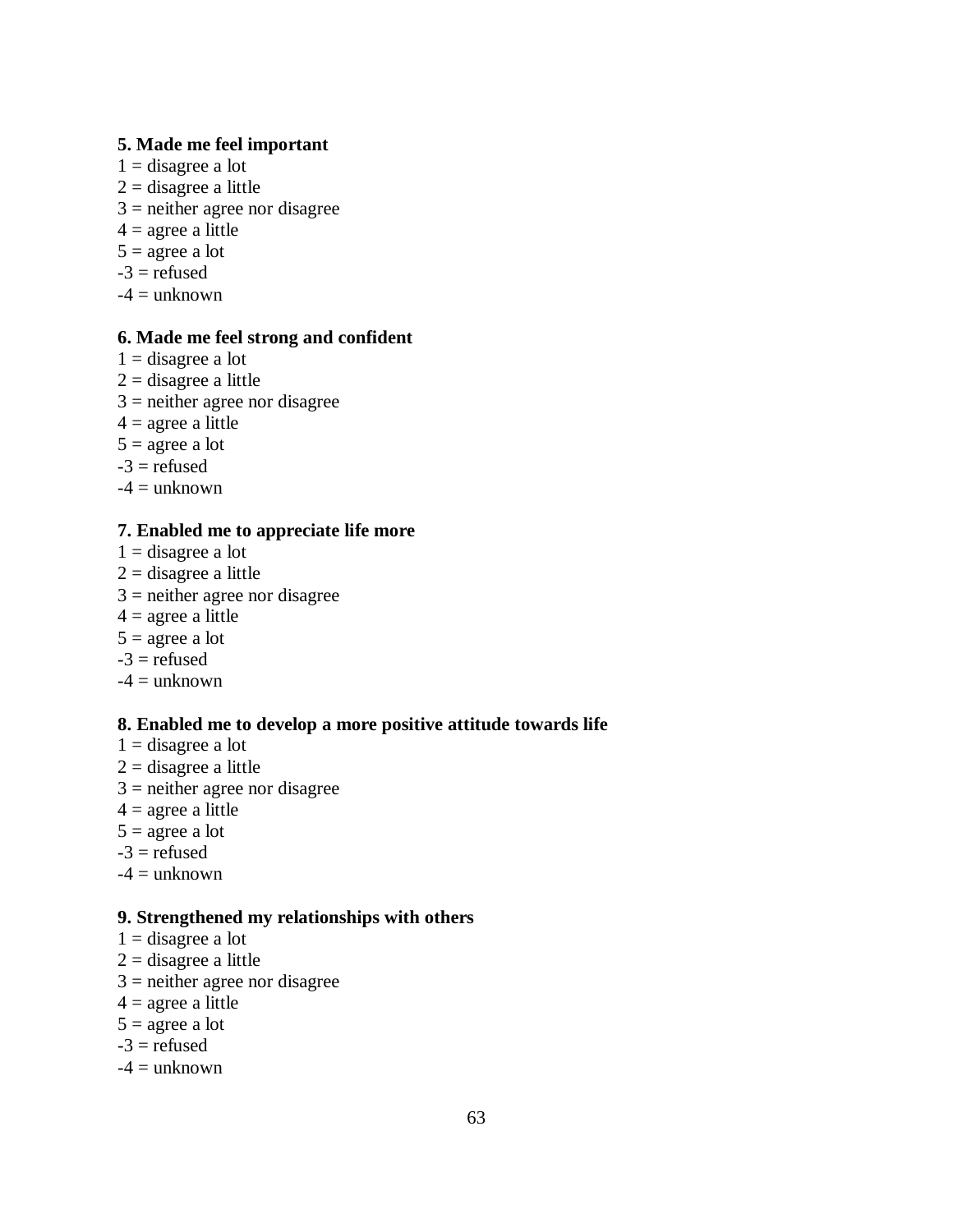**5. Made me feel important**

1 = disagree a lot
2 = disagree a little
3 = neither agree nor disagree
4 = agree a little
5 = agree a lot
-3 = refused
-4 = unknown

**6. Made me feel strong and confident**

1 = disagree a lot
2 = disagree a little
3 = neither agree nor disagree
4 = agree a little
5 = agree a lot
-3 = refused
-4 = unknown

**7. Enabled me to appreciate life more**

1 = disagree a lot
2 = disagree a little
3 = neither agree nor disagree
4 = agree a little
5 = agree a lot
-3 = refused
-4 = unknown

**8. Enabled me to develop a more positive attitude towards life**

1 = disagree a lot
2 = disagree a little
3 = neither agree nor disagree
4 = agree a little
5 = agree a lot
-3 = refused
-4 = unknown

**9. Strengthened my relationships with others**

1 = disagree a lot
2 = disagree a little
3 = neither agree nor disagree
4 = agree a little
5 = agree a lot
-3 = refused
-4 = unknown